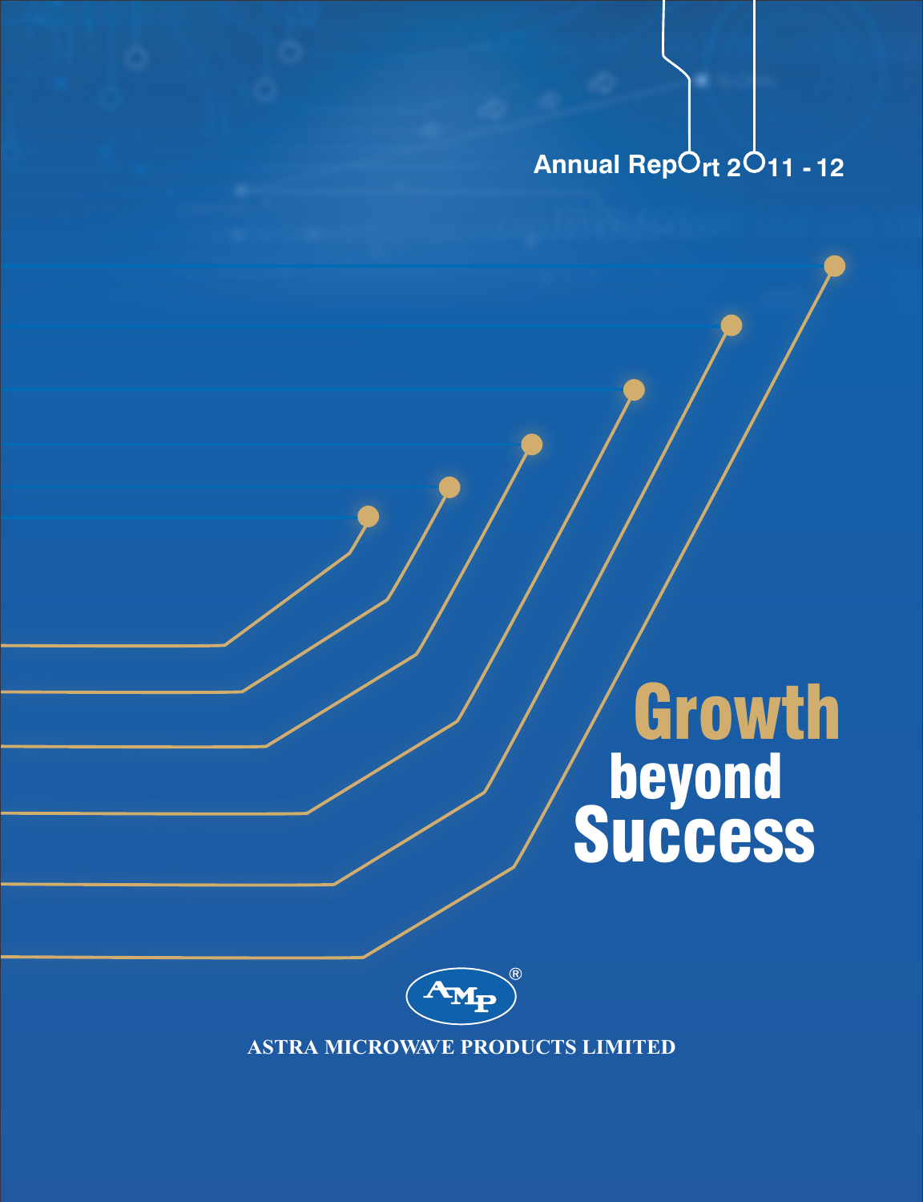Annual Report 2011 - 12

# Growth beyond Success

AMP®

ASTRA MICROWAVE PRODUCTS LIMITED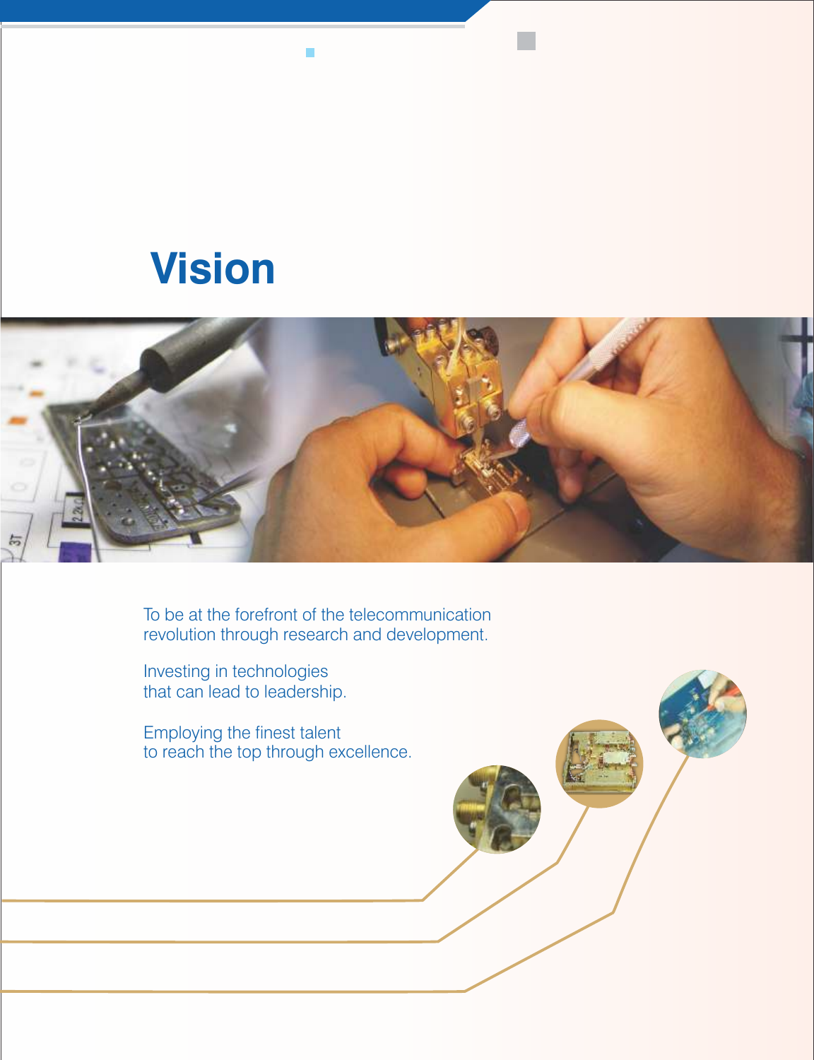# Vision

To be at the forefront of the telecommunication revolution through research and development.

Investing in technologies that can lead to leadership.

Employing the finest talent to reach the top through excellence.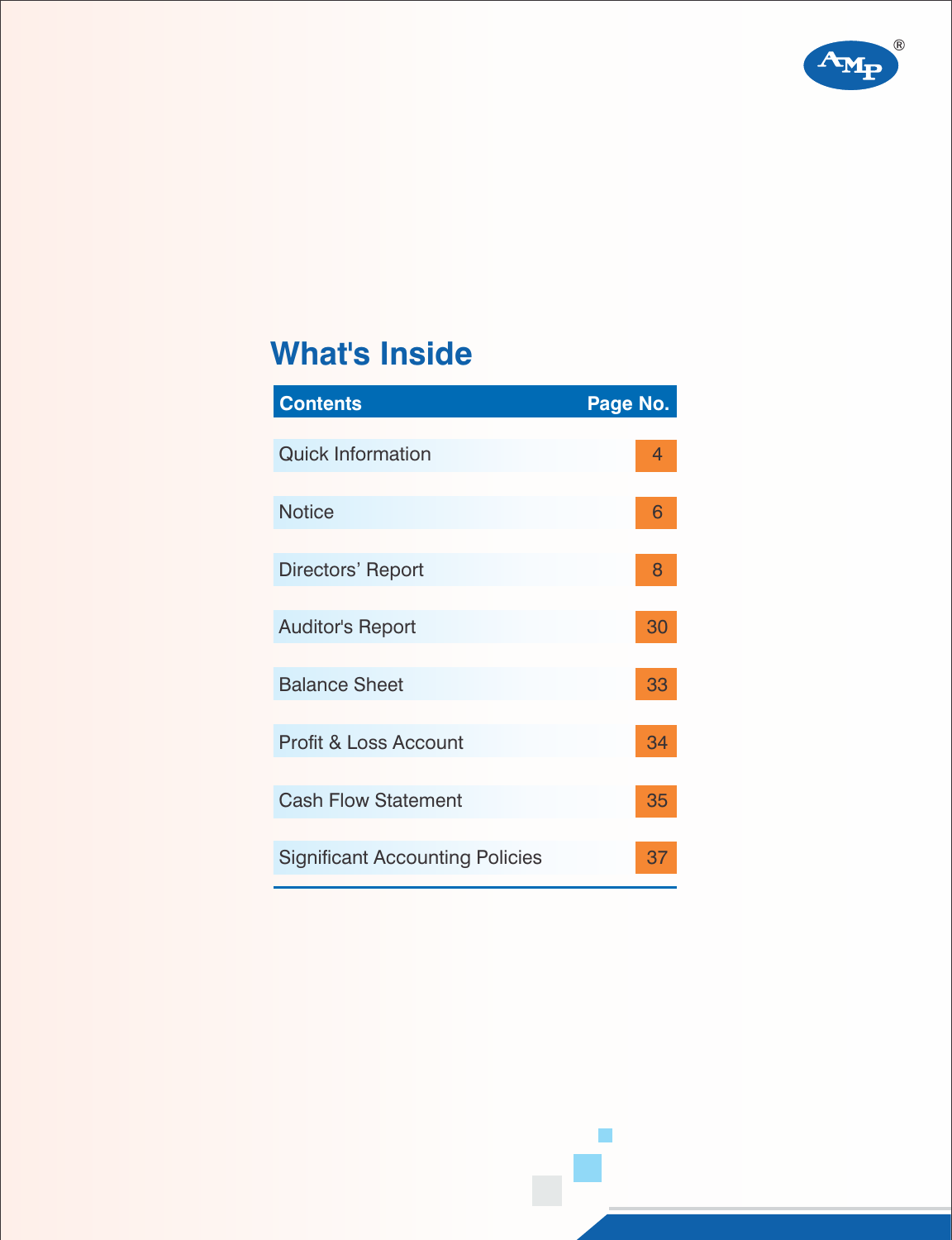# What's Inside

| Contents | Page No. |
| --- | --- |
| Quick Information | 4 |
| Notice | 6 |
| Directors' Report | 8 |
| Auditor's Report | 30 |
| Balance Sheet | 33 |
| Profit & Loss Account | 34 |
| Cash Flow Statement | 35 |
| Significant Accounting Policies | 37 |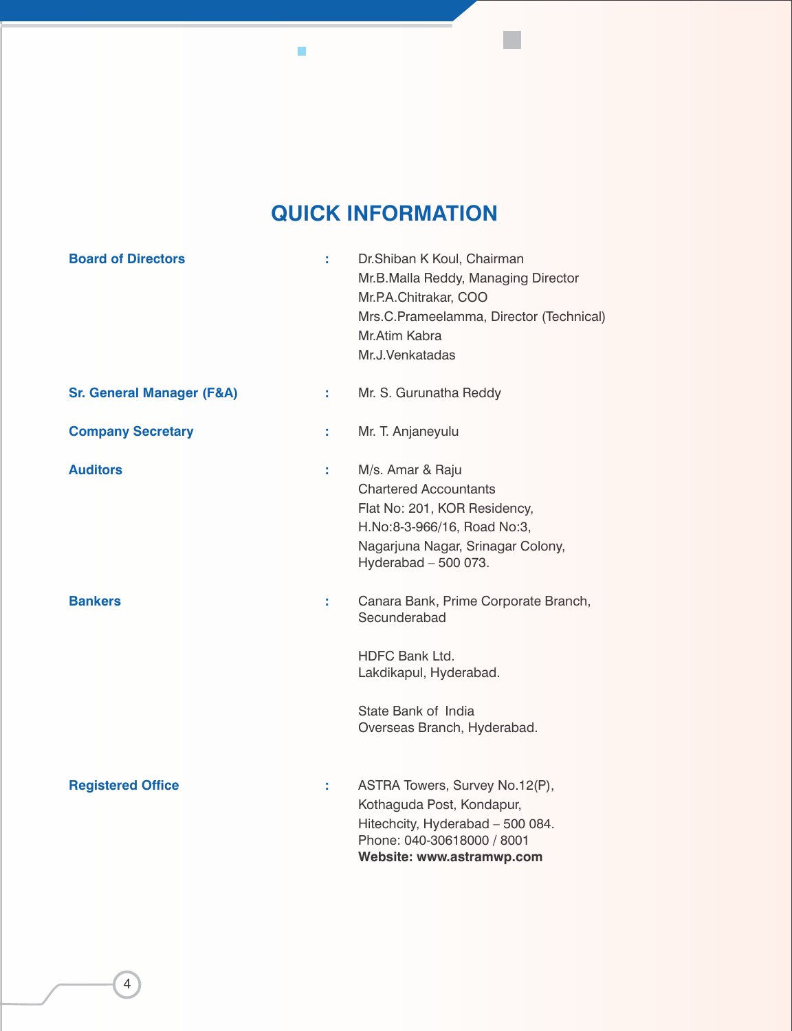# QUICK INFORMATION

| | | |
|---|---|---|
| **Board of Directors** | : | Dr.Shiban K Koul, Chairman<br>Mr.B.Malla Reddy, Managing Director<br>Mr.P.A.Chitrakar, COO<br>Mrs.C.Prameelamma, Director (Technical)<br>Mr.Atim Kabra<br>Mr.J.Venkatadas |
| **Sr. General Manager (F&A)** | : | Mr. S. Gurunatha Reddy |
| **Company Secretary** | : | Mr. T. Anjaneyulu |
| **Auditors** | : | M/s. Amar & Raju<br>Chartered Accountants<br>Flat No: 201, KOR Residency,<br>H.No:8-3-966/16, Road No:3,<br>Nagarjuna Nagar, Srinagar Colony,<br>Hyderabad – 500 073. |
| **Bankers** | : | Canara Bank, Prime Corporate Branch,<br>Secunderabad<br><br>HDFC Bank Ltd.<br>Lakdikapul, Hyderabad.<br><br>State Bank of India<br>Overseas Branch, Hyderabad. |
| **Registered Office** | : | ASTRA Towers, Survey No.12(P),<br>Kothaguda Post, Kondapur,<br>Hitechcity, Hyderabad – 500 084.<br>Phone: 040-30618000 / 8001<br>**Website: www.astramwp.com** |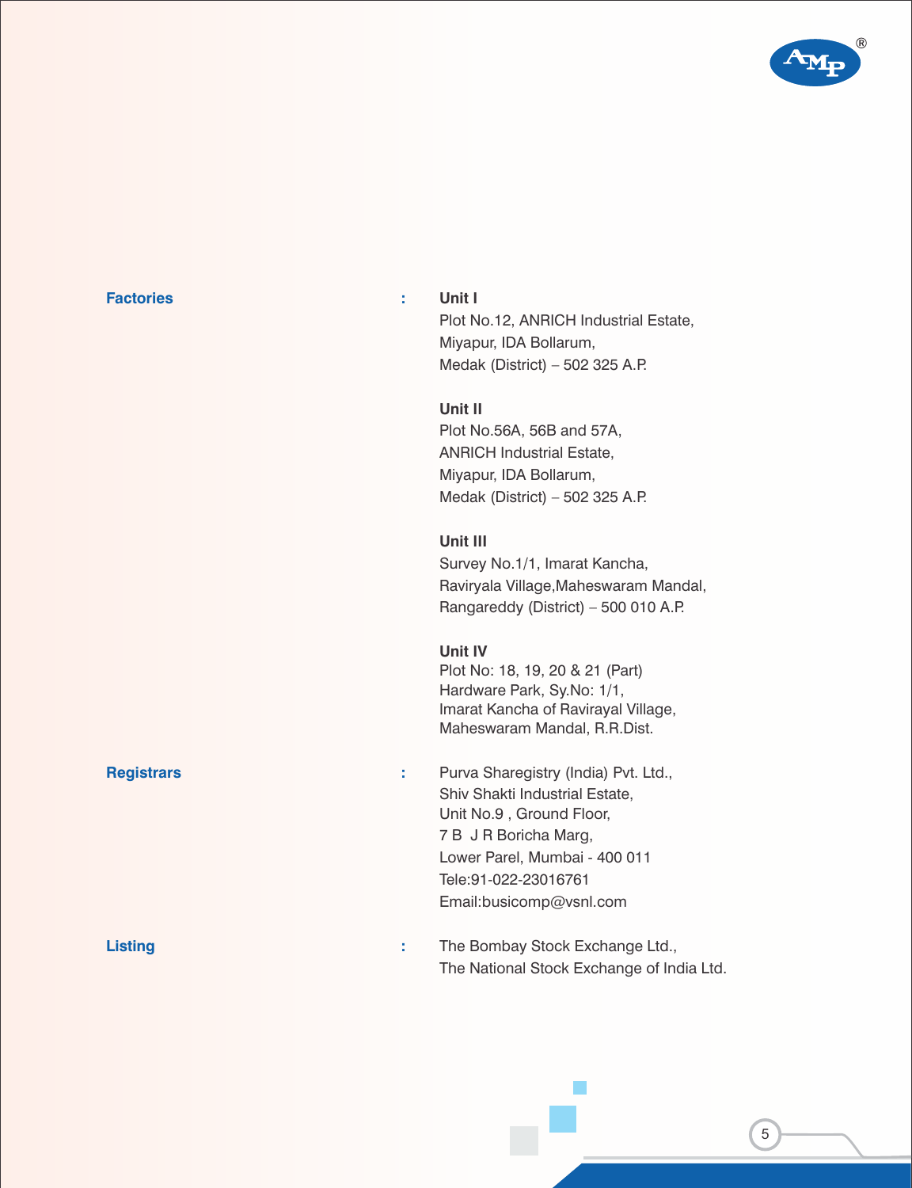**Factories** : **Unit I**
Plot No.12, ANRICH Industrial Estate,
Miyapur, IDA Bollarum,
Medak (District) – 502 325 A.P.

**Unit II**
Plot No.56A, 56B and 57A,
ANRICH Industrial Estate,
Miyapur, IDA Bollarum,
Medak (District) – 502 325 A.P.

**Unit III**
Survey No.1/1, Imarat Kancha,
Raviryala Village,Maheswaram Mandal,
Rangareddy (District) – 500 010 A.P.

**Unit IV**
Plot No: 18, 19, 20 & 21 (Part)
Hardware Park, Sy.No: 1/1,
Imarat Kancha of Ravirayal Village,
Maheswaram Mandal, R.R.Dist.

**Registrars** : Purva Sharegistry (India) Pvt. Ltd.,
Shiv Shakti Industrial Estate,
Unit No.9 , Ground Floor,
7 B J R Boricha Marg,
Lower Parel, Mumbai - 400 011
Tele:91-022-23016761
Email:busicomp@vsnl.com

**Listing** : The Bombay Stock Exchange Ltd.,
The National Stock Exchange of India Ltd.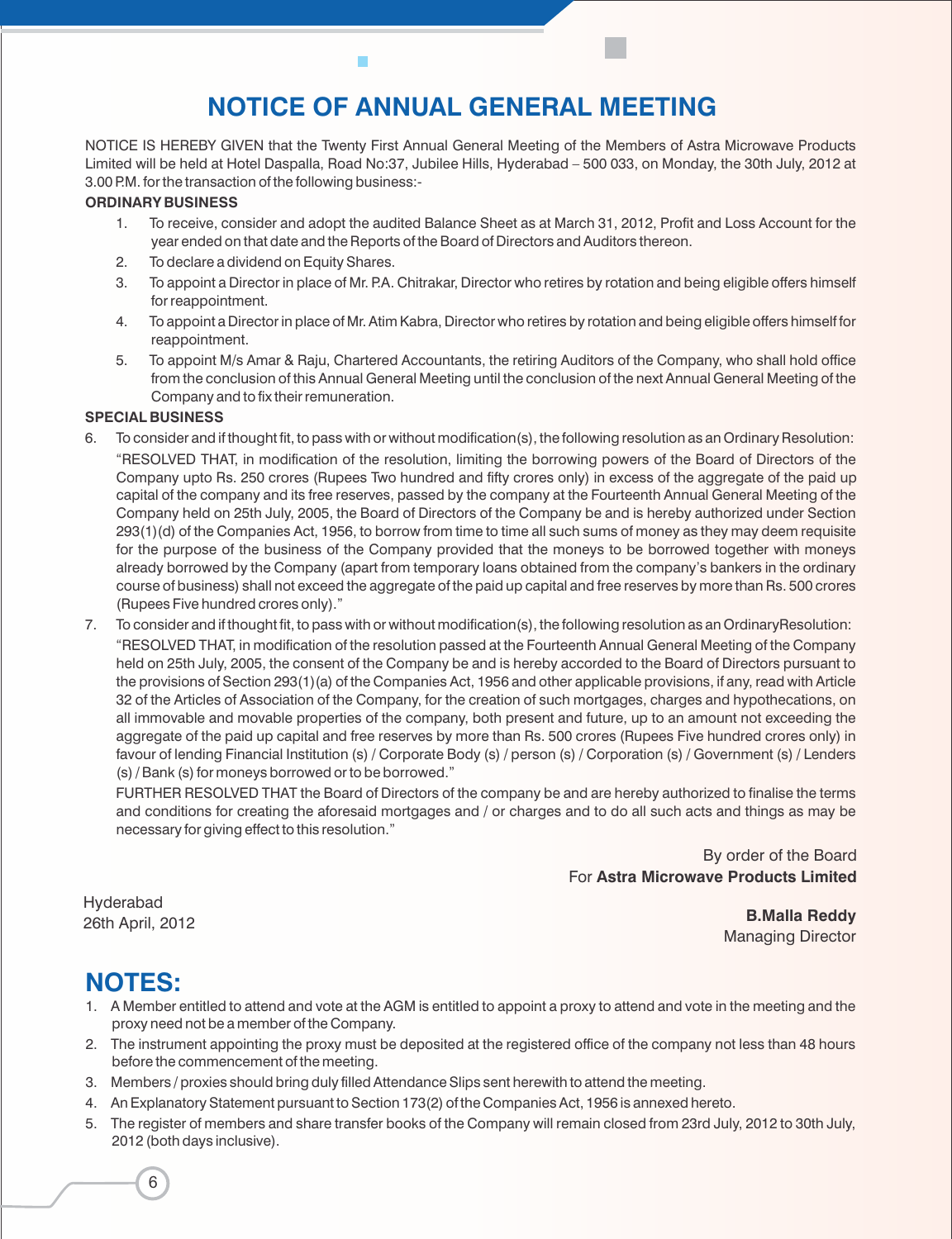# NOTICE OF ANNUAL GENERAL MEETING

NOTICE IS HEREBY GIVEN that the Twenty First Annual General Meeting of the Members of Astra Microwave Products Limited will be held at Hotel Daspalla, Road No:37, Jubilee Hills, Hyderabad – 500 033, on Monday, the 30th July, 2012 at 3.00 P.M. for the transaction of the following business:-

**ORDINARY BUSINESS**

1. To receive, consider and adopt the audited Balance Sheet as at March 31, 2012, Profit and Loss Account for the year ended on that date and the Reports of the Board of Directors and Auditors thereon.
2. To declare a dividend on Equity Shares.
3. To appoint a Director in place of Mr. P.A. Chitrakar, Director who retires by rotation and being eligible offers himself for reappointment.
4. To appoint a Director in place of Mr. Atim Kabra, Director who retires by rotation and being eligible offers himself for reappointment.
5. To appoint M/s Amar & Raju, Chartered Accountants, the retiring Auditors of the Company, who shall hold office from the conclusion of this Annual General Meeting until the conclusion of the next Annual General Meeting of the Company and to fix their remuneration.

**SPECIAL BUSINESS**

6. To consider and if thought fit, to pass with or without modification(s), the following resolution as an Ordinary Resolution:

   "RESOLVED THAT, in modification of the resolution, limiting the borrowing powers of the Board of Directors of the Company upto Rs. 250 crores (Rupees Two hundred and fifty crores only) in excess of the aggregate of the paid up capital of the company and its free reserves, passed by the company at the Fourteenth Annual General Meeting of the Company held on 25th July, 2005, the Board of Directors of the Company be and is hereby authorized under Section 293(1)(d) of the Companies Act, 1956, to borrow from time to time all such sums of money as they may deem requisite for the purpose of the business of the Company provided that the moneys to be borrowed together with moneys already borrowed by the Company (apart from temporary loans obtained from the company's bankers in the ordinary course of business) shall not exceed the aggregate of the paid up capital and free reserves by more than Rs. 500 crores (Rupees Five hundred crores only)."

7. To consider and if thought fit, to pass with or without modification(s), the following resolution as an OrdinaryResolution:

   "RESOLVED THAT, in modification of the resolution passed at the Fourteenth Annual General Meeting of the Company held on 25th July, 2005, the consent of the Company be and is hereby accorded to the Board of Directors pursuant to the provisions of Section 293(1)(a) of the Companies Act, 1956 and other applicable provisions, if any, read with Article 32 of the Articles of Association of the Company, for the creation of such mortgages, charges and hypothecations, on all immovable and movable properties of the company, both present and future, up to an amount not exceeding the aggregate of the paid up capital and free reserves by more than Rs. 500 crores (Rupees Five hundred crores only) in favour of lending Financial Institution (s) / Corporate Body (s) / person (s) / Corporation (s) / Government (s) / Lenders (s) / Bank (s) for moneys borrowed or to be borrowed."

   FURTHER RESOLVED THAT the Board of Directors of the company be and are hereby authorized to finalise the terms and conditions for creating the aforesaid mortgages and / or charges and to do all such acts and things as may be necessary for giving effect to this resolution."

By order of the Board
For **Astra Microwave Products Limited**

Hyderabad
26th April, 2012

**B.Malla Reddy**
Managing Director

## NOTES:

1. A Member entitled to attend and vote at the AGM is entitled to appoint a proxy to attend and vote in the meeting and the proxy need not be a member of the Company.
2. The instrument appointing the proxy must be deposited at the registered office of the company not less than 48 hours before the commencement of the meeting.
3. Members / proxies should bring duly filled Attendance Slips sent herewith to attend the meeting.
4. An Explanatory Statement pursuant to Section 173(2) of the Companies Act, 1956 is annexed hereto.
5. The register of members and share transfer books of the Company will remain closed from 23rd July, 2012 to 30th July, 2012 (both days inclusive).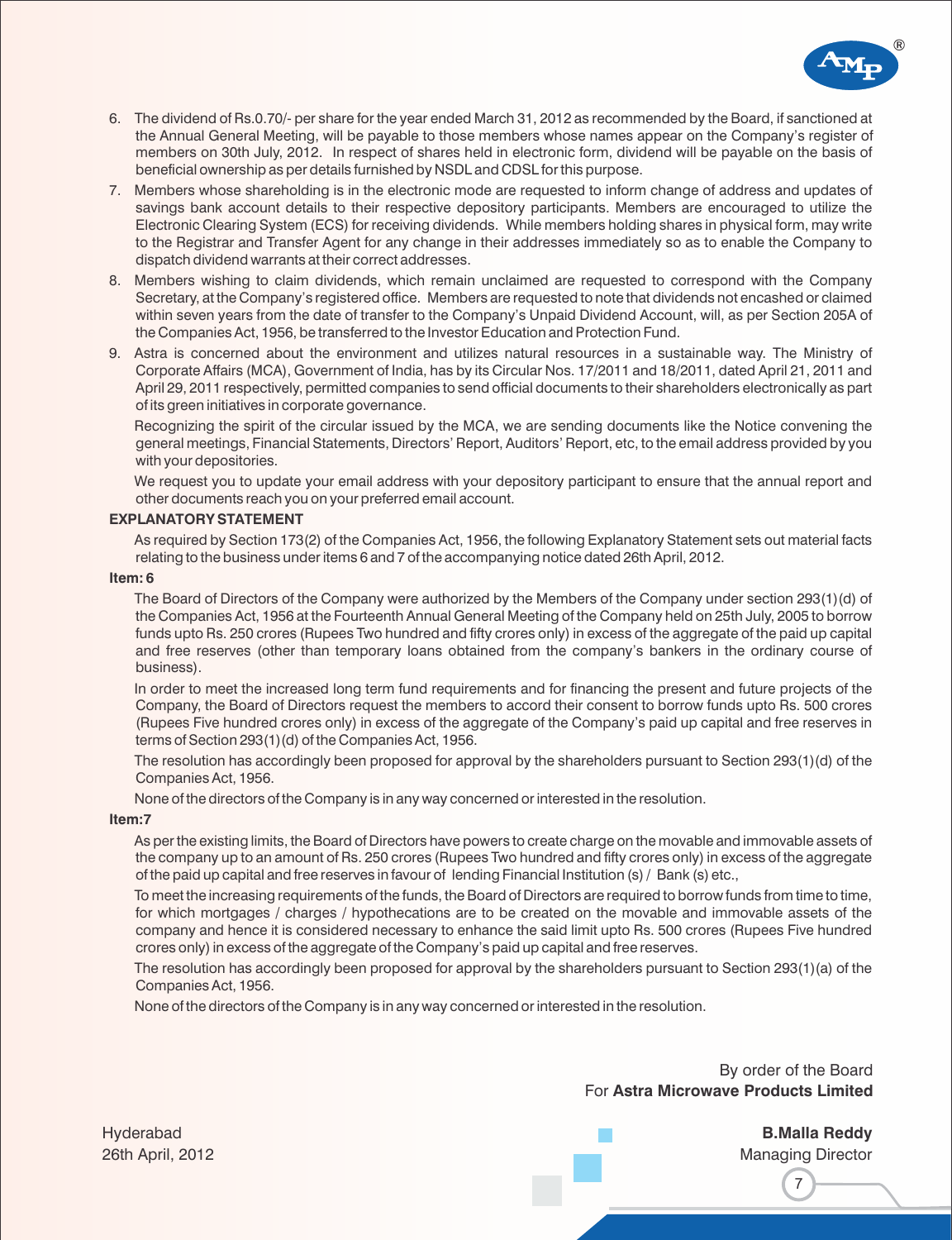6. The dividend of Rs.0.70/- per share for the year ended March 31, 2012 as recommended by the Board, if sanctioned at the Annual General Meeting, will be payable to those members whose names appear on the Company's register of members on 30th July, 2012. In respect of shares held in electronic form, dividend will be payable on the basis of beneficial ownership as per details furnished by NSDL and CDSL for this purpose.
7. Members whose shareholding is in the electronic mode are requested to inform change of address and updates of savings bank account details to their respective depository participants. Members are encouraged to utilize the Electronic Clearing System (ECS) for receiving dividends. While members holding shares in physical form, may write to the Registrar and Transfer Agent for any change in their addresses immediately so as to enable the Company to dispatch dividend warrants at their correct addresses.
8. Members wishing to claim dividends, which remain unclaimed are requested to correspond with the Company Secretary, at the Company's registered office. Members are requested to note that dividends not encashed or claimed within seven years from the date of transfer to the Company's Unpaid Dividend Account, will, as per Section 205A of the Companies Act, 1956, be transferred to the Investor Education and Protection Fund.
9. Astra is concerned about the environment and utilizes natural resources in a sustainable way. The Ministry of Corporate Affairs (MCA), Government of India, has by its Circular Nos. 17/2011 and 18/2011, dated April 21, 2011 and April 29, 2011 respectively, permitted companies to send official documents to their shareholders electronically as part of its green initiatives in corporate governance.

   Recognizing the spirit of the circular issued by the MCA, we are sending documents like the Notice convening the general meetings, Financial Statements, Directors' Report, Auditors' Report, etc, to the email address provided by you with your depositories.

   We request you to update your email address with your depository participant to ensure that the annual report and other documents reach you on your preferred email account.

**EXPLANATORY STATEMENT**

As required by Section 173(2) of the Companies Act, 1956, the following Explanatory Statement sets out material facts relating to the business under items 6 and 7 of the accompanying notice dated 26th April, 2012.

**Item: 6**

The Board of Directors of the Company were authorized by the Members of the Company under section 293(1)(d) of the Companies Act, 1956 at the Fourteenth Annual General Meeting of the Company held on 25th July, 2005 to borrow funds upto Rs. 250 crores (Rupees Two hundred and fifty crores only) in excess of the aggregate of the paid up capital and free reserves (other than temporary loans obtained from the company's bankers in the ordinary course of business).

In order to meet the increased long term fund requirements and for financing the present and future projects of the Company, the Board of Directors request the members to accord their consent to borrow funds upto Rs. 500 crores (Rupees Five hundred crores only) in excess of the aggregate of the Company's paid up capital and free reserves in terms of Section 293(1)(d) of the Companies Act, 1956.

The resolution has accordingly been proposed for approval by the shareholders pursuant to Section 293(1)(d) of the Companies Act, 1956.

None of the directors of the Company is in any way concerned or interested in the resolution.

**Item:7**

As per the existing limits, the Board of Directors have powers to create charge on the movable and immovable assets of the company up to an amount of Rs. 250 crores (Rupees Two hundred and fifty crores only) in excess of the aggregate of the paid up capital and free reserves in favour of lending Financial Institution (s) / Bank (s) etc.,

To meet the increasing requirements of the funds, the Board of Directors are required to borrow funds from time to time, for which mortgages / charges / hypothecations are to be created on the movable and immovable assets of the company and hence it is considered necessary to enhance the said limit upto Rs. 500 crores (Rupees Five hundred crores only) in excess of the aggregate of the Company's paid up capital and free reserves.

The resolution has accordingly been proposed for approval by the shareholders pursuant to Section 293(1)(a) of the Companies Act, 1956.

None of the directors of the Company is in any way concerned or interested in the resolution.

By order of the Board
For **Astra Microwave Products Limited**

Hyderabad
26th April, 2012

**B.Malla Reddy**
Managing Director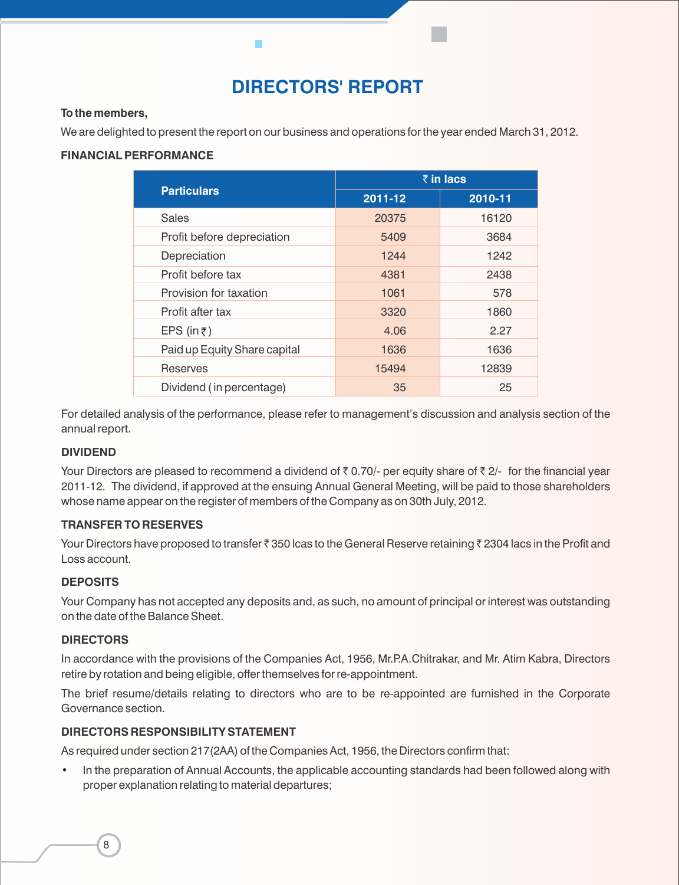# DIRECTORS' REPORT

**To the members,**

We are delighted to present the report on our business and operations for the year ended March 31, 2012.

**FINANCIAL PERFORMANCE**

| Particulars | ₹ in lacs | |
|---|---|---|
| | **2011-12** | **2010-11** |
| Sales | 20375 | 16120 |
| Profit before depreciation | 5409 | 3684 |
| Depreciation | 1244 | 1242 |
| Profit before tax | 4381 | 2438 |
| Provision for taxation | 1061 | 578 |
| Profit after tax | 3320 | 1860 |
| EPS (in ₹) | 4.06 | 2.27 |
| Paid up Equity Share capital | 1636 | 1636 |
| Reserves | 15494 | 12839 |
| Dividend ( in percentage) | 35 | 25 |

For detailed analysis of the performance, please refer to management's discussion and analysis section of the annual report.

**DIVIDEND**

Your Directors are pleased to recommend a dividend of ₹ 0.70/- per equity share of ₹ 2/- for the financial year 2011-12. The dividend, if approved at the ensuing Annual General Meeting, will be paid to those shareholders whose name appear on the register of members of the Company as on 30th July, 2012.

**TRANSFER TO RESERVES**

Your Directors have proposed to transfer ₹ 350 lcas to the General Reserve retaining ₹ 2304 lacs in the Profit and Loss account.

**DEPOSITS**

Your Company has not accepted any deposits and, as such, no amount of principal or interest was outstanding on the date of the Balance Sheet.

**DIRECTORS**

In accordance with the provisions of the Companies Act, 1956, Mr.P.A.Chitrakar, and Mr. Atim Kabra, Directors retire by rotation and being eligible, offer themselves for re-appointment.

The brief resume/details relating to directors who are to be re-appointed are furnished in the Corporate Governance section.

**DIRECTORS RESPONSIBILITY STATEMENT**

As required under section 217(2AA) of the Companies Act, 1956, the Directors confirm that:

- In the preparation of Annual Accounts, the applicable accounting standards had been followed along with proper explanation relating to material departures;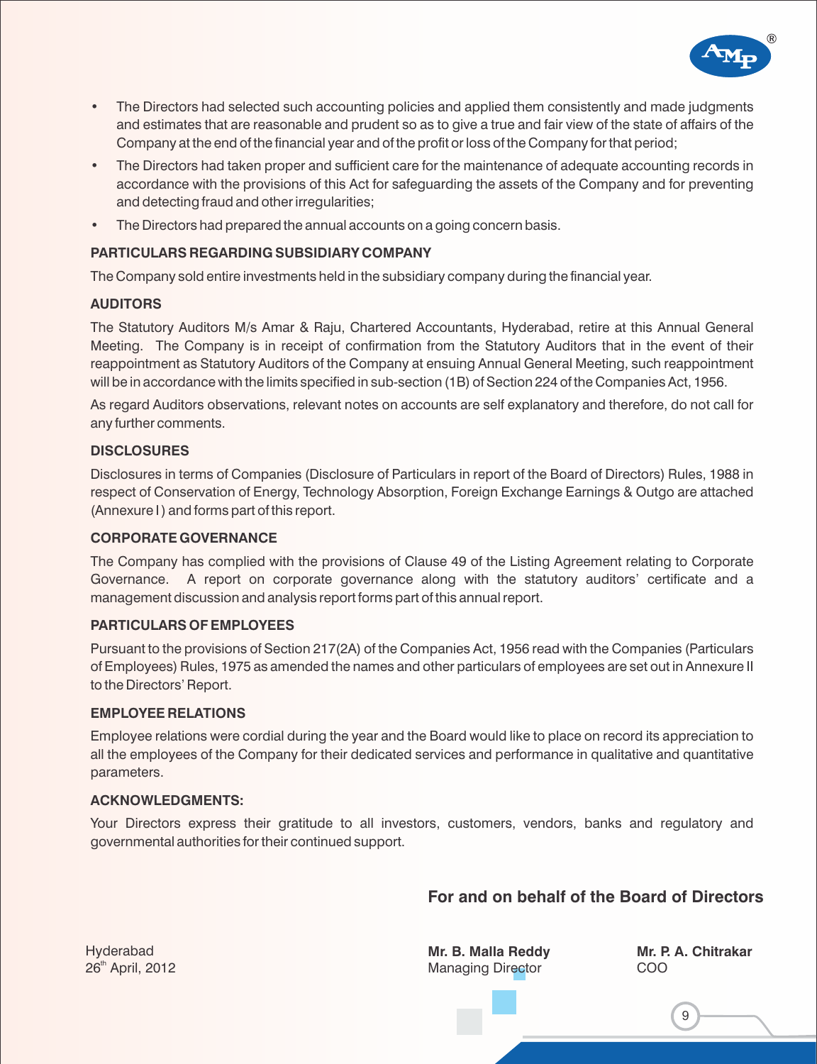- The Directors had selected such accounting policies and applied them consistently and made judgments and estimates that are reasonable and prudent so as to give a true and fair view of the state of affairs of the Company at the end of the financial year and of the profit or loss of the Company for that period;
- The Directors had taken proper and sufficient care for the maintenance of adequate accounting records in accordance with the provisions of this Act for safeguarding the assets of the Company and for preventing and detecting fraud and other irregularities;
- The Directors had prepared the annual accounts on a going concern basis.

**PARTICULARS REGARDING SUBSIDIARY COMPANY**

The Company sold entire investments held in the subsidiary company during the financial year.

**AUDITORS**

The Statutory Auditors M/s Amar & Raju, Chartered Accountants, Hyderabad, retire at this Annual General Meeting. The Company is in receipt of confirmation from the Statutory Auditors that in the event of their reappointment as Statutory Auditors of the Company at ensuing Annual General Meeting, such reappointment will be in accordance with the limits specified in sub-section (1B) of Section 224 of the Companies Act, 1956.

As regard Auditors observations, relevant notes on accounts are self explanatory and therefore, do not call for any further comments.

**DISCLOSURES**

Disclosures in terms of Companies (Disclosure of Particulars in report of the Board of Directors) Rules, 1988 in respect of Conservation of Energy, Technology Absorption, Foreign Exchange Earnings & Outgo are attached (Annexure I ) and forms part of this report.

**CORPORATE GOVERNANCE**

The Company has complied with the provisions of Clause 49 of the Listing Agreement relating to Corporate Governance. A report on corporate governance along with the statutory auditors' certificate and a management discussion and analysis report forms part of this annual report.

**PARTICULARS OF EMPLOYEES**

Pursuant to the provisions of Section 217(2A) of the Companies Act, 1956 read with the Companies (Particulars of Employees) Rules, 1975 as amended the names and other particulars of employees are set out in Annexure II to the Directors' Report.

**EMPLOYEE RELATIONS**

Employee relations were cordial during the year and the Board would like to place on record its appreciation to all the employees of the Company for their dedicated services and performance in qualitative and quantitative parameters.

**ACKNOWLEDGMENTS:**

Your Directors express their gratitude to all investors, customers, vendors, banks and regulatory and governmental authorities for their continued support.

**For and on behalf of the Board of Directors**

Hyderabad
26th April, 2012

**Mr. B. Malla Reddy**
Managing Director

**Mr. P. A. Chitrakar**
COO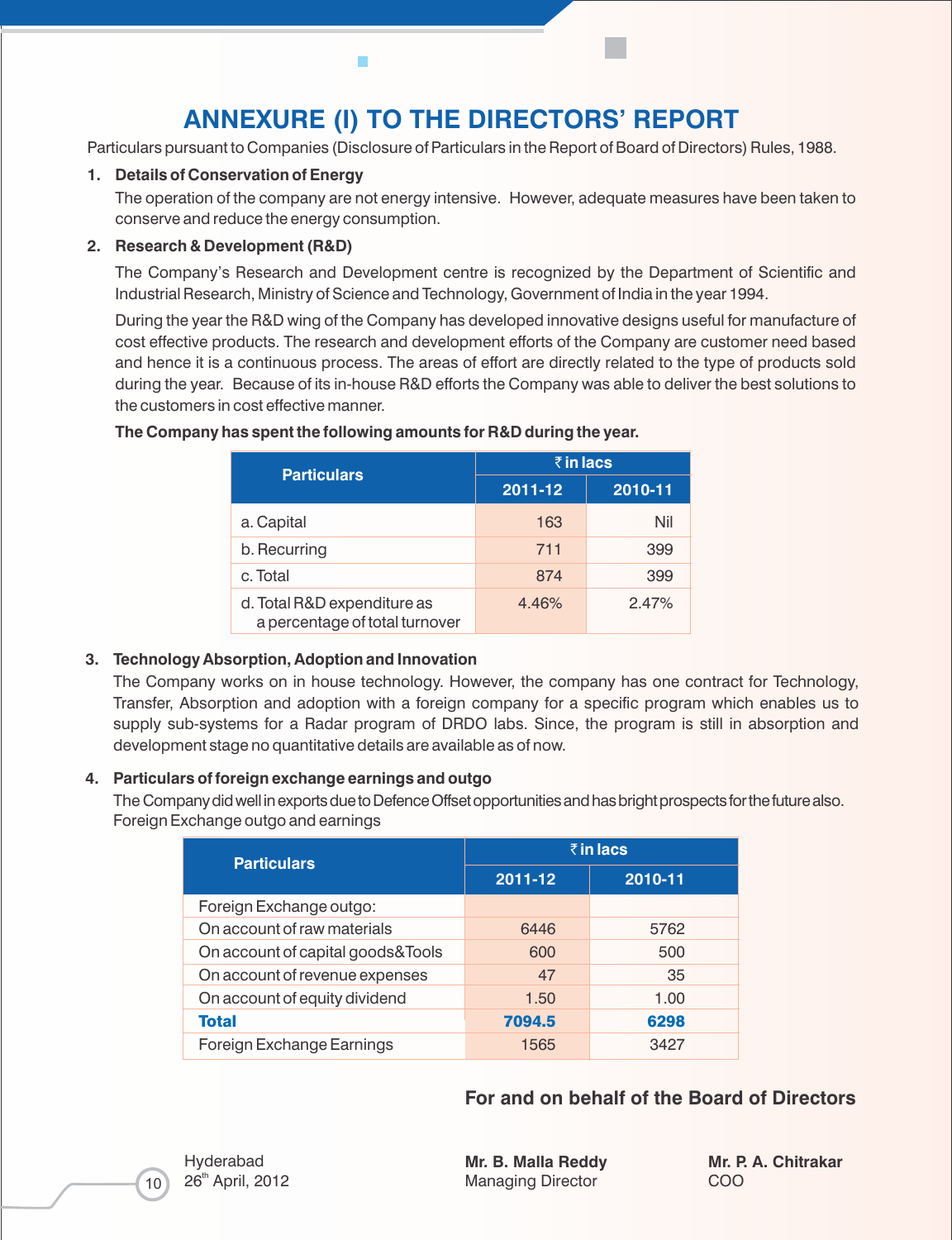# ANNEXURE (I) TO THE DIRECTORS' REPORT

Particulars pursuant to Companies (Disclosure of Particulars in the Report of Board of Directors) Rules, 1988.

1. **Details of Conservation of Energy**

   The operation of the company are not energy intensive. However, adequate measures have been taken to conserve and reduce the energy consumption.

2. **Research & Development (R&D)**

   The Company's Research and Development centre is recognized by the Department of Scientific and Industrial Research, Ministry of Science and Technology, Government of India in the year 1994.

   During the year the R&D wing of the Company has developed innovative designs useful for manufacture of cost effective products. The research and development efforts of the Company are customer need based and hence it is a continuous process. The areas of effort are directly related to the type of products sold during the year. Because of its in-house R&D efforts the Company was able to deliver the best solutions to the customers in cost effective manner.

   **The Company has spent the following amounts for R&D during the year.**

| Particulars | ₹ in lacs | |
|---|---|---|
| | 2011-12 | 2010-11 |
| a. Capital | 163 | Nil |
| b. Recurring | 711 | 399 |
| c. Total | 874 | 399 |
| d. Total R&D expenditure as a percentage of total turnover | 4.46% | 2.47% |

3. **Technology Absorption, Adoption and Innovation**

   The Company works on in house technology. However, the company has one contract for Technology, Transfer, Absorption and adoption with a foreign company for a specific program which enables us to supply sub-systems for a Radar program of DRDO labs. Since, the program is still in absorption and development stage no quantitative details are available as of now.

4. **Particulars of foreign exchange earnings and outgo**

   The Company did well in exports due to Defence Offset opportunities and has bright prospects for the future also. Foreign Exchange outgo and earnings

| Particulars | ₹ in lacs | |
|---|---|---|
| | 2011-12 | 2010-11 |
| Foreign Exchange outgo: | | |
| On account of raw materials | 6446 | 5762 |
| On account of capital goods&Tools | 600 | 500 |
| On account of revenue expenses | 47 | 35 |
| On account of equity dividend | 1.50 | 1.00 |
| **Total** | **7094.5** | **6298** |
| Foreign Exchange Earnings | 1565 | 3427 |

**For and on behalf of the Board of Directors**

Hyderabad
26th April, 2012

**Mr. B. Malla Reddy**
Managing Director

**Mr. P. A. Chitrakar**
COO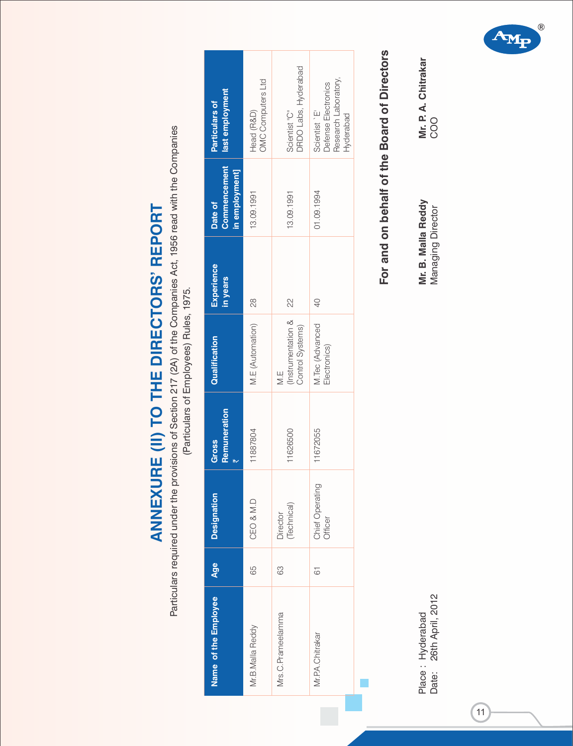# ANNEXURE (II) TO THE DIRECTORS' REPORT

Particulars required under the provisions of Section 217 (2A) of the Companies Act, 1956 read with the Companies (Particulars of Employees) Rules, 1975.

| Name of the Employee | Age | Designation | Gross Remuneration ₹ | Qualification | Experience in years | Date of Commencement in employment] | Particulars of last employment |
|---|---|---|---|---|---|---|---|
| Mr.B.Malla Reddy | 65 | CEO & M.D | 11887804 | M.E (Automation) | 28 | 13.09.1991 | Head (R&D) OMC Computers Ltd |
| Mrs.C.Prameelamma | 63 | Director (Technical) | 11626500 | M.E (Instrumentation & Control Systems) | 22 | 13.09.1991 | Scientist "C" DRDO Labs, Hyderabad |
| Mr.P.A.Chitrakar | 61 | Chief Operating Officer | 11672055 | M.Tec (Advanced Electronics) | 40 | 01.09.1994 | Scientist 'E' Defense Electronics Research Laboratory, Hyderabad |

**For and on behalf of the Board of Directors**

Place : Hyderabad
Date: 26th April, 2012

**Mr. B. Malla Reddy**
Managing Director

**Mr. P. A. Chitrakar**
COO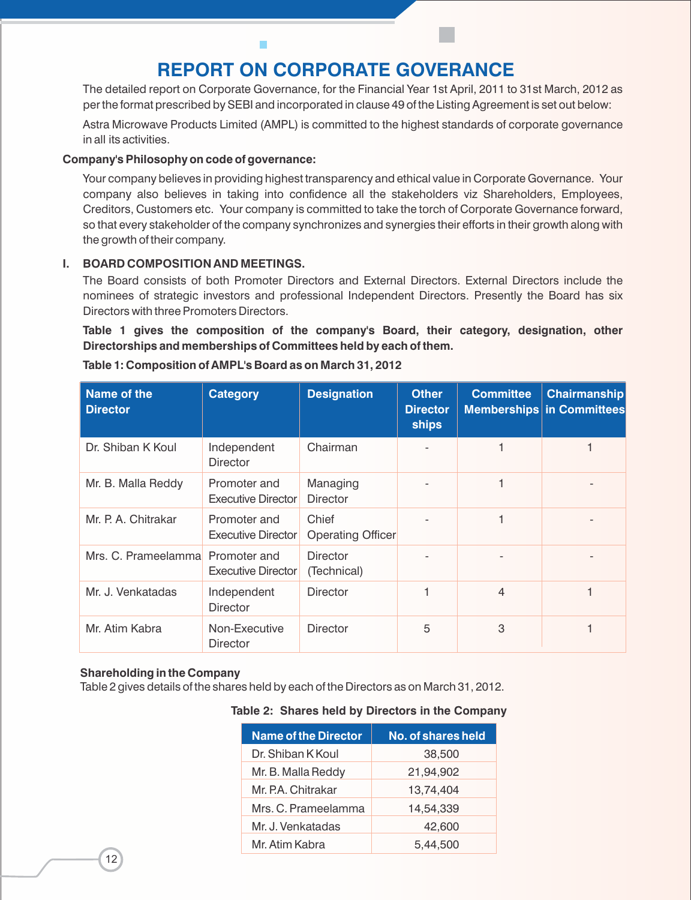# REPORT ON CORPORATE GOVERNANCE

The detailed report on Corporate Governance, for the Financial Year 1st April, 2011 to 31st March, 2012 as per the format prescribed by SEBI and incorporated in clause 49 of the Listing Agreement is set out below:

Astra Microwave Products Limited (AMPL) is committed to the highest standards of corporate governance in all its activities.

**Company's Philosophy on code of governance:**

Your company believes in providing highest transparency and ethical value in Corporate Governance. Your company also believes in taking into confidence all the stakeholders viz Shareholders, Employees, Creditors, Customers etc. Your company is committed to take the torch of Corporate Governance forward, so that every stakeholder of the company synchronizes and synergies their efforts in their growth along with the growth of their company.

**I. BOARD COMPOSITION AND MEETINGS.**

The Board consists of both Promoter Directors and External Directors. External Directors include the nominees of strategic investors and professional Independent Directors. Presently the Board has six Directors with three Promoters Directors.

**Table 1 gives the composition of the company's Board, their category, designation, other Directorships and memberships of Committees held by each of them.**

**Table 1: Composition of AMPL's Board as on March 31, 2012**

| Name of the Director | Category | Designation | Other Director ships | Committee Memberships | Chairmanship in Committees |
|---|---|---|---|---|---|
| Dr. Shiban K Koul | Independent Director | Chairman | - | 1 | 1 |
| Mr. B. Malla Reddy | Promoter and Executive Director | Managing Director | - | 1 | - |
| Mr. P. A. Chitrakar | Promoter and Executive Director | Chief Operating Officer | - | 1 | - |
| Mrs. C. Prameelamma | Promoter and Executive Director | Director (Technical) | - | - | - |
| Mr. J. Venkatadas | Independent Director | Director | 1 | 4 | 1 |
| Mr. Atim Kabra | Non-Executive Director | Director | 5 | 3 | 1 |

**Shareholding in the Company**

Table 2 gives details of the shares held by each of the Directors as on March 31, 2012.

**Table 2: Shares held by Directors in the Company**

| Name of the Director | No. of shares held |
|---|---|
| Dr. Shiban K Koul | 38,500 |
| Mr. B. Malla Reddy | 21,94,902 |
| Mr. P.A. Chitrakar | 13,74,404 |
| Mrs. C. Prameelamma | 14,54,339 |
| Mr. J. Venkatadas | 42,600 |
| Mr. Atim Kabra | 5,44,500 |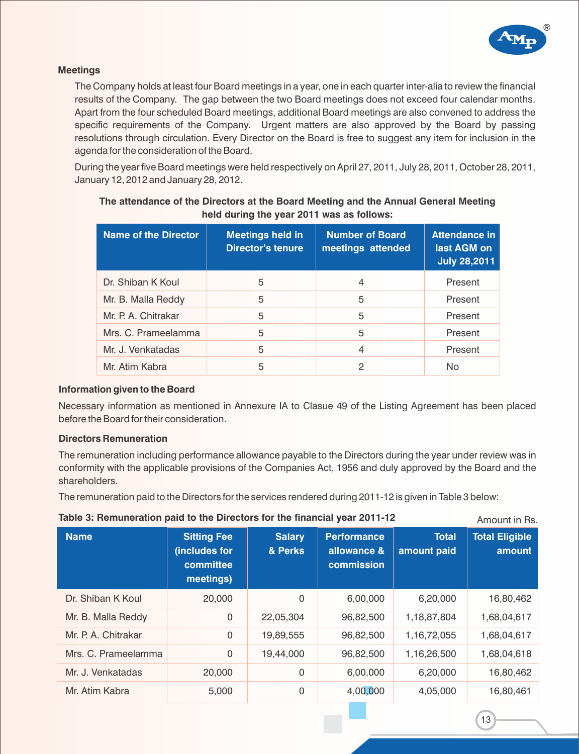## Meetings

The Company holds at least four Board meetings in a year, one in each quarter inter-alia to review the financial results of the Company. The gap between the two Board meetings does not exceed four calendar months. Apart from the four scheduled Board meetings, additional Board meetings are also convened to address the specific requirements of the Company. Urgent matters are also approved by the Board by passing resolutions through circulation. Every Director on the Board is free to suggest any item for inclusion in the agenda for the consideration of the Board.

During the year five Board meetings were held respectively on April 27, 2011, July 28, 2011, October 28, 2011, January 12, 2012 and January 28, 2012.

**The attendance of the Directors at the Board Meeting and the Annual General Meeting held during the year 2011 was as follows:**

| Name of the Director | Meetings held in Director's tenure | Number of Board meetings attended | Attendance in last AGM on July 28,2011 |
|---|---|---|---|
| Dr. Shiban K Koul | 5 | 4 | Present |
| Mr. B. Malla Reddy | 5 | 5 | Present |
| Mr. P. A. Chitrakar | 5 | 5 | Present |
| Mrs. C. Prameelamma | 5 | 5 | Present |
| Mr. J. Venkatadas | 5 | 4 | Present |
| Mr. Atim Kabra | 5 | 2 | No |

## Information given to the Board

Necessary information as mentioned in Annexure IA to Clasue 49 of the Listing Agreement has been placed before the Board for their consideration.

## Directors Remuneration

The remuneration including performance allowance payable to the Directors during the year under review was in conformity with the applicable provisions of the Companies Act, 1956 and duly approved by the Board and the shareholders.

The remuneration paid to the Directors for the services rendered during 2011-12 is given in Table 3 below:

**Table 3: Remuneration paid to the Directors for the financial year 2011-12**

Amount in Rs.

| Name | Sitting Fee (includes for committee meetings) | Salary & Perks | Performance allowance & commission | Total amount paid | Total Eligible amount |
|---|---|---|---|---|---|
| Dr. Shiban K Koul | 20,000 | 0 | 6,00,000 | 6,20,000 | 16,80,462 |
| Mr. B. Malla Reddy | 0 | 22,05,304 | 96,82,500 | 1,18,87,804 | 1,68,04,617 |
| Mr. P. A. Chitrakar | 0 | 19,89,555 | 96,82,500 | 1,16,72,055 | 1,68,04,617 |
| Mrs. C. Prameelamma | 0 | 19,44,000 | 96,82,500 | 1,16,26,500 | 1,68,04,618 |
| Mr. J. Venkatadas | 20,000 | 0 | 6,00,000 | 6,20,000 | 16,80,462 |
| Mr. Atim Kabra | 5,000 | 0 | 4,00,000 | 4,05,000 | 16,80,461 |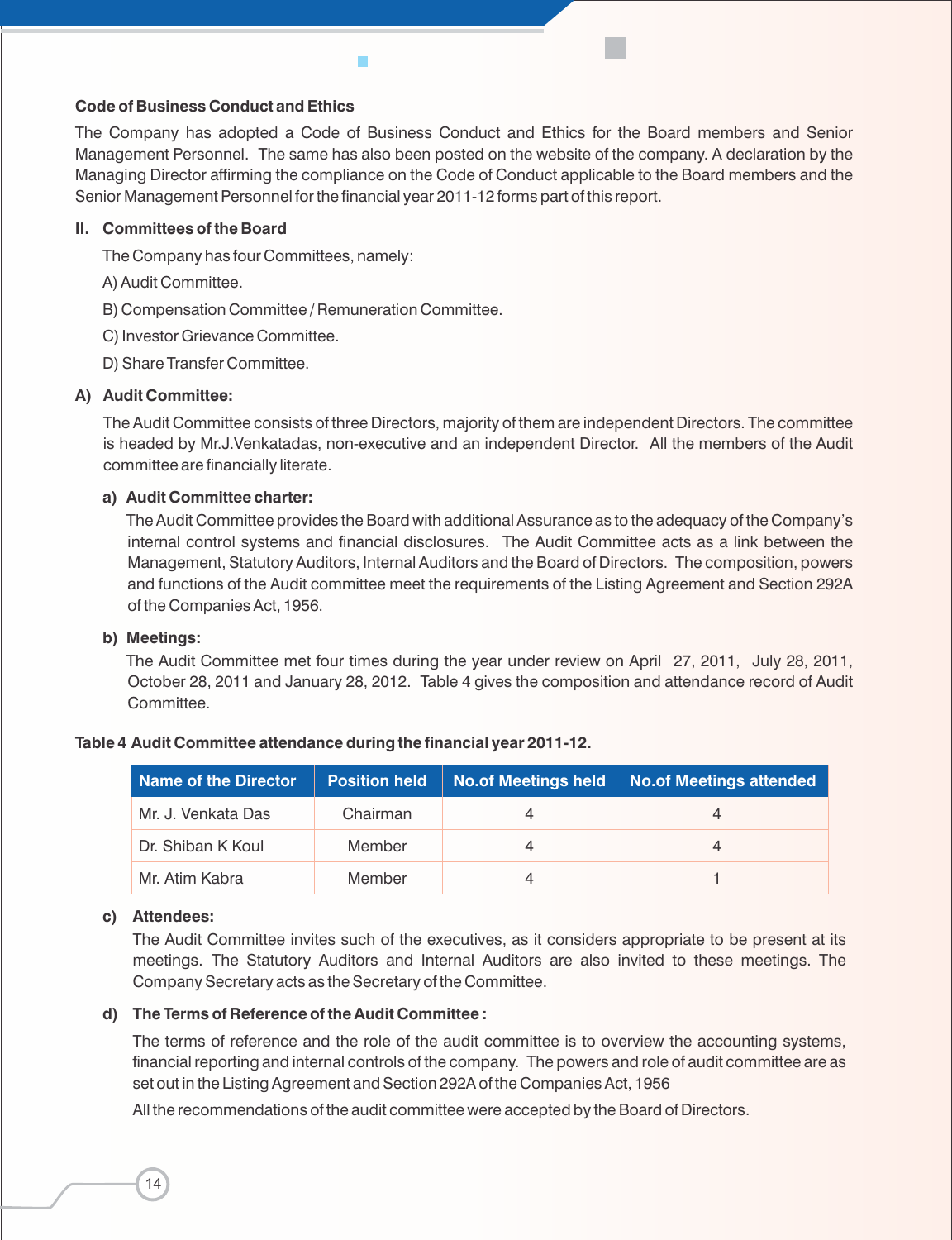**Code of Business Conduct and Ethics**

The Company has adopted a Code of Business Conduct and Ethics for the Board members and Senior Management Personnel. The same has also been posted on the website of the company. A declaration by the Managing Director affirming the compliance on the Code of Conduct applicable to the Board members and the Senior Management Personnel for the financial year 2011-12 forms part of this report.

**II. Committees of the Board**

The Company has four Committees, namely:

A) Audit Committee.

B) Compensation Committee / Remuneration Committee.

C) Investor Grievance Committee.

D) Share Transfer Committee.

**A) Audit Committee:**

The Audit Committee consists of three Directors, majority of them are independent Directors. The committee is headed by Mr.J.Venkatadas, non-executive and an independent Director. All the members of the Audit committee are financially literate.

**a) Audit Committee charter:**

The Audit Committee provides the Board with additional Assurance as to the adequacy of the Company's internal control systems and financial disclosures. The Audit Committee acts as a link between the Management, Statutory Auditors, Internal Auditors and the Board of Directors. The composition, powers and functions of the Audit committee meet the requirements of the Listing Agreement and Section 292A of the Companies Act, 1956.

**b) Meetings:**

The Audit Committee met four times during the year under review on April 27, 2011, July 28, 2011, October 28, 2011 and January 28, 2012. Table 4 gives the composition and attendance record of Audit Committee.

**Table 4 Audit Committee attendance during the financial year 2011-12.**

| Name of the Director | Position held | No.of Meetings held | No.of Meetings attended |
|---|---|---|---|
| Mr. J. Venkata Das | Chairman | 4 | 4 |
| Dr. Shiban K Koul | Member | 4 | 4 |
| Mr. Atim Kabra | Member | 4 | 1 |

**c) Attendees:**

The Audit Committee invites such of the executives, as it considers appropriate to be present at its meetings. The Statutory Auditors and Internal Auditors are also invited to these meetings. The Company Secretary acts as the Secretary of the Committee.

**d) The Terms of Reference of the Audit Committee :**

The terms of reference and the role of the audit committee is to overview the accounting systems, financial reporting and internal controls of the company. The powers and role of audit committee are as set out in the Listing Agreement and Section 292A of the Companies Act, 1956

All the recommendations of the audit committee were accepted by the Board of Directors.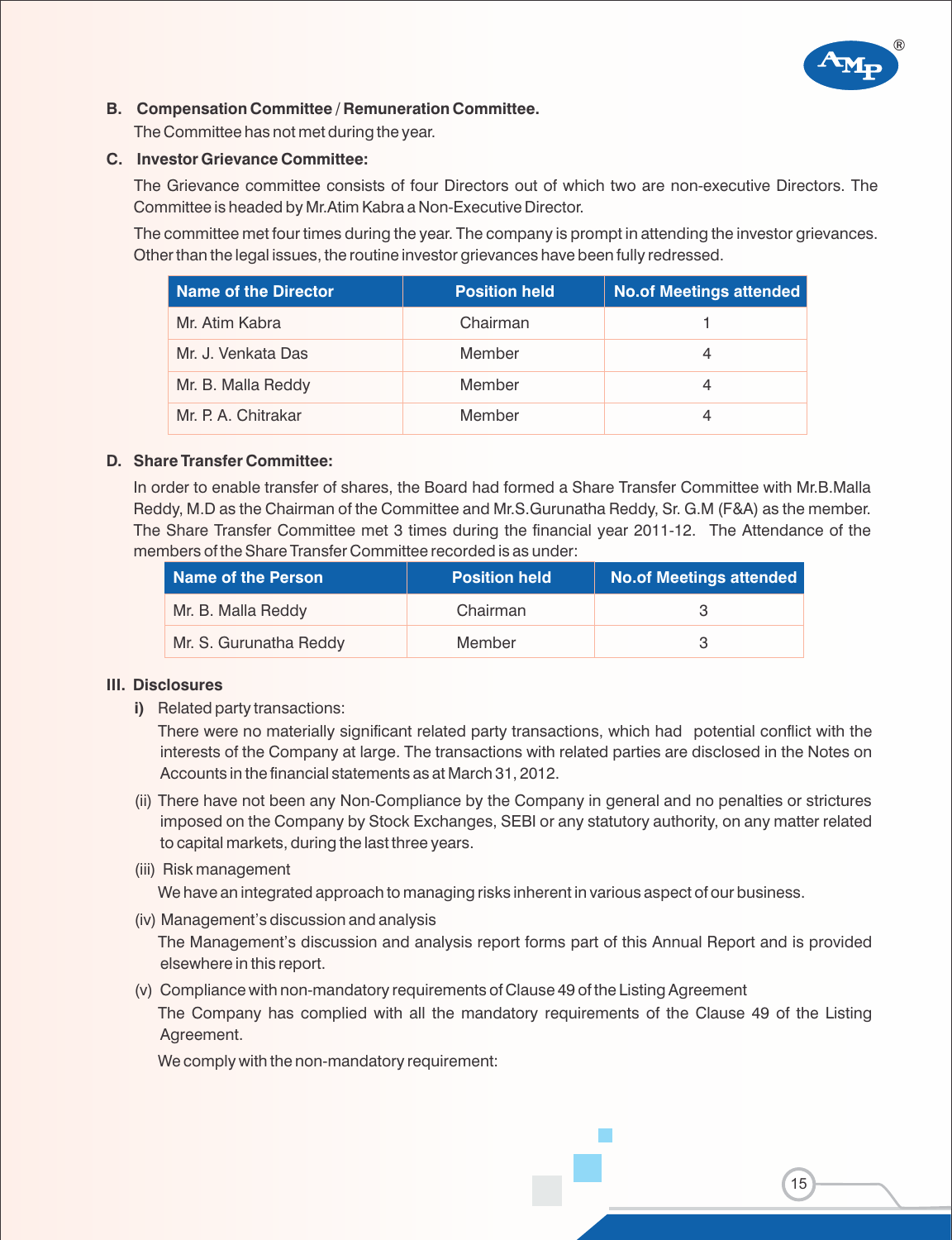**B. Compensation Committee / Remuneration Committee.**

The Committee has not met during the year.

**C. Investor Grievance Committee:**

The Grievance committee consists of four Directors out of which two are non-executive Directors. The Committee is headed by Mr.Atim Kabra a Non-Executive Director.

The committee met four times during the year. The company is prompt in attending the investor grievances. Other than the legal issues, the routine investor grievances have been fully redressed.

| Name of the Director | Position held | No.of Meetings attended |
|---|---|---|
| Mr. Atim Kabra | Chairman | 1 |
| Mr. J. Venkata Das | Member | 4 |
| Mr. B. Malla Reddy | Member | 4 |
| Mr. P. A. Chitrakar | Member | 4 |

**D. Share Transfer Committee:**

In order to enable transfer of shares, the Board had formed a Share Transfer Committee with Mr.B.Malla Reddy, M.D as the Chairman of the Committee and Mr.S.Gurunatha Reddy, Sr. G.M (F&A) as the member. The Share Transfer Committee met 3 times during the financial year 2011-12. The Attendance of the members of the Share Transfer Committee recorded is as under:

| Name of the Person | Position held | No.of Meetings attended |
|---|---|---|
| Mr. B. Malla Reddy | Chairman | 3 |
| Mr. S. Gurunatha Reddy | Member | 3 |

**III. Disclosures**

**i)** Related party transactions:

There were no materially significant related party transactions, which had potential conflict with the interests of the Company at large. The transactions with related parties are disclosed in the Notes on Accounts in the financial statements as at March 31, 2012.

(ii) There have not been any Non-Compliance by the Company in general and no penalties or strictures imposed on the Company by Stock Exchanges, SEBI or any statutory authority, on any matter related to capital markets, during the last three years.

(iii) Risk management

We have an integrated approach to managing risks inherent in various aspect of our business.

(iv) Management's discussion and analysis

The Management's discussion and analysis report forms part of this Annual Report and is provided elsewhere in this report.

(v) Compliance with non-mandatory requirements of Clause 49 of the Listing Agreement

The Company has complied with all the mandatory requirements of the Clause 49 of the Listing Agreement.

We comply with the non-mandatory requirement: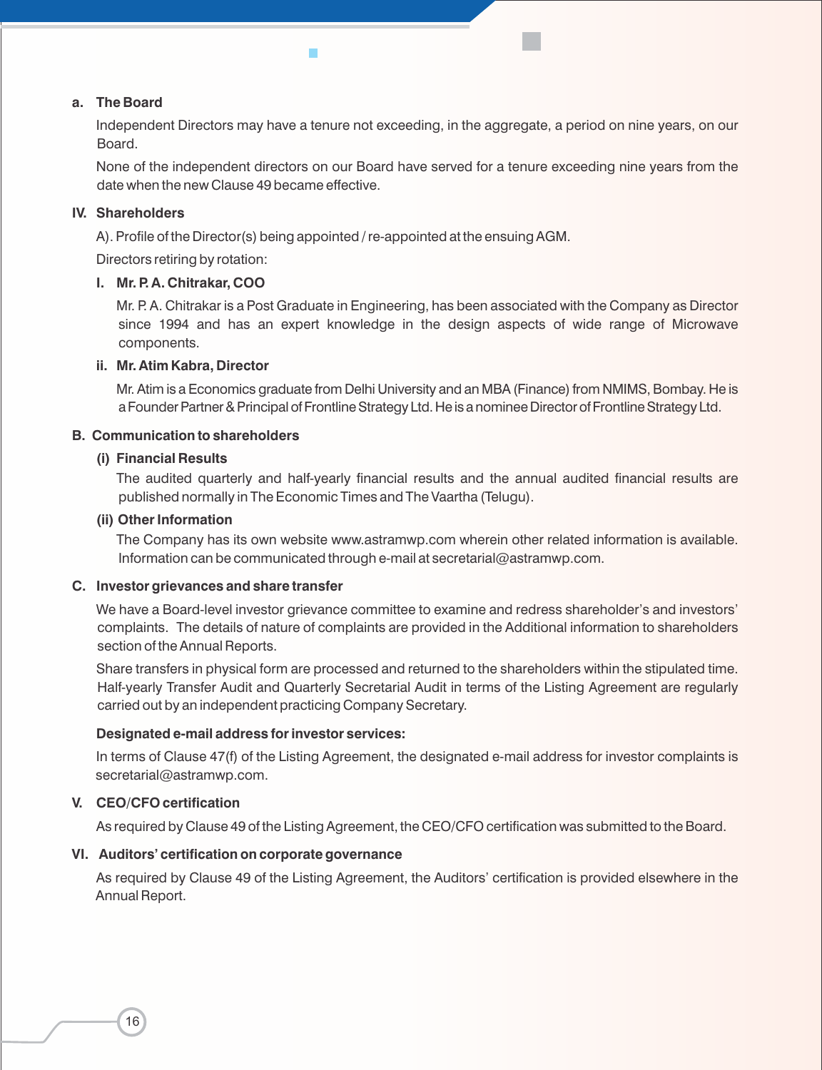**a. The Board**

Independent Directors may have a tenure not exceeding, in the aggregate, a period on nine years, on our Board.

None of the independent directors on our Board have served for a tenure exceeding nine years from the date when the new Clause 49 became effective.

## IV. Shareholders

A). Profile of the Director(s) being appointed / re-appointed at the ensuing AGM.

Directors retiring by rotation:

**I. Mr. P. A. Chitrakar, COO**

Mr. P. A. Chitrakar is a Post Graduate in Engineering, has been associated with the Company as Director since 1994 and has an expert knowledge in the design aspects of wide range of Microwave components.

**ii. Mr. Atim Kabra, Director**

Mr. Atim is a Economics graduate from Delhi University and an MBA (Finance) from NMIMS, Bombay. He is a Founder Partner & Principal of Frontline Strategy Ltd. He is a nominee Director of Frontline Strategy Ltd.

### B. Communication to shareholders

**(i) Financial Results**

The audited quarterly and half-yearly financial results and the annual audited financial results are published normally in The Economic Times and The Vaartha (Telugu).

**(ii) Other Information**

The Company has its own website www.astramwp.com wherein other related information is available. Information can be communicated through e-mail at secretarial@astramwp.com.

### C. Investor grievances and share transfer

We have a Board-level investor grievance committee to examine and redress shareholder's and investors' complaints. The details of nature of complaints are provided in the Additional information to shareholders section of the Annual Reports.

Share transfers in physical form are processed and returned to the shareholders within the stipulated time. Half-yearly Transfer Audit and Quarterly Secretarial Audit in terms of the Listing Agreement are regularly carried out by an independent practicing Company Secretary.

**Designated e-mail address for investor services:**

In terms of Clause 47(f) of the Listing Agreement, the designated e-mail address for investor complaints is secretarial@astramwp.com.

## V. CEO/CFO certification

As required by Clause 49 of the Listing Agreement, the CEO/CFO certification was submitted to the Board.

## VI. Auditors' certification on corporate governance

As required by Clause 49 of the Listing Agreement, the Auditors' certification is provided elsewhere in the Annual Report.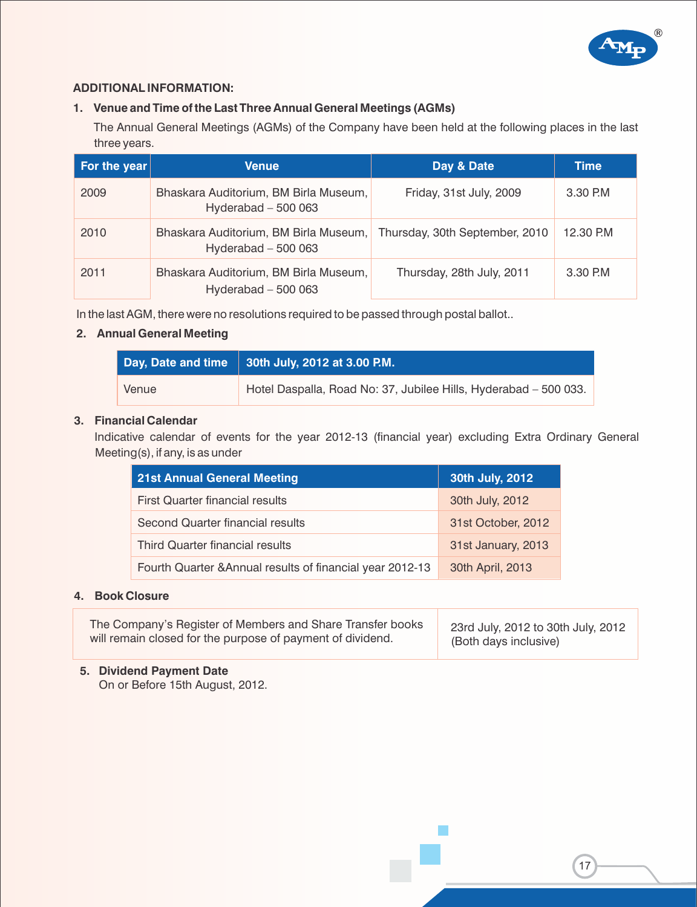## ADDITIONAL INFORMATION:

### 1. Venue and Time of the Last Three Annual General Meetings (AGMs)

The Annual General Meetings (AGMs) of the Company have been held at the following places in the last three years.

| For the year | Venue | Day & Date | Time |
|---|---|---|---|
| 2009 | Bhaskara Auditorium, BM Birla Museum, Hyderabad – 500 063 | Friday, 31st July, 2009 | 3.30 P.M |
| 2010 | Bhaskara Auditorium, BM Birla Museum, Hyderabad – 500 063 | Thursday, 30th September, 2010 | 12.30 P.M |
| 2011 | Bhaskara Auditorium, BM Birla Museum, Hyderabad – 500 063 | Thursday, 28th July, 2011 | 3.30 P.M |

In the last AGM, there were no resolutions required to be passed through postal ballot..

### 2. Annual General Meeting

| Day, Date and time | 30th July, 2012 at 3.00 P.M. |
|---|---|
| Venue | Hotel Daspalla, Road No: 37, Jubilee Hills, Hyderabad – 500 033. |

### 3. Financial Calendar

Indicative calendar of events for the year 2012-13 (financial year) excluding Extra Ordinary General Meeting(s), if any, is as under

| 21st Annual General Meeting | 30th July, 2012 |
|---|---|
| First Quarter financial results | 30th July, 2012 |
| Second Quarter financial results | 31st October, 2012 |
| Third Quarter financial results | 31st January, 2013 |
| Fourth Quarter &Annual results of financial year 2012-13 | 30th April, 2013 |

### 4. Book Closure

| | |
|---|---|
| The Company's Register of Members and Share Transfer books will remain closed for the purpose of payment of dividend. | 23rd July, 2012 to 30th July, 2012 (Both days inclusive) |

### 5. Dividend Payment Date

On or Before 15th August, 2012.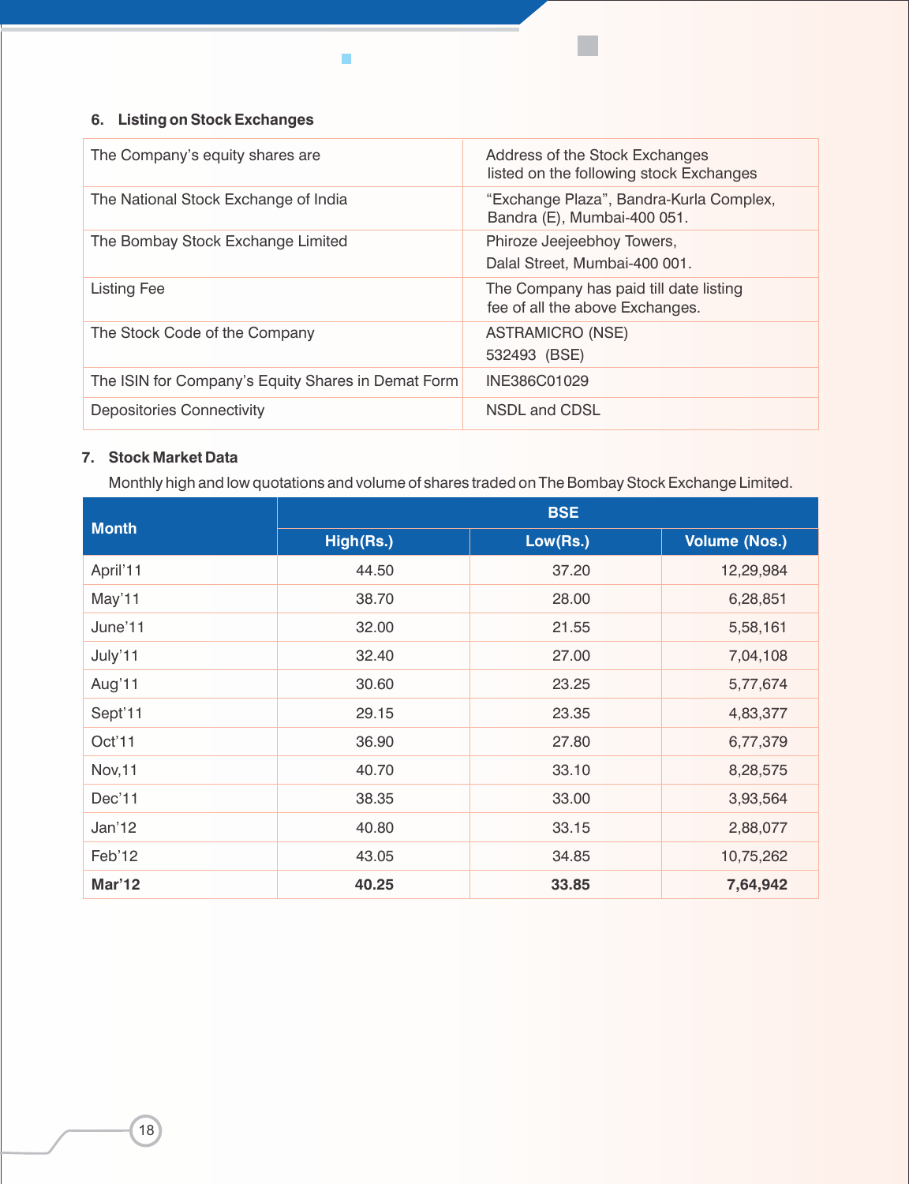### 6. Listing on Stock Exchanges

| The Company's equity shares are | Address of the Stock Exchanges listed on the following stock Exchanges |
|---|---|
| The National Stock Exchange of India | "Exchange Plaza", Bandra-Kurla Complex, Bandra (E), Mumbai-400 051. |
| The Bombay Stock Exchange Limited | Phiroze Jeejeebhoy Towers, Dalal Street, Mumbai-400 001. |
| Listing Fee | The Company has paid till date listing fee of all the above Exchanges. |
| The Stock Code of the Company | ASTRAMICRO (NSE)<br>532493 (BSE) |
| The ISIN for Company's Equity Shares in Demat Form | INE386C01029 |
| Depositories Connectivity | NSDL and CDSL |

### 7. Stock Market Data

Monthly high and low quotations and volume of shares traded on The Bombay Stock Exchange Limited.

| Month | BSE | | |
|---|---|---|---|
| | High(Rs.) | Low(Rs.) | Volume (Nos.) |
| April'11 | 44.50 | 37.20 | 12,29,984 |
| May'11 | 38.70 | 28.00 | 6,28,851 |
| June'11 | 32.00 | 21.55 | 5,58,161 |
| July'11 | 32.40 | 27.00 | 7,04,108 |
| Aug'11 | 30.60 | 23.25 | 5,77,674 |
| Sept'11 | 29.15 | 23.35 | 4,83,377 |
| Oct'11 | 36.90 | 27.80 | 6,77,379 |
| Nov,11 | 40.70 | 33.10 | 8,28,575 |
| Dec'11 | 38.35 | 33.00 | 3,93,564 |
| Jan'12 | 40.80 | 33.15 | 2,88,077 |
| Feb'12 | 43.05 | 34.85 | 10,75,262 |
| **Mar'12** | **40.25** | **33.85** | **7,64,942** |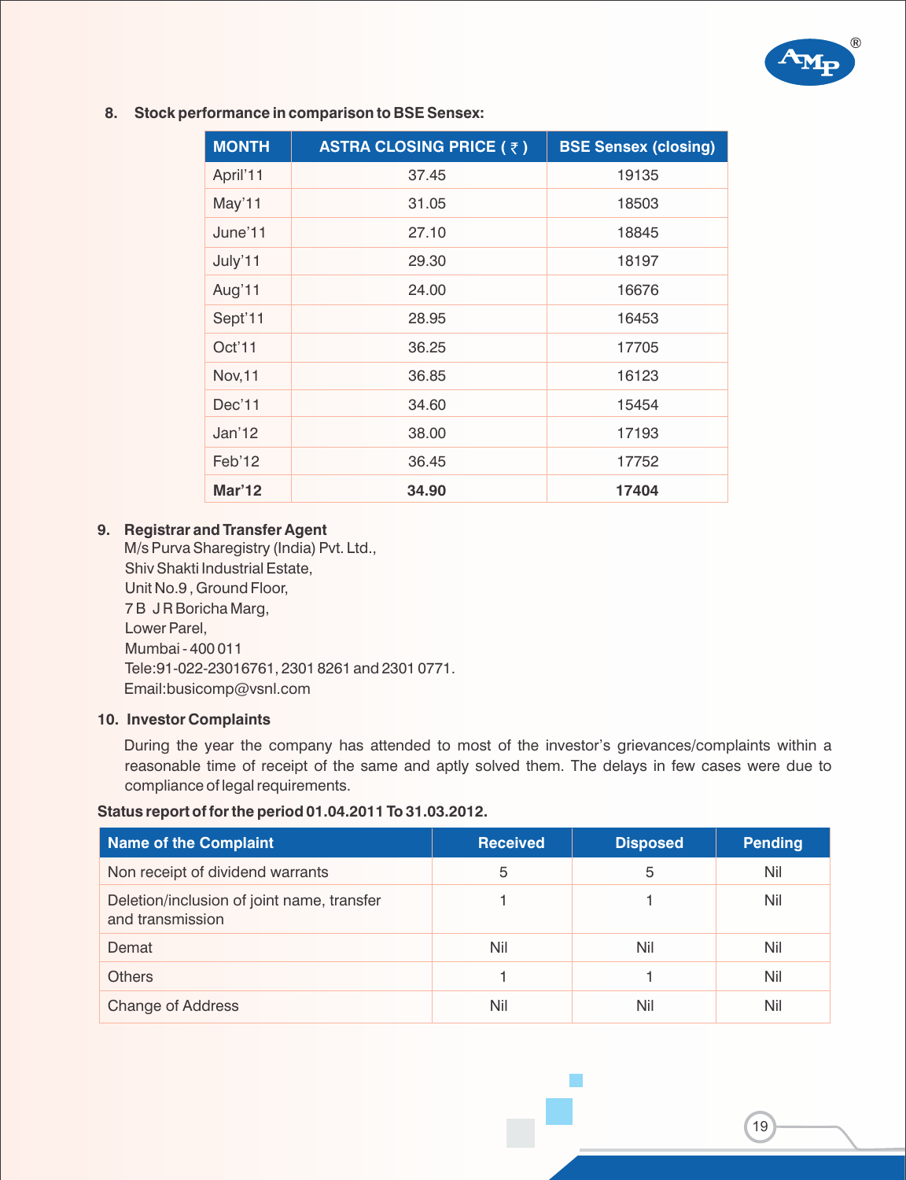## 8. Stock performance in comparison to BSE Sensex:

| MONTH | ASTRA CLOSING PRICE ( ₹ ) | BSE Sensex (closing) |
|---|---|---|
| April'11 | 37.45 | 19135 |
| May'11 | 31.05 | 18503 |
| June'11 | 27.10 | 18845 |
| July'11 | 29.30 | 18197 |
| Aug'11 | 24.00 | 16676 |
| Sept'11 | 28.95 | 16453 |
| Oct'11 | 36.25 | 17705 |
| Nov,11 | 36.85 | 16123 |
| Dec'11 | 34.60 | 15454 |
| Jan'12 | 38.00 | 17193 |
| Feb'12 | 36.45 | 17752 |
| **Mar'12** | **34.90** | **17404** |

## 9. Registrar and Transfer Agent

M/s Purva Sharegistry (India) Pvt. Ltd.,
Shiv Shakti Industrial Estate,
Unit No.9 , Ground Floor,
7 B J R Boricha Marg,
Lower Parel,
Mumbai - 400 011
Tele:91-022-23016761, 2301 8261 and 2301 0771.
Email:busicomp@vsnl.com

## 10. Investor Complaints

During the year the company has attended to most of the investor's grievances/complaints within a reasonable time of receipt of the same and aptly solved them. The delays in few cases were due to compliance of legal requirements.

**Status report of for the period 01.04.2011 To 31.03.2012.**

| Name of the Complaint | Received | Disposed | Pending |
|---|---|---|---|
| Non receipt of dividend warrants | 5 | 5 | Nil |
| Deletion/inclusion of joint name, transfer and transmission | 1 | 1 | Nil |
| Demat | Nil | Nil | Nil |
| Others | 1 | 1 | Nil |
| Change of Address | Nil | Nil | Nil |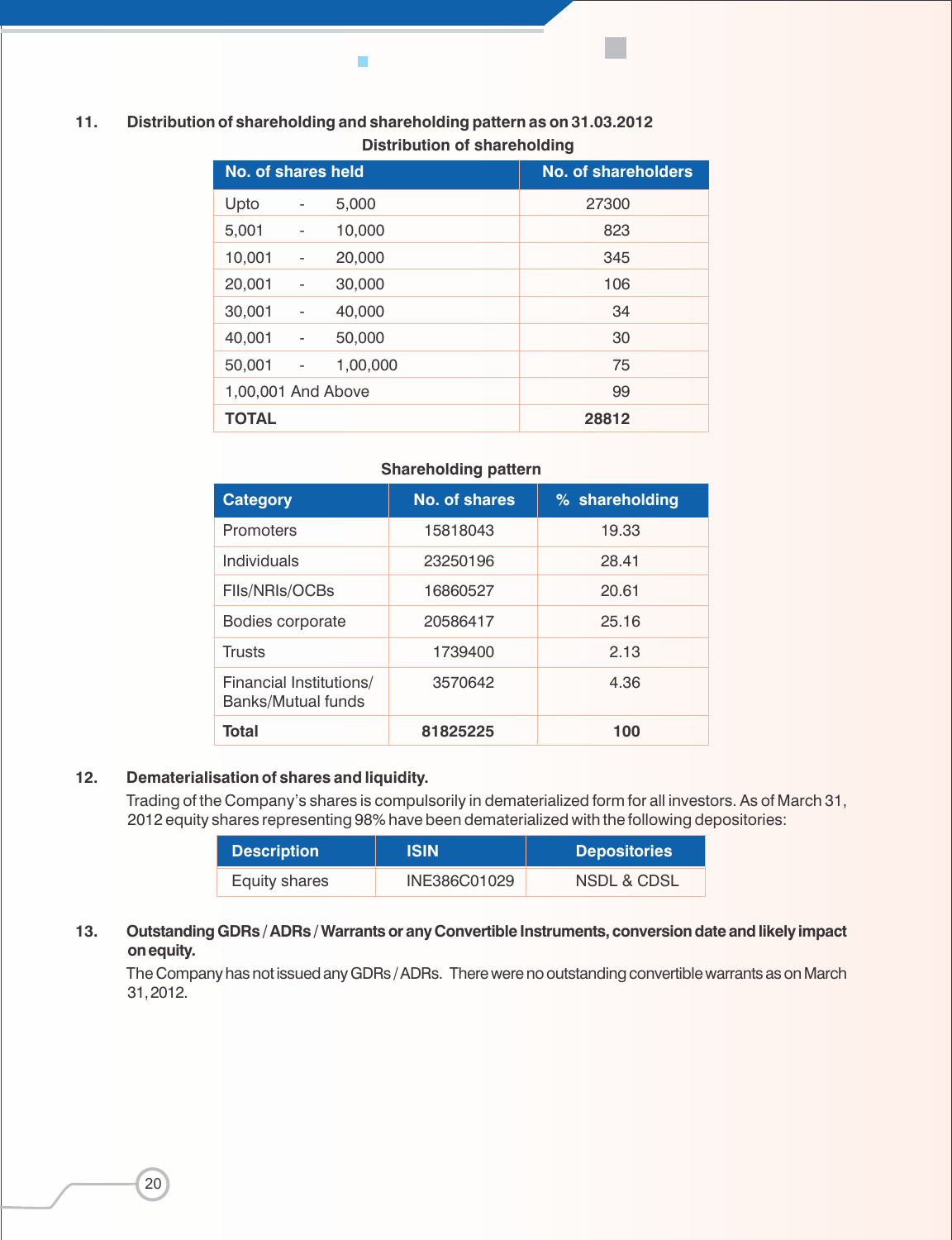## 11. Distribution of shareholding and shareholding pattern as on 31.03.2012

**Distribution of shareholding**

| No. of shares held | No. of shareholders |
|---|---|
| Upto - 5,000 | 27300 |
| 5,001 - 10,000 | 823 |
| 10,001 - 20,000 | 345 |
| 20,001 - 30,000 | 106 |
| 30,001 - 40,000 | 34 |
| 40,001 - 50,000 | 30 |
| 50,001 - 1,00,000 | 75 |
| 1,00,001 And Above | 99 |
| **TOTAL** | **28812** |

**Shareholding pattern**

| Category | No. of shares | % shareholding |
|---|---|---|
| Promoters | 15818043 | 19.33 |
| Individuals | 23250196 | 28.41 |
| FIIs/NRIs/OCBs | 16860527 | 20.61 |
| Bodies corporate | 20586417 | 25.16 |
| Trusts | 1739400 | 2.13 |
| Financial Institutions/ Banks/Mutual funds | 3570642 | 4.36 |
| **Total** | **81825225** | **100** |

## 12. Dematerialisation of shares and liquidity.

Trading of the Company's shares is compulsorily in dematerialized form for all investors. As of March 31, 2012 equity shares representing 98% have been dematerialized with the following depositories:

| Description | ISIN | Depositories |
|---|---|---|
| Equity shares | INE386C01029 | NSDL & CDSL |

## 13. Outstanding GDRs / ADRs / Warrants or any Convertible Instruments, conversion date and likely impact on equity.

The Company has not issued any GDRs / ADRs. There were no outstanding convertible warrants as on March 31, 2012.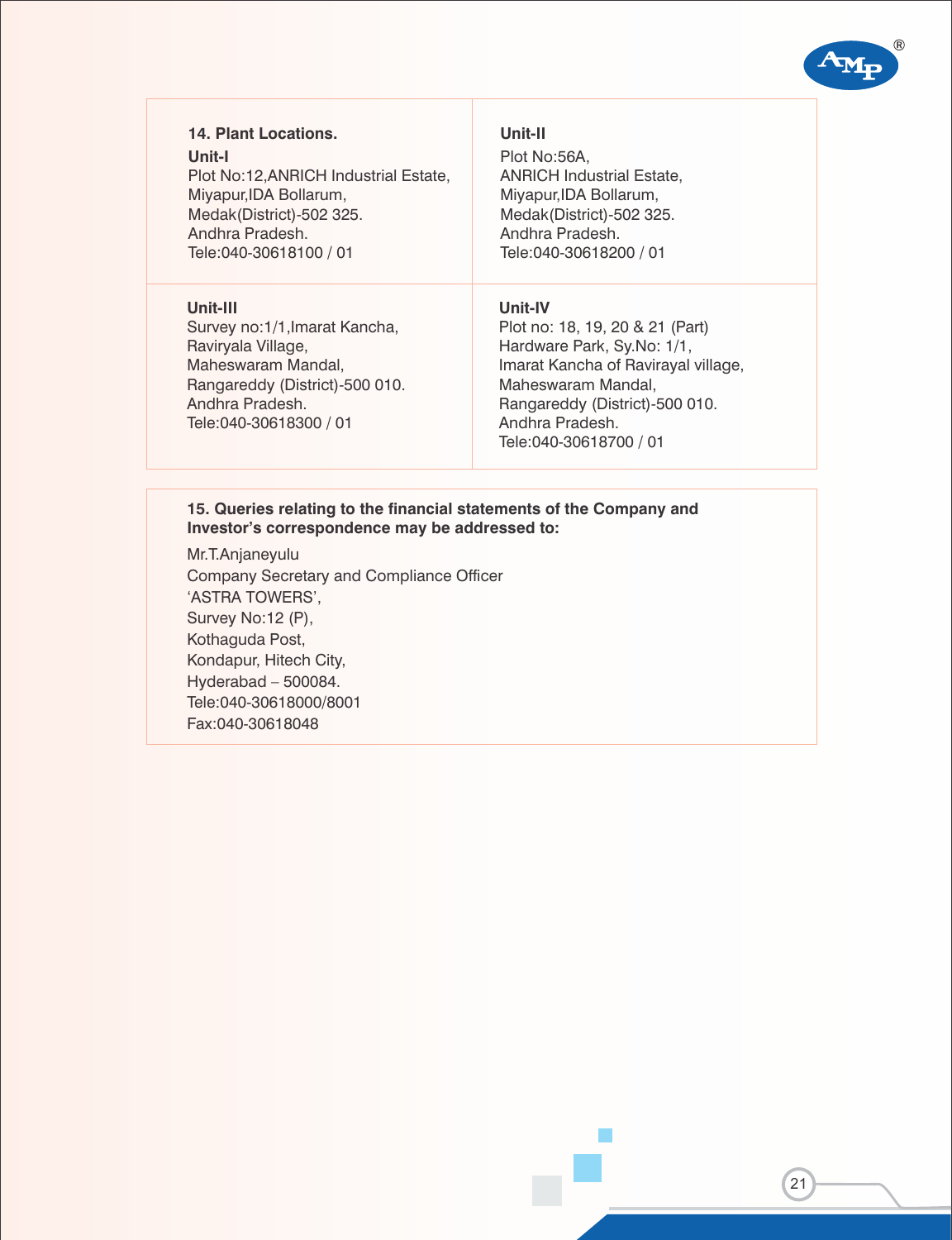**14. Plant Locations.**

| **Unit-I**<br>Plot No:12,ANRICH Industrial Estate,<br>Miyapur,IDA Bollarum,<br>Medak(District)-502 325.<br>Andhra Pradesh.<br>Tele:040-30618100 / 01 | **Unit-II**<br>Plot No:56A,<br>ANRICH Industrial Estate,<br>Miyapur,IDA Bollarum,<br>Medak(District)-502 325.<br>Andhra Pradesh.<br>Tele:040-30618200 / 01 |
|---|---|
| **Unit-III**<br>Survey no:1/1,Imarat Kancha,<br>Raviryala Village,<br>Maheswaram Mandal,<br>Rangareddy (District)-500 010.<br>Andhra Pradesh.<br>Tele:040-30618300 / 01 | **Unit-IV**<br>Plot no: 18, 19, 20 & 21 (Part)<br>Hardware Park, Sy.No: 1/1,<br>Imarat Kancha of Ravirayal village,<br>Maheswaram Mandal,<br>Rangareddy (District)-500 010.<br>Andhra Pradesh.<br>Tele:040-30618700 / 01 |

**15. Queries relating to the financial statements of the Company and Investor's correspondence may be addressed to:**

Mr.T.Anjaneyulu
Company Secretary and Compliance Officer
'ASTRA TOWERS',
Survey No:12 (P),
Kothaguda Post,
Kondapur, Hitech City,
Hyderabad – 500084.
Tele:040-30618000/8001
Fax:040-30618048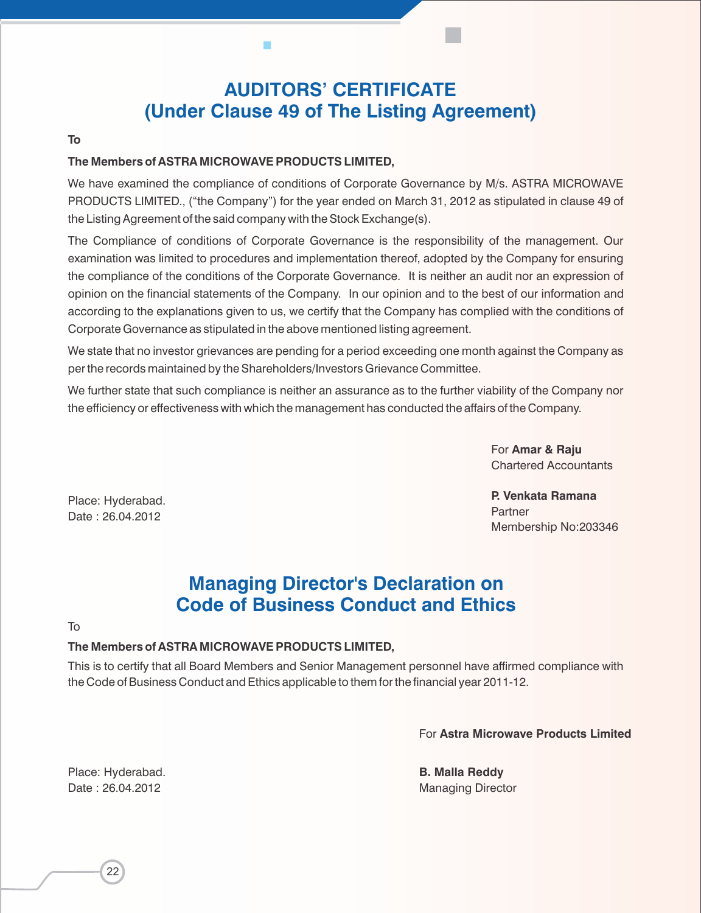# AUDITORS' CERTIFICATE
## (Under Clause 49 of The Listing Agreement)

**To**

**The Members of ASTRA MICROWAVE PRODUCTS LIMITED,**

We have examined the compliance of conditions of Corporate Governance by M/s. ASTRA MICROWAVE PRODUCTS LIMITED., ("the Company") for the year ended on March 31, 2012 as stipulated in clause 49 of the Listing Agreement of the said company with the Stock Exchange(s).

The Compliance of conditions of Corporate Governance is the responsibility of the management. Our examination was limited to procedures and implementation thereof, adopted by the Company for ensuring the compliance of the conditions of the Corporate Governance. It is neither an audit nor an expression of opinion on the financial statements of the Company. In our opinion and to the best of our information and according to the explanations given to us, we certify that the Company has complied with the conditions of Corporate Governance as stipulated in the above mentioned listing agreement.

We state that no investor grievances are pending for a period exceeding one month against the Company as per the records maintained by the Shareholders/Investors Grievance Committee.

We further state that such compliance is neither an assurance as to the further viability of the Company nor the efficiency or effectiveness with which the management has conducted the affairs of the Company.

For **Amar & Raju**
Chartered Accountants

Place: Hyderabad.
Date : 26.04.2012

**P. Venkata Ramana**
Partner
Membership No:203346

# Managing Director's Declaration on Code of Business Conduct and Ethics

To

**The Members of ASTRA MICROWAVE PRODUCTS LIMITED,**

This is to certify that all Board Members and Senior Management personnel have affirmed compliance with the Code of Business Conduct and Ethics applicable to them for the financial year 2011-12.

For **Astra Microwave Products Limited**

Place: Hyderabad.
Date : 26.04.2012

**B. Malla Reddy**
Managing Director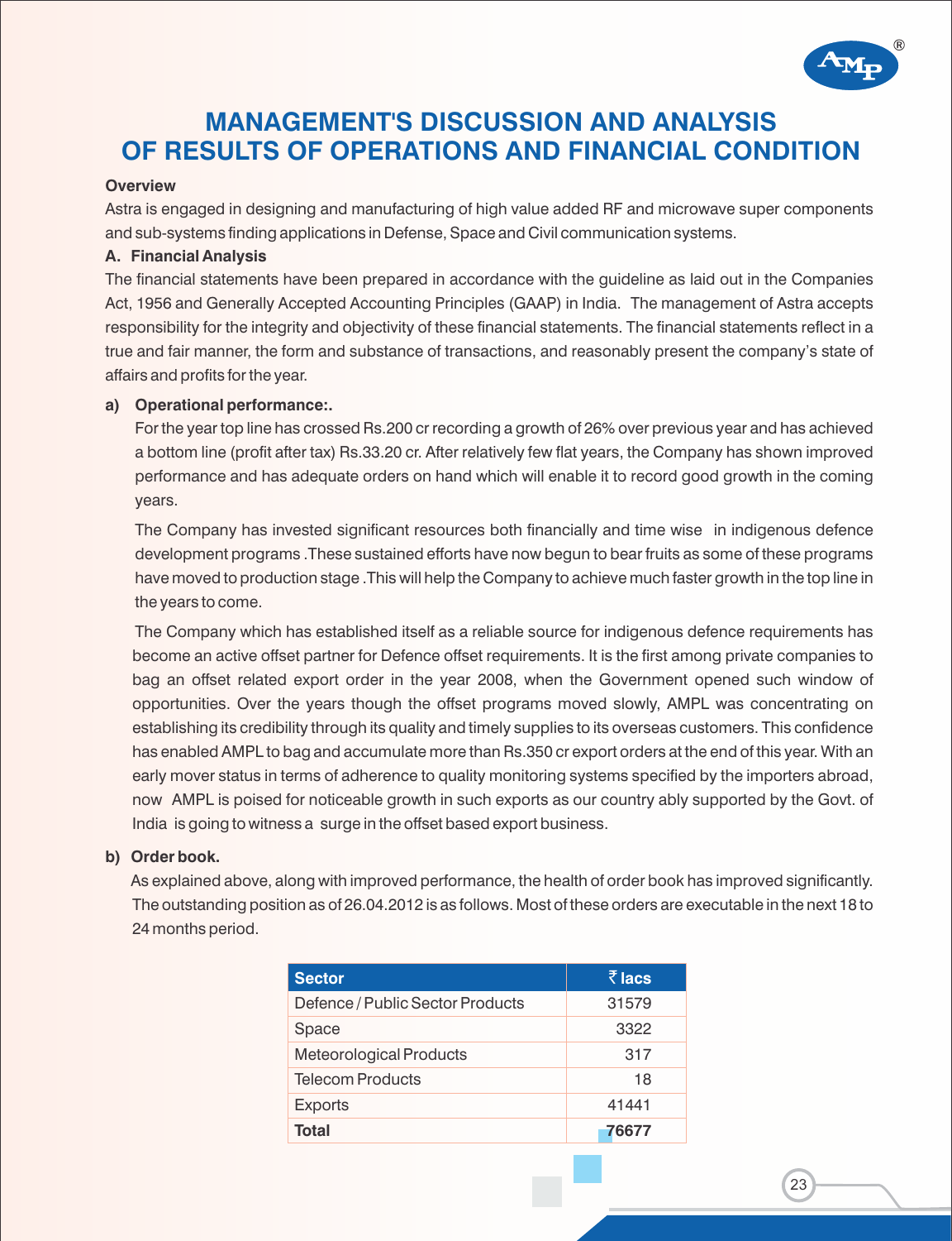# MANAGEMENT'S DISCUSSION AND ANALYSIS OF RESULTS OF OPERATIONS AND FINANCIAL CONDITION

**Overview**

Astra is engaged in designing and manufacturing of high value added RF and microwave super components and sub-systems finding applications in Defense, Space and Civil communication systems.

**A. Financial Analysis**

The financial statements have been prepared in accordance with the guideline as laid out in the Companies Act, 1956 and Generally Accepted Accounting Principles (GAAP) in India. The management of Astra accepts responsibility for the integrity and objectivity of these financial statements. The financial statements reflect in a true and fair manner, the form and substance of transactions, and reasonably present the company's state of affairs and profits for the year.

**a) Operational performance:.**

For the year top line has crossed Rs.200 cr recording a growth of 26% over previous year and has achieved a bottom line (profit after tax) Rs.33.20 cr. After relatively few flat years, the Company has shown improved performance and has adequate orders on hand which will enable it to record good growth in the coming years.

The Company has invested significant resources both financially and time wise in indigenous defence development programs .These sustained efforts have now begun to bear fruits as some of these programs have moved to production stage .This will help the Company to achieve much faster growth in the top line in the years to come.

The Company which has established itself as a reliable source for indigenous defence requirements has become an active offset partner for Defence offset requirements. It is the first among private companies to bag an offset related export order in the year 2008, when the Government opened such window of opportunities. Over the years though the offset programs moved slowly, AMPL was concentrating on establishing its credibility through its quality and timely supplies to its overseas customers. This confidence has enabled AMPL to bag and accumulate more than Rs.350 cr export orders at the end of this year. With an early mover status in terms of adherence to quality monitoring systems specified by the importers abroad, now AMPL is poised for noticeable growth in such exports as our country ably supported by the Govt. of India is going to witness a surge in the offset based export business.

**b) Order book.**

As explained above, along with improved performance, the health of order book has improved significantly. The outstanding position as of 26.04.2012 is as follows. Most of these orders are executable in the next 18 to 24 months period.

| Sector | ₹ lacs |
|---|---|
| Defence / Public Sector Products | 31579 |
| Space | 3322 |
| Meteorological Products | 317 |
| Telecom Products | 18 |
| Exports | 41441 |
| **Total** | **76677** |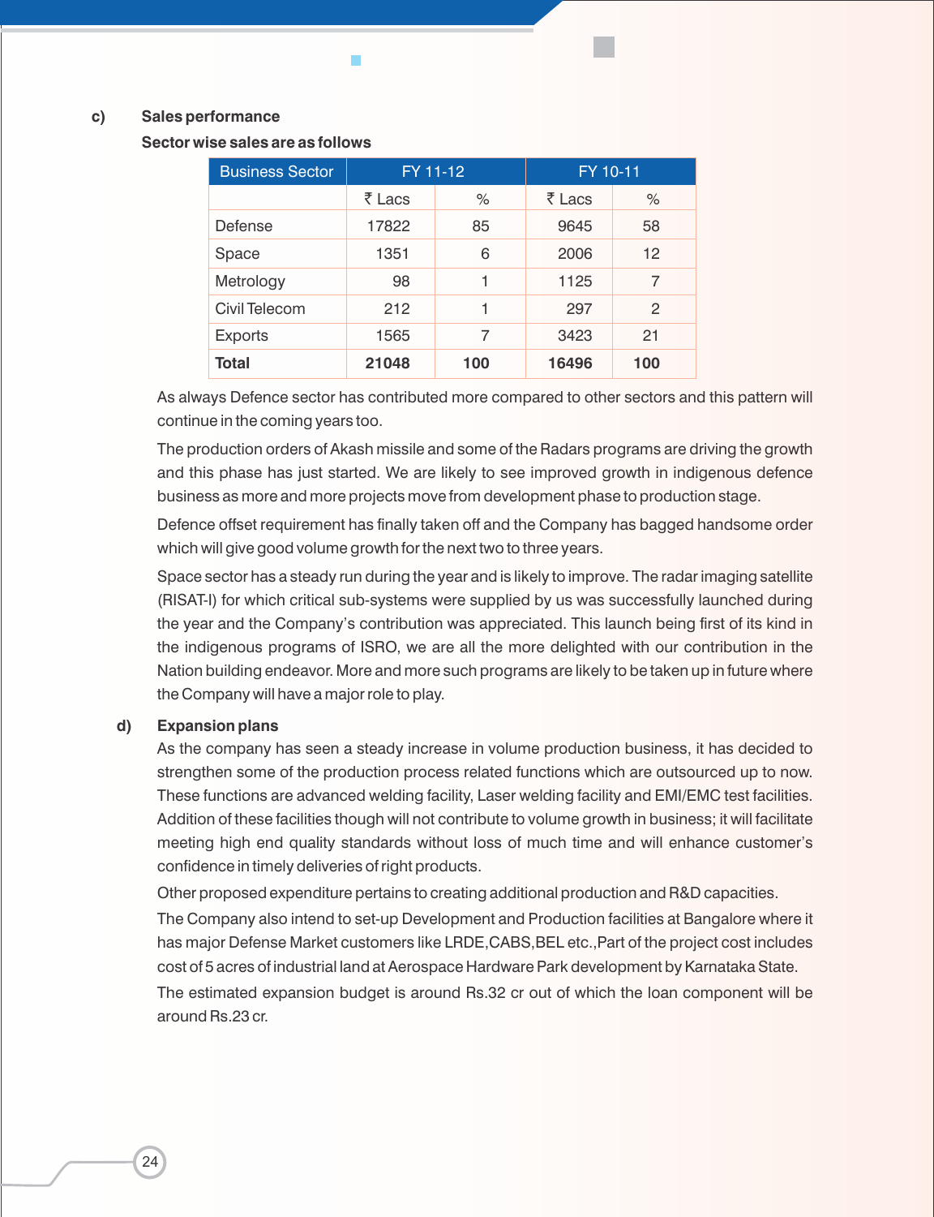c) **Sales performance**

**Sector wise sales are as follows**

| Business Sector | FY 11-12 | | FY 10-11 | |
|---|---|---|---|---|
| | ₹ Lacs | % | ₹ Lacs | % |
| Defense | 17822 | 85 | 9645 | 58 |
| Space | 1351 | 6 | 2006 | 12 |
| Metrology | 98 | 1 | 1125 | 7 |
| Civil Telecom | 212 | 1 | 297 | 2 |
| Exports | 1565 | 7 | 3423 | 21 |
| **Total** | **21048** | **100** | **16496** | **100** |

As always Defence sector has contributed more compared to other sectors and this pattern will continue in the coming years too.

The production orders of Akash missile and some of the Radars programs are driving the growth and this phase has just started. We are likely to see improved growth in indigenous defence business as more and more projects move from development phase to production stage.

Defence offset requirement has finally taken off and the Company has bagged handsome order which will give good volume growth for the next two to three years.

Space sector has a steady run during the year and is likely to improve. The radar imaging satellite (RISAT-I) for which critical sub-systems were supplied by us was successfully launched during the year and the Company's contribution was appreciated. This launch being first of its kind in the indigenous programs of ISRO, we are all the more delighted with our contribution in the Nation building endeavor. More and more such programs are likely to be taken up in future where the Company will have a major role to play.

d) **Expansion plans**

As the company has seen a steady increase in volume production business, it has decided to strengthen some of the production process related functions which are outsourced up to now. These functions are advanced welding facility, Laser welding facility and EMI/EMC test facilities. Addition of these facilities though will not contribute to volume growth in business; it will facilitate meeting high end quality standards without loss of much time and will enhance customer's confidence in timely deliveries of right products.

Other proposed expenditure pertains to creating additional production and R&D capacities.

The Company also intend to set-up Development and Production facilities at Bangalore where it has major Defense Market customers like LRDE,CABS,BEL etc.,Part of the project cost includes cost of 5 acres of industrial land at Aerospace Hardware Park development by Karnataka State.

The estimated expansion budget is around Rs.32 cr out of which the loan component will be around Rs.23 cr.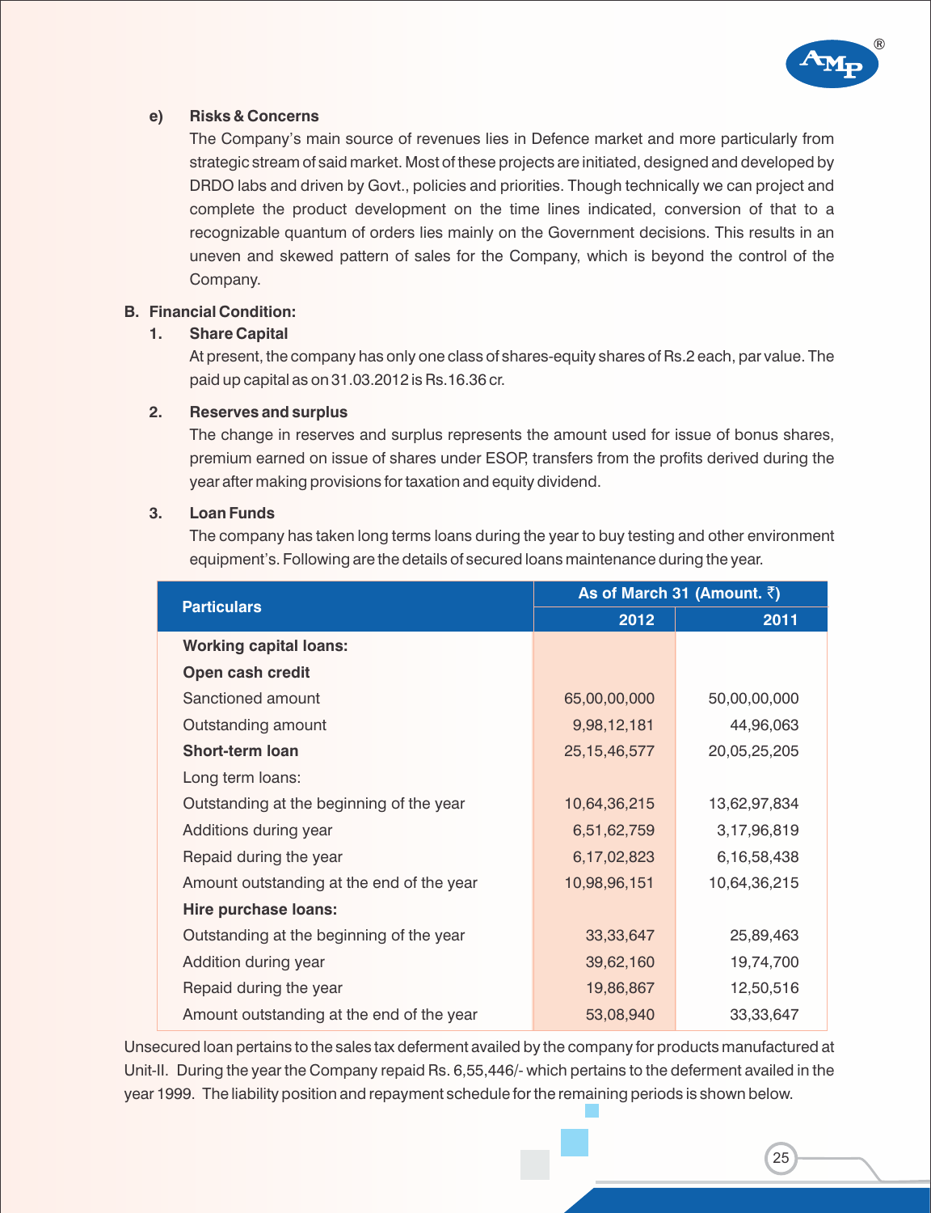**e) Risks & Concerns**

The Company's main source of revenues lies in Defence market and more particularly from strategic stream of said market. Most of these projects are initiated, designed and developed by DRDO labs and driven by Govt., policies and priorities. Though technically we can project and complete the product development on the time lines indicated, conversion of that to a recognizable quantum of orders lies mainly on the Government decisions. This results in an uneven and skewed pattern of sales for the Company, which is beyond the control of the Company.

## B. Financial Condition:

**1. Share Capital**

At present, the company has only one class of shares-equity shares of Rs.2 each, par value. The paid up capital as on 31.03.2012 is Rs.16.36 cr.

**2. Reserves and surplus**

The change in reserves and surplus represents the amount used for issue of bonus shares, premium earned on issue of shares under ESOP, transfers from the profits derived during the year after making provisions for taxation and equity dividend.

**3. Loan Funds**

The company has taken long terms loans during the year to buy testing and other environment equipment's. Following are the details of secured loans maintenance during the year.

| Particulars | As of March 31 (Amount. ₹) | |
|---|---|---|
| | 2012 | 2011 |
| **Working capital loans:** | | |
| **Open cash credit** | | |
| Sanctioned amount | 65,00,00,000 | 50,00,00,000 |
| Outstanding amount | 9,98,12,181 | 44,96,063 |
| **Short-term loan** | 25,15,46,577 | 20,05,25,205 |
| Long term loans: | | |
| Outstanding at the beginning of the year | 10,64,36,215 | 13,62,97,834 |
| Additions during year | 6,51,62,759 | 3,17,96,819 |
| Repaid during the year | 6,17,02,823 | 6,16,58,438 |
| Amount outstanding at the end of the year | 10,98,96,151 | 10,64,36,215 |
| **Hire purchase loans:** | | |
| Outstanding at the beginning of the year | 33,33,647 | 25,89,463 |
| Addition during year | 39,62,160 | 19,74,700 |
| Repaid during the year | 19,86,867 | 12,50,516 |
| Amount outstanding at the end of the year | 53,08,940 | 33,33,647 |

Unsecured loan pertains to the sales tax deferment availed by the company for products manufactured at Unit-II. During the year the Company repaid Rs. 6,55,446/- which pertains to the deferment availed in the year 1999. The liability position and repayment schedule for the remaining periods is shown below.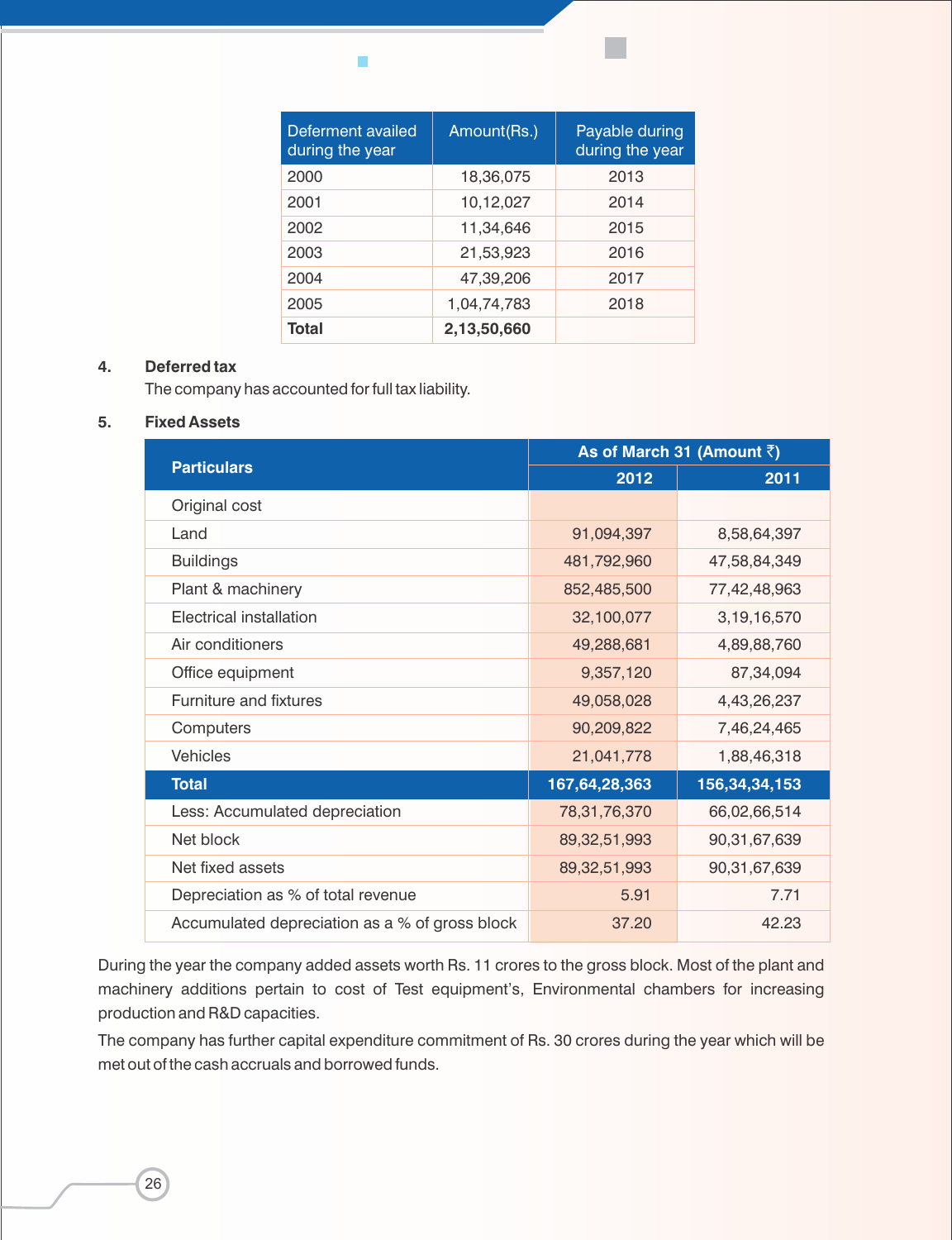| Deferment availed during the year | Amount(Rs.) | Payable during during the year |
|---|---|---|
| 2000 | 18,36,075 | 2013 |
| 2001 | 10,12,027 | 2014 |
| 2002 | 11,34,646 | 2015 |
| 2003 | 21,53,923 | 2016 |
| 2004 | 47,39,206 | 2017 |
| 2005 | 1,04,74,783 | 2018 |
| **Total** | **2,13,50,660** | |

4. **Deferred tax**

   The company has accounted for full tax liability.

5. **Fixed Assets**

| Particulars | As of March 31 (Amount ₹) | |
|---|---|---|
| | 2012 | 2011 |
| Original cost | | |
| Land | 91,094,397 | 8,58,64,397 |
| Buildings | 481,792,960 | 47,58,84,349 |
| Plant & machinery | 852,485,500 | 77,42,48,963 |
| Electrical installation | 32,100,077 | 3,19,16,570 |
| Air conditioners | 49,288,681 | 4,89,88,760 |
| Office equipment | 9,357,120 | 87,34,094 |
| Furniture and fixtures | 49,058,028 | 4,43,26,237 |
| Computers | 90,209,822 | 7,46,24,465 |
| Vehicles | 21,041,778 | 1,88,46,318 |
| **Total** | **167,64,28,363** | **156,34,34,153** |
| Less: Accumulated depreciation | 78,31,76,370 | 66,02,66,514 |
| Net block | 89,32,51,993 | 90,31,67,639 |
| Net fixed assets | 89,32,51,993 | 90,31,67,639 |
| Depreciation as % of total revenue | 5.91 | 7.71 |
| Accumulated depreciation as a % of gross block | 37.20 | 42.23 |

During the year the company added assets worth Rs. 11 crores to the gross block. Most of the plant and machinery additions pertain to cost of Test equipment's, Environmental chambers for increasing production and R&D capacities.

The company has further capital expenditure commitment of Rs. 30 crores during the year which will be met out of the cash accruals and borrowed funds.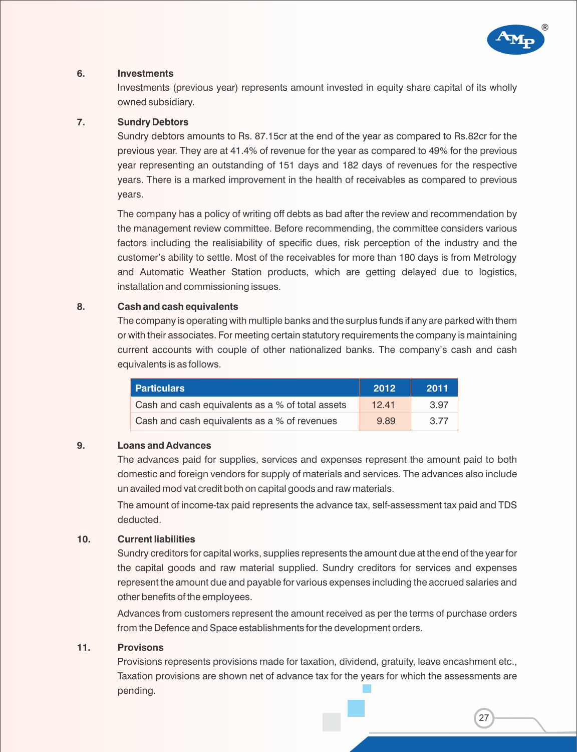**6. Investments**

Investments (previous year) represents amount invested in equity share capital of its wholly owned subsidiary.

**7. Sundry Debtors**

Sundry debtors amounts to Rs. 87.15cr at the end of the year as compared to Rs.82cr for the previous year. They are at 41.4% of revenue for the year as compared to 49% for the previous year representing an outstanding of 151 days and 182 days of revenues for the respective years. There is a marked improvement in the health of receivables as compared to previous years.

The company has a policy of writing off debts as bad after the review and recommendation by the management review committee. Before recommending, the committee considers various factors including the realisiability of specific dues, risk perception of the industry and the customer's ability to settle. Most of the receivables for more than 180 days is from Metrology and Automatic Weather Station products, which are getting delayed due to logistics, installation and commissioning issues.

**8. Cash and cash equivalents**

The company is operating with multiple banks and the surplus funds if any are parked with them or with their associates. For meeting certain statutory requirements the company is maintaining current accounts with couple of other nationalized banks. The company's cash and cash equivalents is as follows.

| Particulars | 2012 | 2011 |
|---|---|---|
| Cash and cash equivalents as a % of total assets | 12.41 | 3.97 |
| Cash and cash equivalents as a % of revenues | 9.89 | 3.77 |

**9. Loans and Advances**

The advances paid for supplies, services and expenses represent the amount paid to both domestic and foreign vendors for supply of materials and services. The advances also include un availed mod vat credit both on capital goods and raw materials.

The amount of income-tax paid represents the advance tax, self-assessment tax paid and TDS deducted.

**10. Current liabilities**

Sundry creditors for capital works, supplies represents the amount due at the end of the year for the capital goods and raw material supplied. Sundry creditors for services and expenses represent the amount due and payable for various expenses including the accrued salaries and other benefits of the employees.

Advances from customers represent the amount received as per the terms of purchase orders from the Defence and Space establishments for the development orders.

**11. Provisons**

Provisions represents provisions made for taxation, dividend, gratuity, leave encashment etc., Taxation provisions are shown net of advance tax for the years for which the assessments are pending.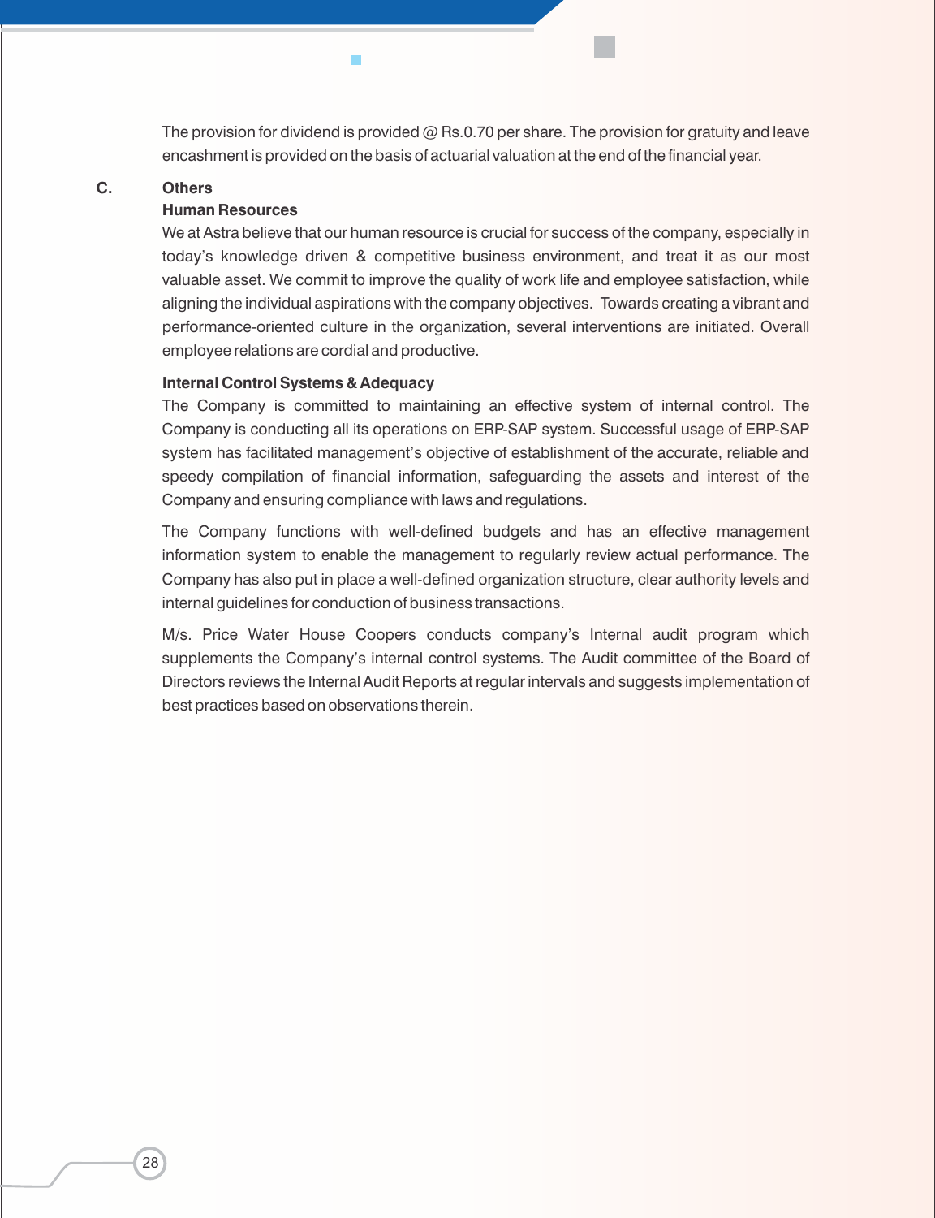The provision for dividend is provided @ Rs.0.70 per share. The provision for gratuity and leave encashment is provided on the basis of actuarial valuation at the end of the financial year.

**C. Others**

**Human Resources**

We at Astra believe that our human resource is crucial for success of the company, especially in today's knowledge driven & competitive business environment, and treat it as our most valuable asset. We commit to improve the quality of work life and employee satisfaction, while aligning the individual aspirations with the company objectives. Towards creating a vibrant and performance-oriented culture in the organization, several interventions are initiated. Overall employee relations are cordial and productive.

**Internal Control Systems & Adequacy**

The Company is committed to maintaining an effective system of internal control. The Company is conducting all its operations on ERP-SAP system. Successful usage of ERP-SAP system has facilitated management's objective of establishment of the accurate, reliable and speedy compilation of financial information, safeguarding the assets and interest of the Company and ensuring compliance with laws and regulations.

The Company functions with well-defined budgets and has an effective management information system to enable the management to regularly review actual performance. The Company has also put in place a well-defined organization structure, clear authority levels and internal guidelines for conduction of business transactions.

M/s. Price Water House Coopers conducts company's Internal audit program which supplements the Company's internal control systems. The Audit committee of the Board of Directors reviews the Internal Audit Reports at regular intervals and suggests implementation of best practices based on observations therein.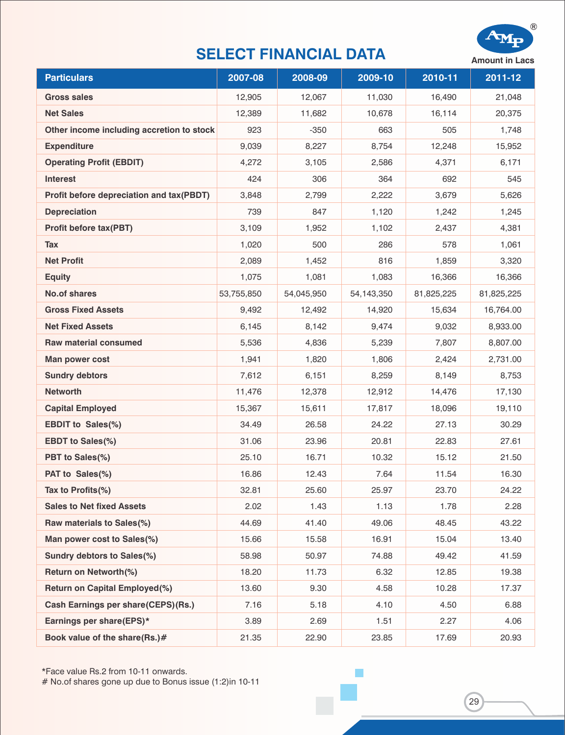# SELECT FINANCIAL DATA

Amount in Lacs

| Particulars | 2007-08 | 2008-09 | 2009-10 | 2010-11 | 2011-12 |
|---|---|---|---|---|---|
| Gross sales | 12,905 | 12,067 | 11,030 | 16,490 | 21,048 |
| Net Sales | 12,389 | 11,682 | 10,678 | 16,114 | 20,375 |
| Other income including accretion to stock | 923 | -350 | 663 | 505 | 1,748 |
| Expenditure | 9,039 | 8,227 | 8,754 | 12,248 | 15,952 |
| Operating Profit (EBDIT) | 4,272 | 3,105 | 2,586 | 4,371 | 6,171 |
| Interest | 424 | 306 | 364 | 692 | 545 |
| Profit before depreciation and tax(PBDT) | 3,848 | 2,799 | 2,222 | 3,679 | 5,626 |
| Depreciation | 739 | 847 | 1,120 | 1,242 | 1,245 |
| Profit before tax(PBT) | 3,109 | 1,952 | 1,102 | 2,437 | 4,381 |
| Tax | 1,020 | 500 | 286 | 578 | 1,061 |
| Net Profit | 2,089 | 1,452 | 816 | 1,859 | 3,320 |
| Equity | 1,075 | 1,081 | 1,083 | 16,366 | 16,366 |
| No.of shares | 53,755,850 | 54,045,950 | 54,143,350 | 81,825,225 | 81,825,225 |
| Gross Fixed Assets | 9,492 | 12,492 | 14,920 | 15,634 | 16,764.00 |
| Net Fixed Assets | 6,145 | 8,142 | 9,474 | 9,032 | 8,933.00 |
| Raw material consumed | 5,536 | 4,836 | 5,239 | 7,807 | 8,807.00 |
| Man power cost | 1,941 | 1,820 | 1,806 | 2,424 | 2,731.00 |
| Sundry debtors | 7,612 | 6,151 | 8,259 | 8,149 | 8,753 |
| Networth | 11,476 | 12,378 | 12,912 | 14,476 | 17,130 |
| Capital Employed | 15,367 | 15,611 | 17,817 | 18,096 | 19,110 |
| EBDIT to Sales(%) | 34.49 | 26.58 | 24.22 | 27.13 | 30.29 |
| EBDT to Sales(%) | 31.06 | 23.96 | 20.81 | 22.83 | 27.61 |
| PBT to Sales(%) | 25.10 | 16.71 | 10.32 | 15.12 | 21.50 |
| PAT to Sales(%) | 16.86 | 12.43 | 7.64 | 11.54 | 16.30 |
| Tax to Profits(%) | 32.81 | 25.60 | 25.97 | 23.70 | 24.22 |
| Sales to Net fixed Assets | 2.02 | 1.43 | 1.13 | 1.78 | 2.28 |
| Raw materials to Sales(%) | 44.69 | 41.40 | 49.06 | 48.45 | 43.22 |
| Man power cost to Sales(%) | 15.66 | 15.58 | 16.91 | 15.04 | 13.40 |
| Sundry debtors to Sales(%) | 58.98 | 50.97 | 74.88 | 49.42 | 41.59 |
| Return on Networth(%) | 18.20 | 11.73 | 6.32 | 12.85 | 19.38 |
| Return on Capital Employed(%) | 13.60 | 9.30 | 4.58 | 10.28 | 17.37 |
| Cash Earnings per share(CEPS)(Rs.) | 7.16 | 5.18 | 4.10 | 4.50 | 6.88 |
| Earnings per share(EPS)* | 3.89 | 2.69 | 1.51 | 2.27 | 4.06 |
| Book value of the share(Rs.)# | 21.35 | 22.90 | 23.85 | 17.69 | 20.93 |

*Face value Rs.2 from 10-11 onwards.
# No.of shares gone up due to Bonus issue (1:2)in 10-11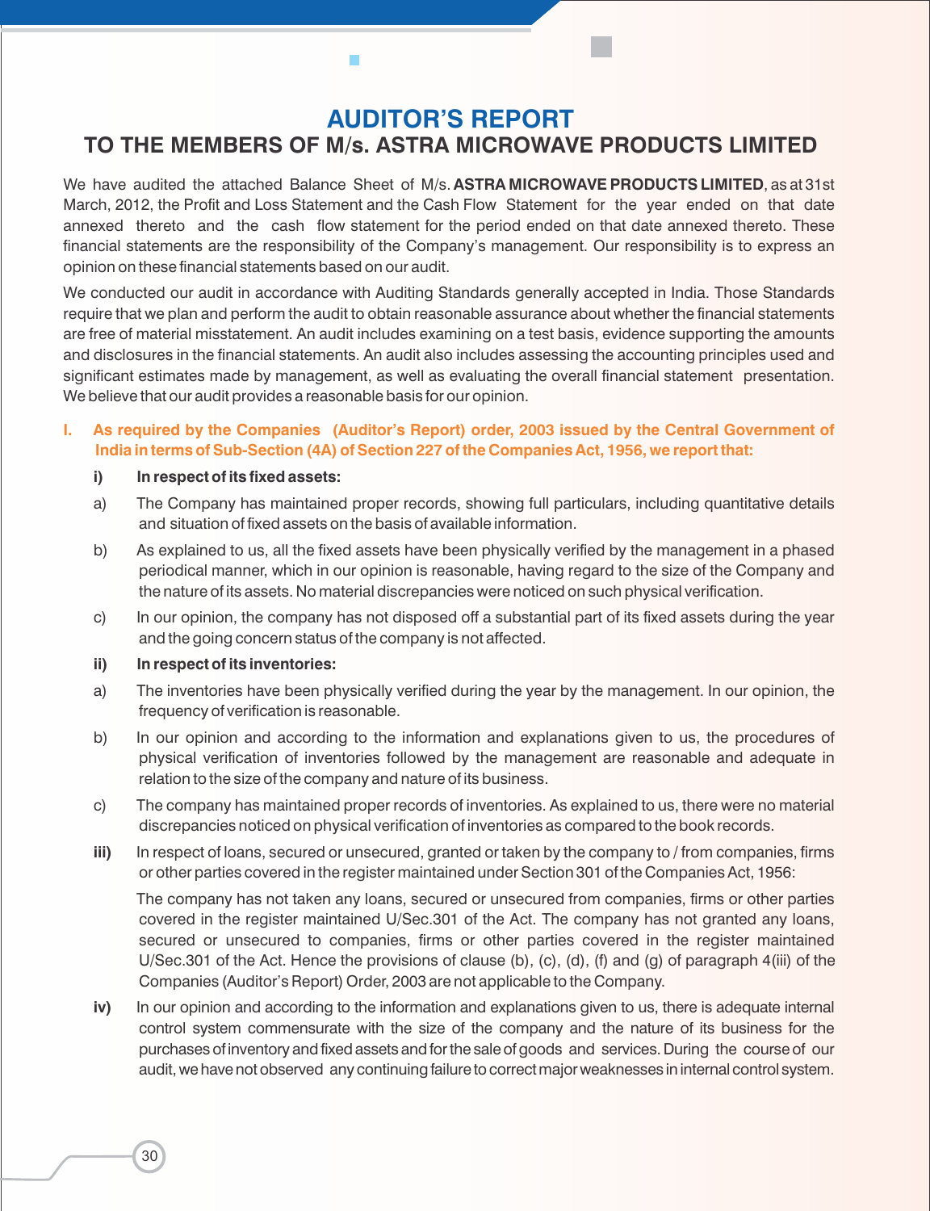# AUDITOR'S REPORT

## TO THE MEMBERS OF M/s. ASTRA MICROWAVE PRODUCTS LIMITED

We have audited the attached Balance Sheet of M/s. **ASTRA MICROWAVE PRODUCTS LIMITED**, as at 31st March, 2012, the Profit and Loss Statement and the Cash Flow Statement for the year ended on that date annexed thereto and the cash flow statement for the period ended on that date annexed thereto. These financial statements are the responsibility of the Company's management. Our responsibility is to express an opinion on these financial statements based on our audit.

We conducted our audit in accordance with Auditing Standards generally accepted in India. Those Standards require that we plan and perform the audit to obtain reasonable assurance about whether the financial statements are free of material misstatement. An audit includes examining on a test basis, evidence supporting the amounts and disclosures in the financial statements. An audit also includes assessing the accounting principles used and significant estimates made by management, as well as evaluating the overall financial statement presentation. We believe that our audit provides a reasonable basis for our opinion.

**I. As required by the Companies (Auditor's Report) order, 2003 issued by the Central Government of India in terms of Sub-Section (4A) of Section 227 of the Companies Act, 1956, we report that:**

**i) In respect of its fixed assets:**

a) The Company has maintained proper records, showing full particulars, including quantitative details and situation of fixed assets on the basis of available information.

b) As explained to us, all the fixed assets have been physically verified by the management in a phased periodical manner, which in our opinion is reasonable, having regard to the size of the Company and the nature of its assets. No material discrepancies were noticed on such physical verification.

c) In our opinion, the company has not disposed off a substantial part of its fixed assets during the year and the going concern status of the company is not affected.

**ii) In respect of its inventories:**

a) The inventories have been physically verified during the year by the management. In our opinion, the frequency of verification is reasonable.

b) In our opinion and according to the information and explanations given to us, the procedures of physical verification of inventories followed by the management are reasonable and adequate in relation to the size of the company and nature of its business.

c) The company has maintained proper records of inventories. As explained to us, there were no material discrepancies noticed on physical verification of inventories as compared to the book records.

**iii)** In respect of loans, secured or unsecured, granted or taken by the company to / from companies, firms or other parties covered in the register maintained under Section 301 of the Companies Act, 1956:

The company has not taken any loans, secured or unsecured from companies, firms or other parties covered in the register maintained U/Sec.301 of the Act. The company has not granted any loans, secured or unsecured to companies, firms or other parties covered in the register maintained U/Sec.301 of the Act. Hence the provisions of clause (b), (c), (d), (f) and (g) of paragraph 4(iii) of the Companies (Auditor's Report) Order, 2003 are not applicable to the Company.

**iv)** In our opinion and according to the information and explanations given to us, there is adequate internal control system commensurate with the size of the company and the nature of its business for the purchases of inventory and fixed assets and for the sale of goods and services. During the course of our audit, we have not observed any continuing failure to correct major weaknesses in internal control system.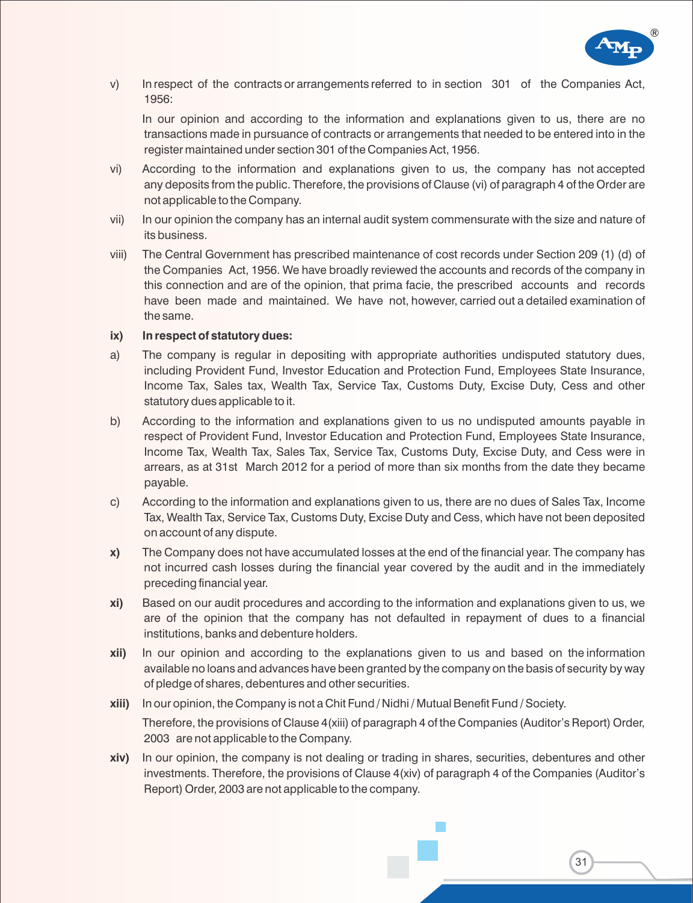v) In respect of the contracts or arrangements referred to in section 301 of the Companies Act, 1956:

In our opinion and according to the information and explanations given to us, there are no transactions made in pursuance of contracts or arrangements that needed to be entered into in the register maintained under section 301 of the Companies Act, 1956.

vi) According to the information and explanations given to us, the company has not accepted any deposits from the public. Therefore, the provisions of Clause (vi) of paragraph 4 of the Order are not applicable to the Company.

vii) In our opinion the company has an internal audit system commensurate with the size and nature of its business.

viii) The Central Government has prescribed maintenance of cost records under Section 209 (1) (d) of the Companies Act, 1956. We have broadly reviewed the accounts and records of the company in this connection and are of the opinion, that prima facie, the prescribed accounts and records have been made and maintained. We have not, however, carried out a detailed examination of the same.

**ix) In respect of statutory dues:**

a) The company is regular in depositing with appropriate authorities undisputed statutory dues, including Provident Fund, Investor Education and Protection Fund, Employees State Insurance, Income Tax, Sales tax, Wealth Tax, Service Tax, Customs Duty, Excise Duty, Cess and other statutory dues applicable to it.

b) According to the information and explanations given to us no undisputed amounts payable in respect of Provident Fund, Investor Education and Protection Fund, Employees State Insurance, Income Tax, Wealth Tax, Sales Tax, Service Tax, Customs Duty, Excise Duty, and Cess were in arrears, as at 31st March 2012 for a period of more than six months from the date they became payable.

c) According to the information and explanations given to us, there are no dues of Sales Tax, Income Tax, Wealth Tax, Service Tax, Customs Duty, Excise Duty and Cess, which have not been deposited on account of any dispute.

**x)** The Company does not have accumulated losses at the end of the financial year. The company has not incurred cash losses during the financial year covered by the audit and in the immediately preceding financial year.

**xi)** Based on our audit procedures and according to the information and explanations given to us, we are of the opinion that the company has not defaulted in repayment of dues to a financial institutions, banks and debenture holders.

**xii)** In our opinion and according to the explanations given to us and based on the information available no loans and advances have been granted by the company on the basis of security by way of pledge of shares, debentures and other securities.

**xiii)** In our opinion, the Company is not a Chit Fund / Nidhi / Mutual Benefit Fund / Society.

Therefore, the provisions of Clause 4(xiii) of paragraph 4 of the Companies (Auditor's Report) Order, 2003 are not applicable to the Company.

**xiv)** In our opinion, the company is not dealing or trading in shares, securities, debentures and other investments. Therefore, the provisions of Clause 4(xiv) of paragraph 4 of the Companies (Auditor's Report) Order, 2003 are not applicable to the company.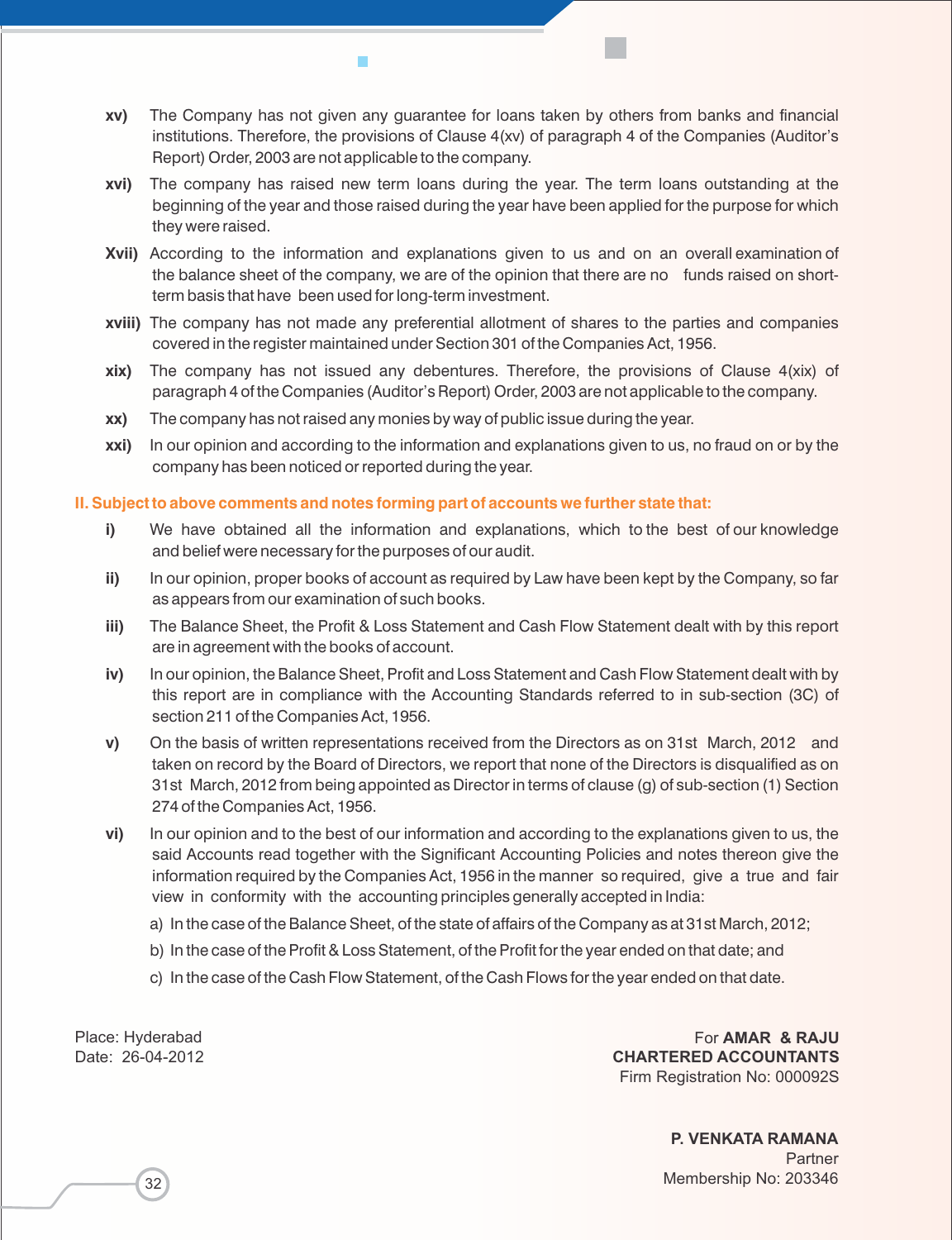**xv)** The Company has not given any guarantee for loans taken by others from banks and financial institutions. Therefore, the provisions of Clause 4(xv) of paragraph 4 of the Companies (Auditor's Report) Order, 2003 are not applicable to the company.

**xvi)** The company has raised new term loans during the year. The term loans outstanding at the beginning of the year and those raised during the year have been applied for the purpose for which they were raised.

**Xvii)** According to the information and explanations given to us and on an overall examination of the balance sheet of the company, we are of the opinion that there are no funds raised on short-term basis that have been used for long-term investment.

**xviii)** The company has not made any preferential allotment of shares to the parties and companies covered in the register maintained under Section 301 of the Companies Act, 1956.

**xix)** The company has not issued any debentures. Therefore, the provisions of Clause 4(xix) of paragraph 4 of the Companies (Auditor's Report) Order, 2003 are not applicable to the company.

**xx)** The company has not raised any monies by way of public issue during the year.

**xxi)** In our opinion and according to the information and explanations given to us, no fraud on or by the company has been noticed or reported during the year.

**II. Subject to above comments and notes forming part of accounts we further state that:**

**i)** We have obtained all the information and explanations, which to the best of our knowledge and belief were necessary for the purposes of our audit.

**ii)** In our opinion, proper books of account as required by Law have been kept by the Company, so far as appears from our examination of such books.

**iii)** The Balance Sheet, the Profit & Loss Statement and Cash Flow Statement dealt with by this report are in agreement with the books of account.

**iv)** In our opinion, the Balance Sheet, Profit and Loss Statement and Cash Flow Statement dealt with by this report are in compliance with the Accounting Standards referred to in sub-section (3C) of section 211 of the Companies Act, 1956.

**v)** On the basis of written representations received from the Directors as on 31st March, 2012 and taken on record by the Board of Directors, we report that none of the Directors is disqualified as on 31st March, 2012 from being appointed as Director in terms of clause (g) of sub-section (1) Section 274 of the Companies Act, 1956.

**vi)** In our opinion and to the best of our information and according to the explanations given to us, the said Accounts read together with the Significant Accounting Policies and notes thereon give the information required by the Companies Act, 1956 in the manner so required, give a true and fair view in conformity with the accounting principles generally accepted in India:

a) In the case of the Balance Sheet, of the state of affairs of the Company as at 31st March, 2012;

b) In the case of the Profit & Loss Statement, of the Profit for the year ended on that date; and

c) In the case of the Cash Flow Statement, of the Cash Flows for the year ended on that date.

Place: Hyderabad
Date: 26-04-2012

For **AMAR & RAJU**
**CHARTERED ACCOUNTANTS**
Firm Registration No: 000092S

**P. VENKATA RAMANA**
Partner
Membership No: 203346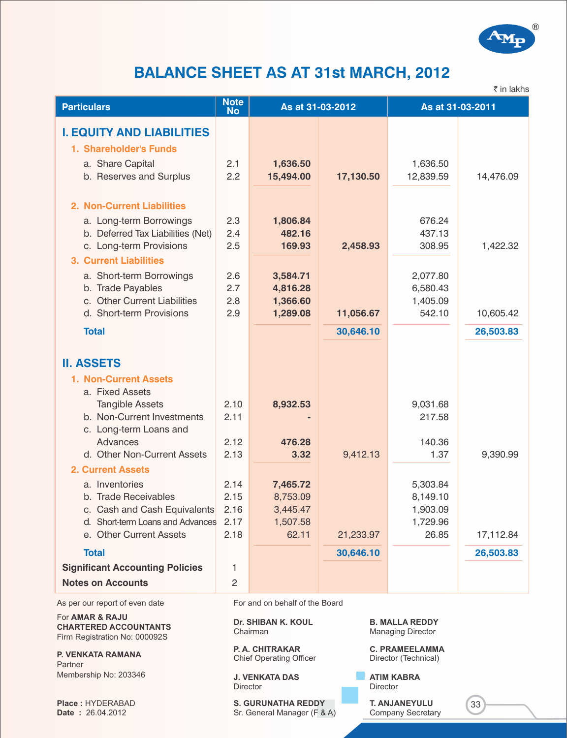# BALANCE SHEET AS AT 31st MARCH, 2012

₹ in lakhs

| Particulars | Note No | As at 31-03-2012 | | As at 31-03-2011 | |
|---|---|---|---|---|---|
| **I. EQUITY AND LIABILITIES** | | | | | |
| **1. Shareholder's Funds** | | | | | |
| a. Share Capital | 2.1 | **1,636.50** | | 1,636.50 | |
| b. Reserves and Surplus | 2.2 | **15,494.00** | **17,130.50** | 12,839.59 | 14,476.09 |
| **2. Non-Current Liabilities** | | | | | |
| a. Long-term Borrowings | 2.3 | **1,806.84** | | 676.24 | |
| b. Deferred Tax Liabilities (Net) | 2.4 | **482.16** | | 437.13 | |
| c. Long-term Provisions | 2.5 | **169.93** | **2,458.93** | 308.95 | 1,422.32 |
| **3. Current Liabilities** | | | | | |
| a. Short-term Borrowings | 2.6 | **3,584.71** | | 2,077.80 | |
| b. Trade Payables | 2.7 | **4,816.28** | | 6,580.43 | |
| c. Other Current Liabilities | 2.8 | **1,366.60** | | 1,405.09 | |
| d. Short-term Provisions | 2.9 | **1,289.08** | **11,056.67** | 542.10 | 10,605.42 |
| **Total** | | | **30,646.10** | | **26,503.83** |
| **II. ASSETS** | | | | | |
| **1. Non-Current Assets** | | | | | |
| a. Fixed Assets | | | | | |
| Tangible Assets | 2.10 | **8,932.53** | | 9,031.68 | |
| b. Non-Current Investments | 2.11 | **-** | | 217.58 | |
| c. Long-term Loans and Advances | 2.12 | **476.28** | | 140.36 | |
| d. Other Non-Current Assets | 2.13 | **3.32** | 9,412.13 | 1.37 | 9,390.99 |
| **2. Current Assets** | | | | | |
| a. Inventories | 2.14 | **7,465.72** | | 5,303.84 | |
| b. Trade Receivables | 2.15 | 8,753.09 | | 8,149.10 | |
| c. Cash and Cash Equivalents | 2.16 | 3,445.47 | | 1,903.09 | |
| d. Short-term Loans and Advances | 2.17 | 1,507.58 | | 1,729.96 | |
| e. Other Current Assets | 2.18 | 62.11 | 21,233.97 | 26.85 | 17,112.84 |
| **Total** | | | **30,646.10** | | **26,503.83** |
| **Significant Accounting Policies** | 1 | | | | |
| **Notes on Accounts** | 2 | | | | |

As per our report of even date

For **AMAR & RAJU**
**CHARTERED ACCOUNTANTS**
Firm Registration No: 000092S

**P. VENKATA RAMANA**
Partner
Membership No: 203346

**Place :** HYDERABAD
**Date :** 26.04.2012

For and on behalf of the Board

**Dr. SHIBAN K. KOUL**
Chairman

**B. MALLA REDDY**
Managing Director

**P. A. CHITRAKAR**
Chief Operating Officer

**C. PRAMEELAMMA**
Director (Technical)

**J. VENKATA DAS**
Director

**ATIM KABRA**
Director

**S. GURUNATHA REDDY**
Sr. General Manager (F & A)

**T. ANJANEYULU**
Company Secretary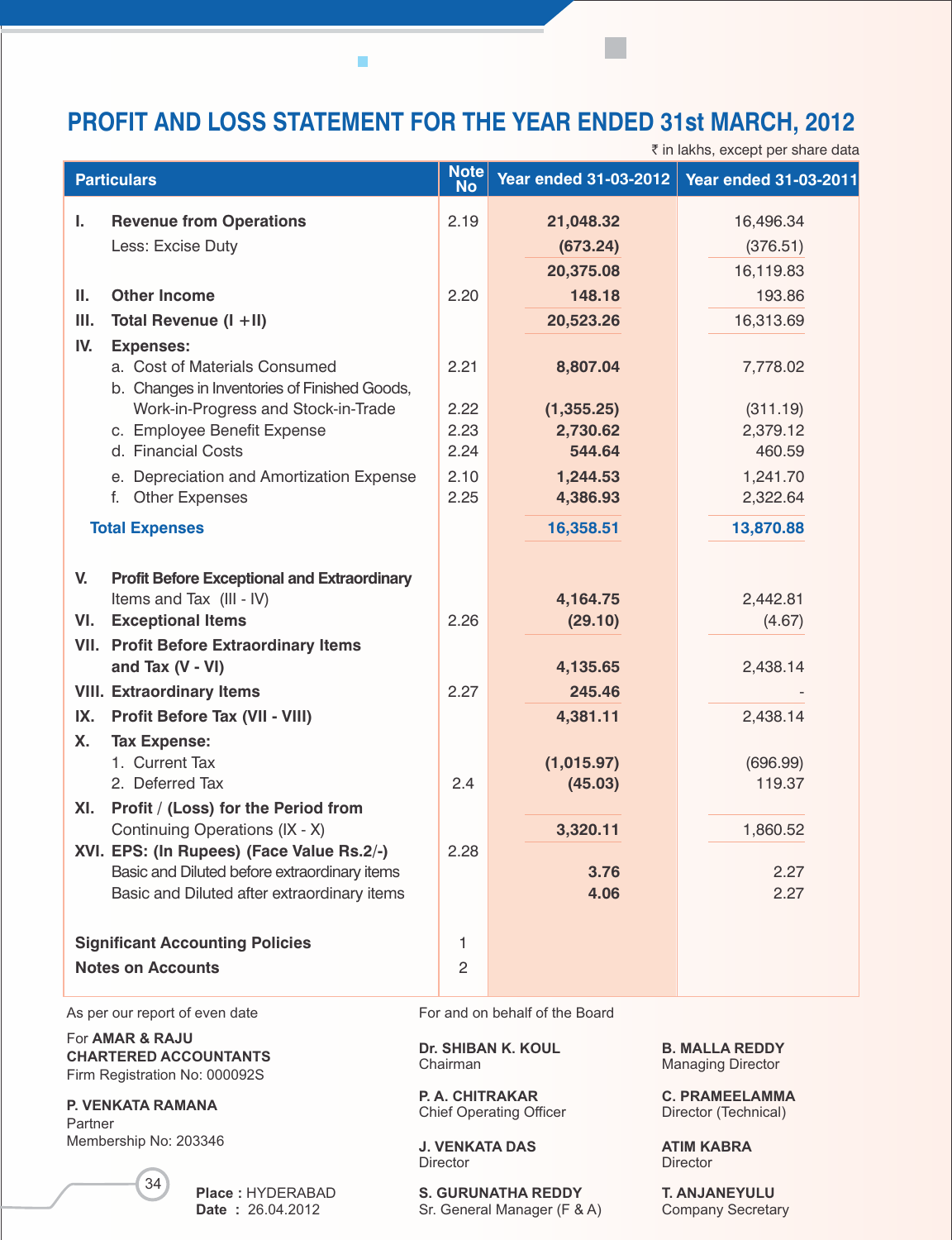# PROFIT AND LOSS STATEMENT FOR THE YEAR ENDED 31st MARCH, 2012

₹ in lakhs, except per share data

| Particulars | Note No | Year ended 31-03-2012 | Year ended 31-03-2011 |
|---|---|---|---|
| **I. Revenue from Operations** | 2.19 | **21,048.32** | 16,496.34 |
| Less: Excise Duty | | **(673.24)** | (376.51) |
| | | **20,375.08** | 16,119.83 |
| **II. Other Income** | 2.20 | **148.18** | 193.86 |
| **III. Total Revenue (I +II)** | | **20,523.26** | 16,313.69 |
| **IV. Expenses:** | | | |
| a. Cost of Materials Consumed | 2.21 | **8,807.04** | 7,778.02 |
| b. Changes in Inventories of Finished Goods, Work-in-Progress and Stock-in-Trade | 2.22 | **(1,355.25)** | (311.19) |
| c. Employee Benefit Expense | 2.23 | **2,730.62** | 2,379.12 |
| d. Financial Costs | 2.24 | **544.64** | 460.59 |
| e. Depreciation and Amortization Expense | 2.10 | **1,244.53** | 1,241.70 |
| f. Other Expenses | 2.25 | **4,386.93** | 2,322.64 |
| **Total Expenses** | | **16,358.51** | **13,870.88** |
| **V. Profit Before Exceptional and Extraordinary** Items and Tax (III - IV) | | **4,164.75** | 2,442.81 |
| **VI. Exceptional Items** | 2.26 | **(29.10)** | (4.67) |
| **VII. Profit Before Extraordinary Items and Tax (V - VI)** | | **4,135.65** | 2,438.14 |
| **VIII. Extraordinary Items** | 2.27 | **245.46** | - |
| **IX. Profit Before Tax (VII - VIII)** | | **4,381.11** | 2,438.14 |
| **X. Tax Expense:** | | | |
| 1. Current Tax | | **(1,015.97)** | (696.99) |
| 2. Deferred Tax | 2.4 | **(45.03)** | 119.37 |
| **XI. Profit / (Loss) for the Period from** Continuing Operations (IX - X) | | **3,320.11** | 1,860.52 |
| **XVI. EPS: (In Rupees) (Face Value Rs.2/-)** | 2.28 | | |
| Basic and Diluted before extraordinary items | | **3.76** | 2.27 |
| Basic and Diluted after extraordinary items | | **4.06** | 2.27 |
| **Significant Accounting Policies** | 1 | | |
| **Notes on Accounts** | 2 | | |

As per our report of even date

For **AMAR & RAJU**
**CHARTERED ACCOUNTANTS**
Firm Registration No: 000092S

**P. VENKATA RAMANA**
Partner
Membership No: 203346

**Place :** HYDERABAD
**Date :** 26.04.2012

For and on behalf of the Board

**Dr. SHIBAN K. KOUL**
Chairman

**B. MALLA REDDY**
Managing Director

**P. A. CHITRAKAR**
Chief Operating Officer

**C. PRAMEELAMMA**
Director (Technical)

**J. VENKATA DAS**
Director

**ATIM KABRA**
Director

**S. GURUNATHA REDDY**
Sr. General Manager (F & A)

**T. ANJANEYULU**
Company Secretary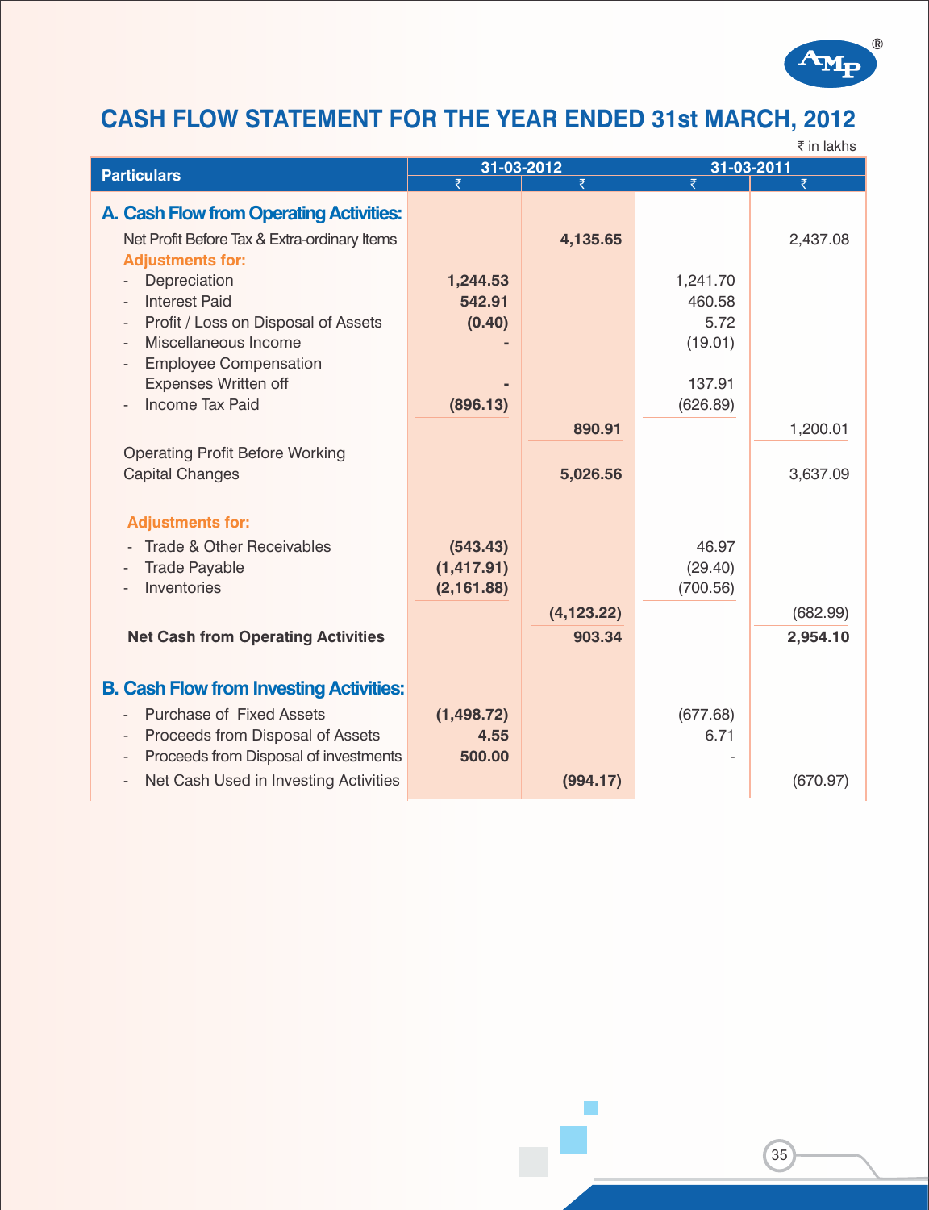# CASH FLOW STATEMENT FOR THE YEAR ENDED 31st MARCH, 2012

₹ in lakhs

| Particulars | 31-03-2012 | | 31-03-2011 | |
|---|---|---|---|---|
| | ₹ | ₹ | ₹ | ₹ |
| **A. Cash Flow from Operating Activities:** | | | | |
| Net Profit Before Tax & Extra-ordinary Items | | **4,135.65** | | 2,437.08 |
| **Adjustments for:** | | | | |
| - Depreciation | **1,244.53** | | 1,241.70 | |
| - Interest Paid | **542.91** | | 460.58 | |
| - Profit / Loss on Disposal of Assets | **(0.40)** | | 5.72 | |
| - Miscellaneous Income | **-** | | (19.01) | |
| - Employee Compensation Expenses Written off | **-** | | 137.91 | |
| - Income Tax Paid | **(896.13)** | | (626.89) | |
| | | **890.91** | | 1,200.01 |
| Operating Profit Before Working Capital Changes | | **5,026.56** | | 3,637.09 |
| **Adjustments for:** | | | | |
| - Trade & Other Receivables | **(543.43)** | | 46.97 | |
| - Trade Payable | **(1,417.91)** | | (29.40) | |
| - Inventories | **(2,161.88)** | | (700.56) | |
| | | **(4,123.22)** | | (682.99) |
| **Net Cash from Operating Activities** | | **903.34** | | **2,954.10** |
| **B. Cash Flow from Investing Activities:** | | | | |
| - Purchase of Fixed Assets | **(1,498.72)** | | (677.68) | |
| - Proceeds from Disposal of Assets | **4.55** | | 6.71 | |
| - Proceeds from Disposal of investments | **500.00** | | - | |
| - Net Cash Used in Investing Activities | | **(994.17)** | | (670.97) |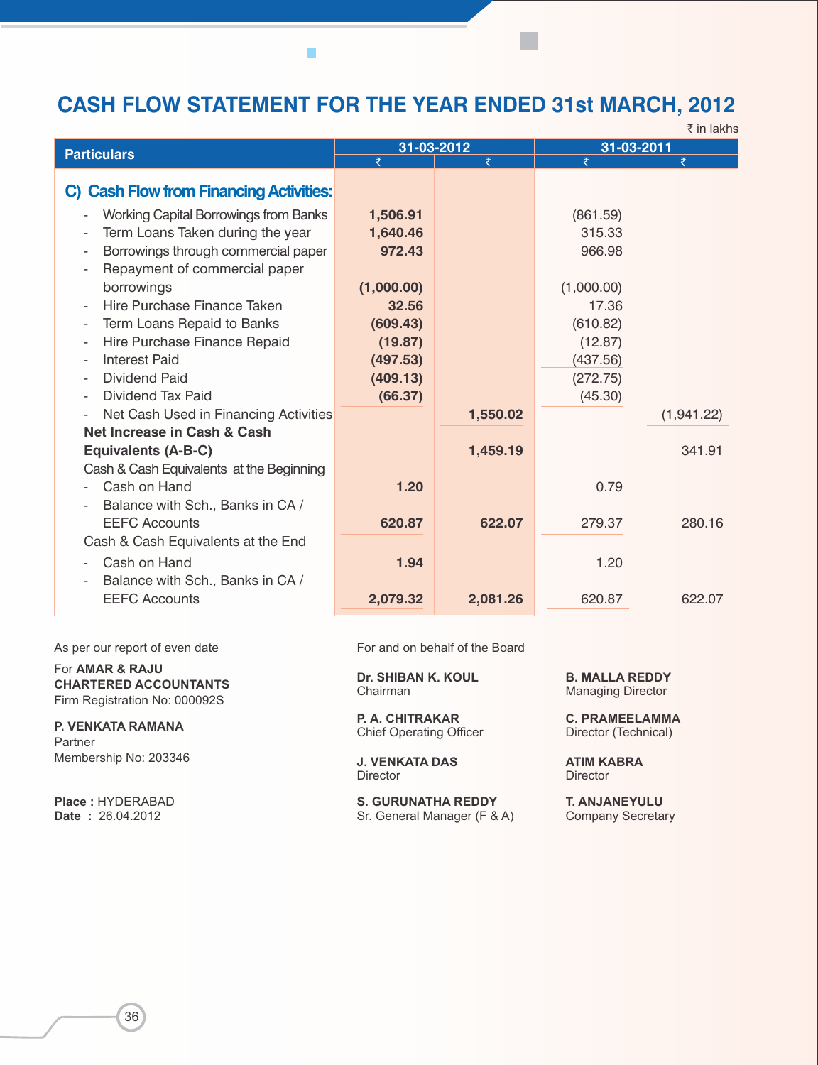# CASH FLOW STATEMENT FOR THE YEAR ENDED 31st MARCH, 2012

₹ in lakhs

| Particulars | 31-03-2012 ₹ | 31-03-2012 ₹ | 31-03-2011 ₹ | 31-03-2011 ₹ |
|---|---|---|---|---|
| **C) Cash Flow from Financing Activities:** | | | | |
| - Working Capital Borrowings from Banks | **1,506.91** | | (861.59) | |
| - Term Loans Taken during the year | **1,640.46** | | 315.33 | |
| - Borrowings through commercial paper | **972.43** | | 966.98 | |
| - Repayment of commercial paper borrowings | **(1,000.00)** | | (1,000.00) | |
| - Hire Purchase Finance Taken | **32.56** | | 17.36 | |
| - Term Loans Repaid to Banks | **(609.43)** | | (610.82) | |
| - Hire Purchase Finance Repaid | **(19.87)** | | (12.87) | |
| - Interest Paid | **(497.53)** | | (437.56) | |
| - Dividend Paid | **(409.13)** | | (272.75) | |
| - Dividend Tax Paid | **(66.37)** | | (45.30) | |
| - Net Cash Used in Financing Activities | | **1,550.02** | | (1,941.22) |
| **Net Increase in Cash & Cash Equivalents (A-B-C)** | | **1,459.19** | | 341.91 |
| Cash & Cash Equivalents at the Beginning | | | | |
| - Cash on Hand | **1.20** | | 0.79 | |
| - Balance with Sch., Banks in CA / EEFC Accounts | **620.87** | **622.07** | 279.37 | 280.16 |
| Cash & Cash Equivalents at the End | | | | |
| - Cash on Hand | **1.94** | | 1.20 | |
| - Balance with Sch., Banks in CA / EEFC Accounts | **2,079.32** | **2,081.26** | 620.87 | 622.07 |

As per our report of even date

For **AMAR & RAJU**
**CHARTERED ACCOUNTANTS**
Firm Registration No: 000092S

**P. VENKATA RAMANA**
Partner
Membership No: 203346

**Place :** HYDERABAD
**Date :** 26.04.2012

For and on behalf of the Board

**Dr. SHIBAN K. KOUL**
Chairman

**B. MALLA REDDY**
Managing Director

**P. A. CHITRAKAR**
Chief Operating Officer

**C. PRAMEELAMMA**
Director (Technical)

**J. VENKATA DAS**
Director

**ATIM KABRA**
Director

**S. GURUNATHA REDDY**
Sr. General Manager (F & A)

**T. ANJANEYULU**
Company Secretary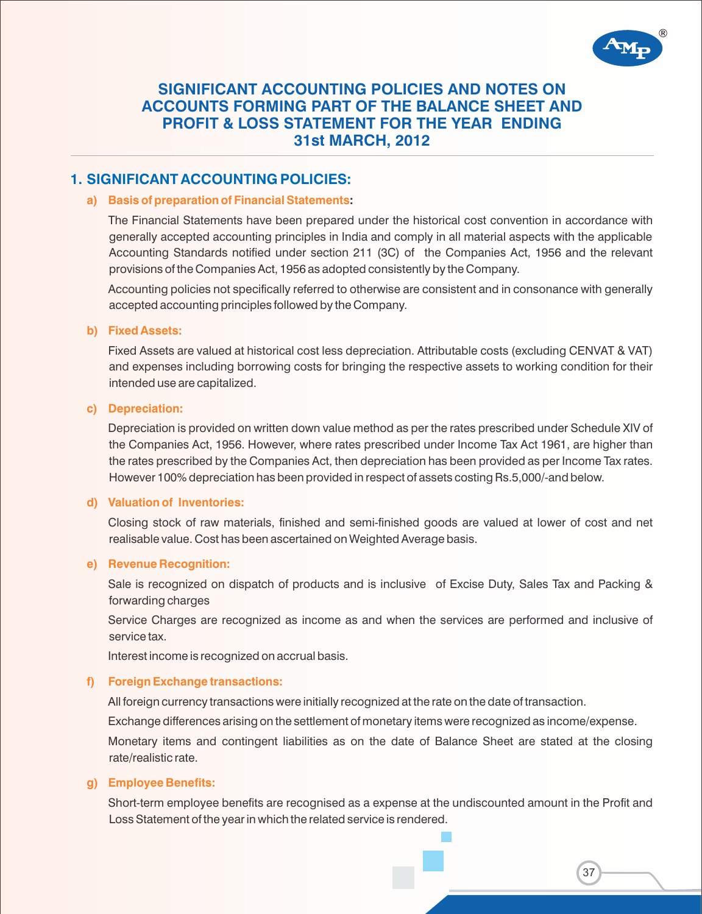# SIGNIFICANT ACCOUNTING POLICIES AND NOTES ON ACCOUNTS FORMING PART OF THE BALANCE SHEET AND PROFIT & LOSS STATEMENT FOR THE YEAR ENDING 31st MARCH, 2012

## 1. SIGNIFICANT ACCOUNTING POLICIES:

### a) Basis of preparation of Financial Statements:

The Financial Statements have been prepared under the historical cost convention in accordance with generally accepted accounting principles in India and comply in all material aspects with the applicable Accounting Standards notified under section 211 (3C) of the Companies Act, 1956 and the relevant provisions of the Companies Act, 1956 as adopted consistently by the Company.

Accounting policies not specifically referred to otherwise are consistent and in consonance with generally accepted accounting principles followed by the Company.

### b) Fixed Assets:

Fixed Assets are valued at historical cost less depreciation. Attributable costs (excluding CENVAT & VAT) and expenses including borrowing costs for bringing the respective assets to working condition for their intended use are capitalized.

### c) Depreciation:

Depreciation is provided on written down value method as per the rates prescribed under Schedule XIV of the Companies Act, 1956. However, where rates prescribed under Income Tax Act 1961, are higher than the rates prescribed by the Companies Act, then depreciation has been provided as per Income Tax rates. However 100% depreciation has been provided in respect of assets costing Rs.5,000/-and below.

### d) Valuation of Inventories:

Closing stock of raw materials, finished and semi-finished goods are valued at lower of cost and net realisable value. Cost has been ascertained on Weighted Average basis.

### e) Revenue Recognition:

Sale is recognized on dispatch of products and is inclusive of Excise Duty, Sales Tax and Packing & forwarding charges

Service Charges are recognized as income as and when the services are performed and inclusive of service tax.

Interest income is recognized on accrual basis.

### f) Foreign Exchange transactions:

All foreign currency transactions were initially recognized at the rate on the date of transaction.

Exchange differences arising on the settlement of monetary items were recognized as income/expense.

Monetary items and contingent liabilities as on the date of Balance Sheet are stated at the closing rate/realistic rate.

### g) Employee Benefits:

Short-term employee benefits are recognised as a expense at the undiscounted amount in the Profit and Loss Statement of the year in which the related service is rendered.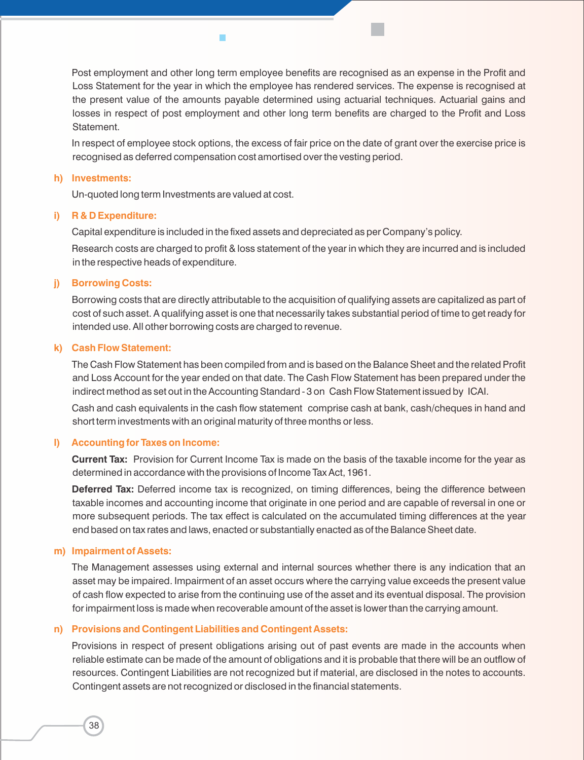Post employment and other long term employee benefits are recognised as an expense in the Profit and Loss Statement for the year in which the employee has rendered services. The expense is recognised at the present value of the amounts payable determined using actuarial techniques. Actuarial gains and losses in respect of post employment and other long term benefits are charged to the Profit and Loss Statement.

In respect of employee stock options, the excess of fair price on the date of grant over the exercise price is recognised as deferred compensation cost amortised over the vesting period.

**h) Investments:**

Un-quoted long term Investments are valued at cost.

**i) R & D Expenditure:**

Capital expenditure is included in the fixed assets and depreciated as per Company's policy.

Research costs are charged to profit & loss statement of the year in which they are incurred and is included in the respective heads of expenditure.

**j) Borrowing Costs:**

Borrowing costs that are directly attributable to the acquisition of qualifying assets are capitalized as part of cost of such asset. A qualifying asset is one that necessarily takes substantial period of time to get ready for intended use. All other borrowing costs are charged to revenue.

**k) Cash Flow Statement:**

The Cash Flow Statement has been compiled from and is based on the Balance Sheet and the related Profit and Loss Account for the year ended on that date. The Cash Flow Statement has been prepared under the indirect method as set out in the Accounting Standard - 3 on Cash Flow Statement issued by ICAI.

Cash and cash equivalents in the cash flow statement comprise cash at bank, cash/cheques in hand and short term investments with an original maturity of three months or less.

**l) Accounting for Taxes on Income:**

**Current Tax:** Provision for Current Income Tax is made on the basis of the taxable income for the year as determined in accordance with the provisions of Income Tax Act, 1961.

**Deferred Tax:** Deferred income tax is recognized, on timing differences, being the difference between taxable incomes and accounting income that originate in one period and are capable of reversal in one or more subsequent periods. The tax effect is calculated on the accumulated timing differences at the year end based on tax rates and laws, enacted or substantially enacted as of the Balance Sheet date.

**m) Impairment of Assets:**

The Management assesses using external and internal sources whether there is any indication that an asset may be impaired. Impairment of an asset occurs where the carrying value exceeds the present value of cash flow expected to arise from the continuing use of the asset and its eventual disposal. The provision for impairment loss is made when recoverable amount of the asset is lower than the carrying amount.

**n) Provisions and Contingent Liabilities and Contingent Assets:**

Provisions in respect of present obligations arising out of past events are made in the accounts when reliable estimate can be made of the amount of obligations and it is probable that there will be an outflow of resources. Contingent Liabilities are not recognized but if material, are disclosed in the notes to accounts. Contingent assets are not recognized or disclosed in the financial statements.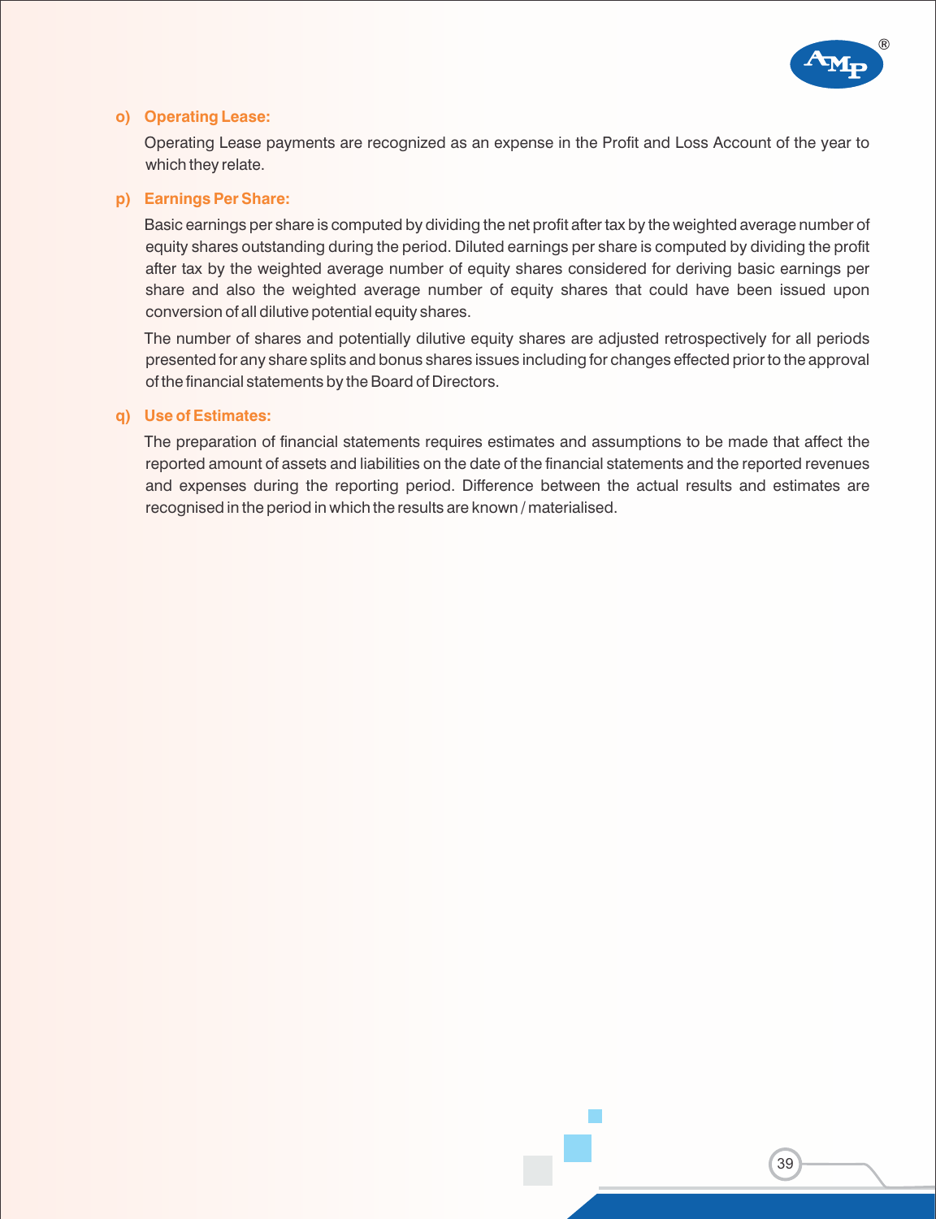**o) Operating Lease:**

Operating Lease payments are recognized as an expense in the Profit and Loss Account of the year to which they relate.

**p) Earnings Per Share:**

Basic earnings per share is computed by dividing the net profit after tax by the weighted average number of equity shares outstanding during the period. Diluted earnings per share is computed by dividing the profit after tax by the weighted average number of equity shares considered for deriving basic earnings per share and also the weighted average number of equity shares that could have been issued upon conversion of all dilutive potential equity shares.

The number of shares and potentially dilutive equity shares are adjusted retrospectively for all periods presented for any share splits and bonus shares issues including for changes effected prior to the approval of the financial statements by the Board of Directors.

**q) Use of Estimates:**

The preparation of financial statements requires estimates and assumptions to be made that affect the reported amount of assets and liabilities on the date of the financial statements and the reported revenues and expenses during the reporting period. Difference between the actual results and estimates are recognised in the period in which the results are known / materialised.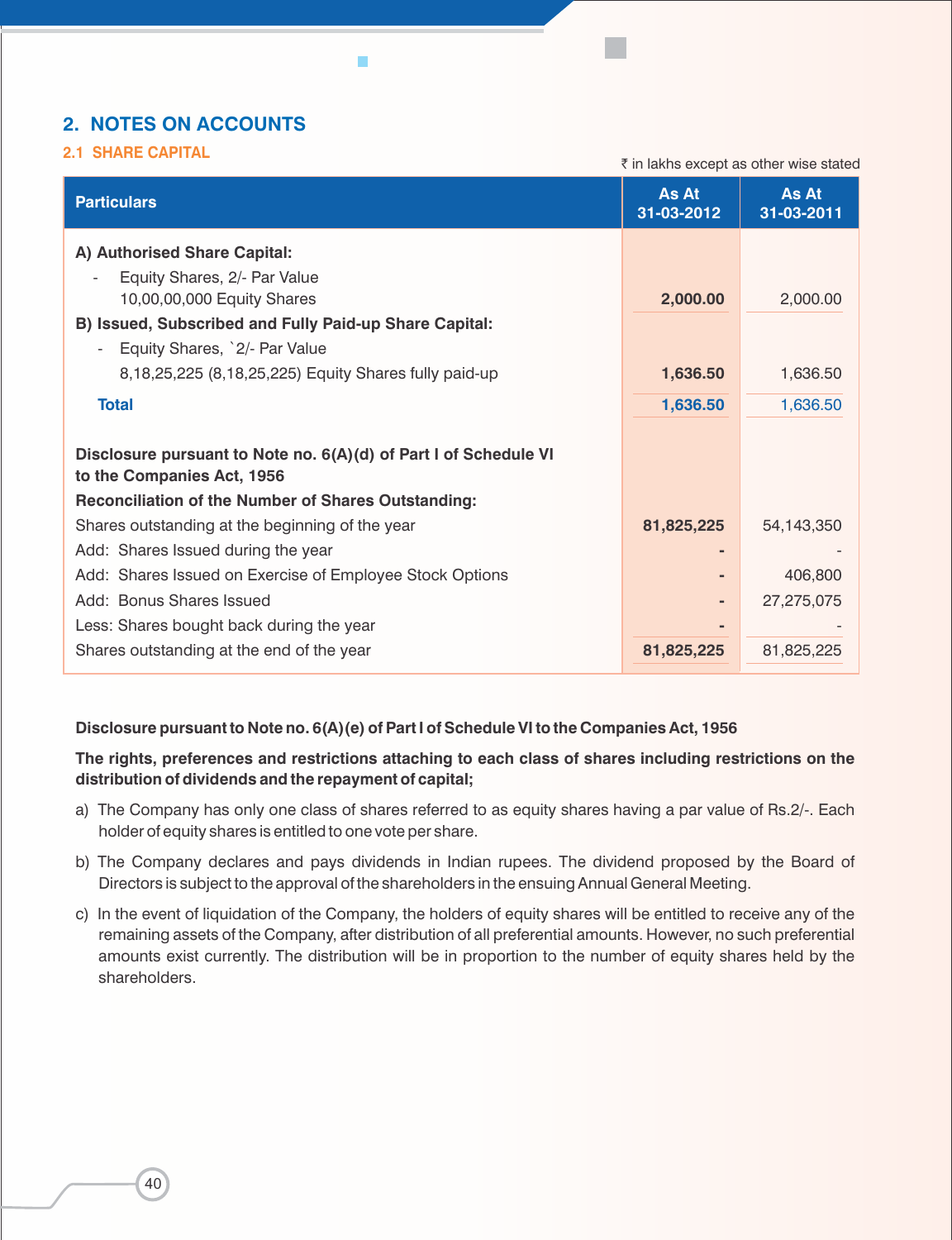## 2. NOTES ON ACCOUNTS

### 2.1 SHARE CAPITAL

₹ in lakhs except as other wise stated

| Particulars | As At 31-03-2012 | As At 31-03-2011 |
|---|---|---|
| **A) Authorised Share Capital:** | | |
| - Equity Shares, 2/- Par Value 10,00,00,000 Equity Shares | **2,000.00** | 2,000.00 |
| **B) Issued, Subscribed and Fully Paid-up Share Capital:** | | |
| - Equity Shares, `2/- Par Value 8,18,25,225 (8,18,25,225) Equity Shares fully paid-up | **1,636.50** | 1,636.50 |
| **Total** | **1,636.50** | 1,636.50 |
| **Disclosure pursuant to Note no. 6(A)(d) of Part I of Schedule VI to the Companies Act, 1956** | | |
| **Reconciliation of the Number of Shares Outstanding:** | | |
| Shares outstanding at the beginning of the year | **81,825,225** | 54,143,350 |
| Add: Shares Issued during the year | **-** | - |
| Add: Shares Issued on Exercise of Employee Stock Options | **-** | 406,800 |
| Add: Bonus Shares Issued | **-** | 27,275,075 |
| Less: Shares bought back during the year | **-** | - |
| Shares outstanding at the end of the year | **81,825,225** | 81,825,225 |

**Disclosure pursuant to Note no. 6(A)(e) of Part I of Schedule VI to the Companies Act, 1956**

**The rights, preferences and restrictions attaching to each class of shares including restrictions on the distribution of dividends and the repayment of capital;**

a) The Company has only one class of shares referred to as equity shares having a par value of Rs.2/-. Each holder of equity shares is entitled to one vote per share.

b) The Company declares and pays dividends in Indian rupees. The dividend proposed by the Board of Directors is subject to the approval of the shareholders in the ensuing Annual General Meeting.

c) In the event of liquidation of the Company, the holders of equity shares will be entitled to receive any of the remaining assets of the Company, after distribution of all preferential amounts. However, no such preferential amounts exist currently. The distribution will be in proportion to the number of equity shares held by the shareholders.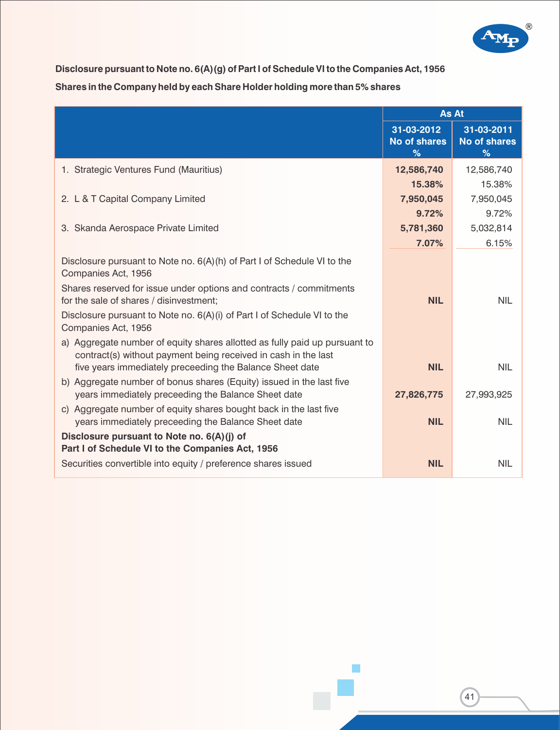**Disclosure pursuant to Note no. 6(A)(g) of Part I of Schedule VI to the Companies Act, 1956**

**Shares in the Company held by each Share Holder holding more than 5% shares**

| | As At | |
|---|---|---|
| | 31-03-2012 No of shares % | 31-03-2011 No of shares % |
| 1. Strategic Ventures Fund (Mauritius) | **12,586,740** | 12,586,740 |
| | **15.38%** | 15.38% |
| 2. L & T Capital Company Limited | **7,950,045** | 7,950,045 |
| | **9.72%** | 9.72% |
| 3. Skanda Aerospace Private Limited | **5,781,360** | 5,032,814 |
| | **7.07%** | 6.15% |
| Disclosure pursuant to Note no. 6(A)(h) of Part I of Schedule VI to the Companies Act, 1956 | | |
| Shares reserved for issue under options and contracts / commitments for the sale of shares / disinvestment; | **NIL** | NIL |
| Disclosure pursuant to Note no. 6(A)(i) of Part I of Schedule VI to the Companies Act, 1956 | | |
| a) Aggregate number of equity shares allotted as fully paid up pursuant to contract(s) without payment being received in cash in the last five years immediately preceeding the Balance Sheet date | **NIL** | NIL |
| b) Aggregate number of bonus shares (Equity) issued in the last five years immediately preceeding the Balance Sheet date | **27,826,775** | 27,993,925 |
| c) Aggregate number of equity shares bought back in the last five years immediately preceeding the Balance Sheet date | **NIL** | NIL |
| **Disclosure pursuant to Note no. 6(A)(j) of Part I of Schedule VI to the Companies Act, 1956** | | |
| Securities convertible into equity / preference shares issued | **NIL** | NIL |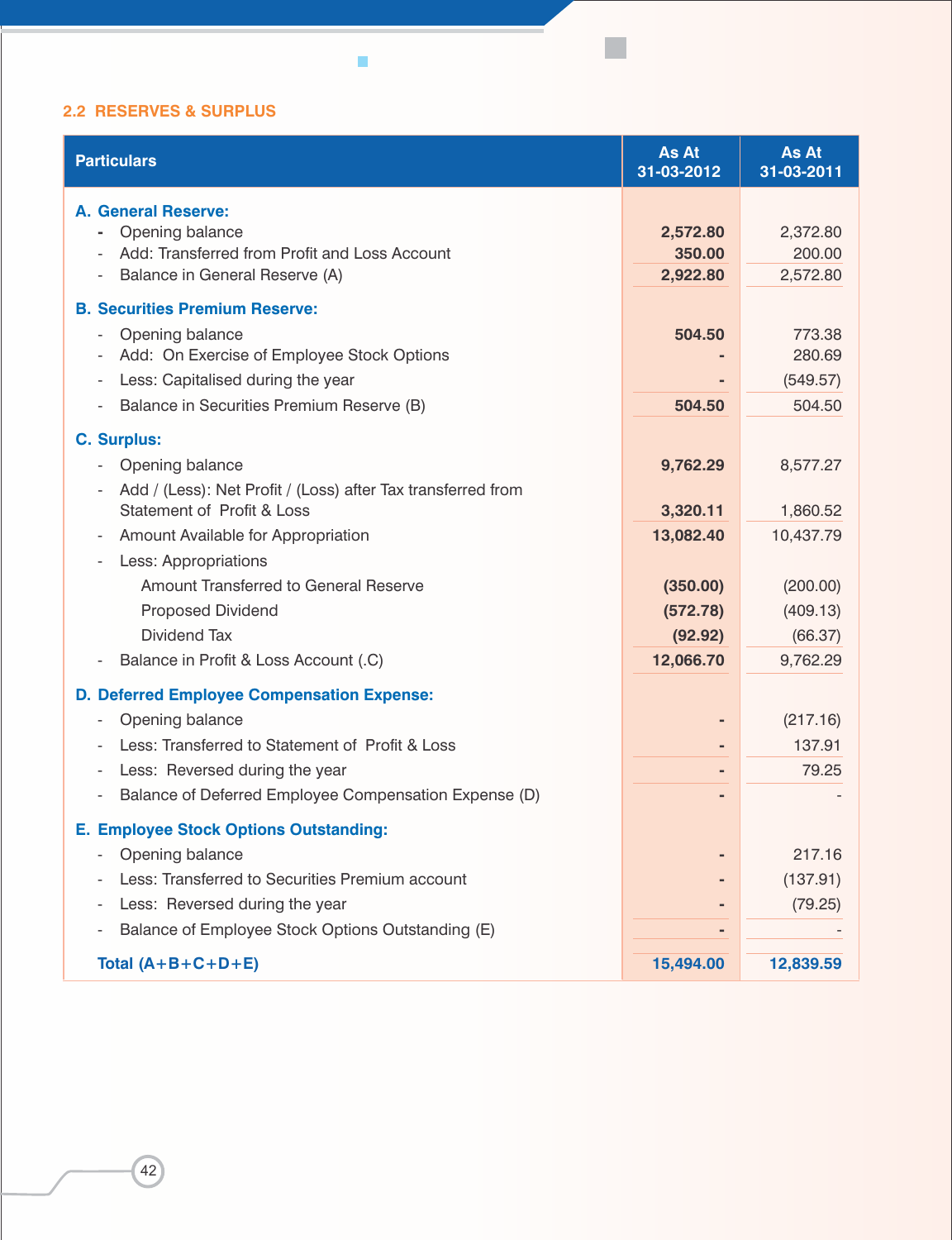## 2.2 RESERVES & SURPLUS

| Particulars | As At 31-03-2012 | As At 31-03-2011 |
|---|---|---|
| **A. General Reserve:** | | |
| - Opening balance | **2,572.80** | 2,372.80 |
| - Add: Transferred from Profit and Loss Account | **350.00** | 200.00 |
| - Balance in General Reserve (A) | **2,922.80** | 2,572.80 |
| **B. Securities Premium Reserve:** | | |
| - Opening balance | **504.50** | 773.38 |
| - Add: On Exercise of Employee Stock Options | **-** | 280.69 |
| - Less: Capitalised during the year | **-** | (549.57) |
| - Balance in Securities Premium Reserve (B) | **504.50** | 504.50 |
| **C. Surplus:** | | |
| - Opening balance | **9,762.29** | 8,577.27 |
| - Add / (Less): Net Profit / (Loss) after Tax transferred from Statement of Profit & Loss | **3,320.11** | 1,860.52 |
| - Amount Available for Appropriation | **13,082.40** | 10,437.79 |
| - Less: Appropriations | | |
| Amount Transferred to General Reserve | **(350.00)** | (200.00) |
| Proposed Dividend | **(572.78)** | (409.13) |
| Dividend Tax | **(92.92)** | (66.37) |
| - Balance in Profit & Loss Account (.C) | **12,066.70** | 9,762.29 |
| **D. Deferred Employee Compensation Expense:** | | |
| - Opening balance | **-** | (217.16) |
| - Less: Transferred to Statement of Profit & Loss | **-** | 137.91 |
| - Less: Reversed during the year | **-** | 79.25 |
| - Balance of Deferred Employee Compensation Expense (D) | **-** | - |
| **E. Employee Stock Options Outstanding:** | | |
| - Opening balance | **-** | 217.16 |
| - Less: Transferred to Securities Premium account | **-** | (137.91) |
| - Less: Reversed during the year | **-** | (79.25) |
| - Balance of Employee Stock Options Outstanding (E) | **-** | - |
| **Total (A+B+C+D+E)** | **15,494.00** | **12,839.59** |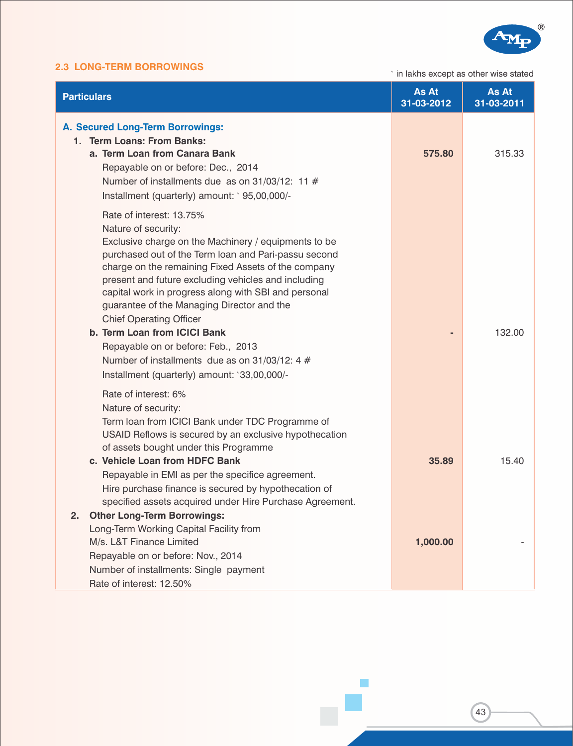## 2.3 LONG-TERM BORROWINGS

` in lakhs except as other wise stated

| Particulars | As At 31-03-2012 | As At 31-03-2011 |
|---|---|---|
| **A. Secured Long-Term Borrowings:** | | |
| **1. Term Loans: From Banks:** | | |
| **a. Term Loan from Canara Bank** | **575.80** | 315.33 |
| Repayable on or before: Dec., 2014 | | |
| Number of installments due as on 31/03/12: 11 # | | |
| Installment (quarterly) amount: ` 95,00,000/- | | |
| Rate of interest: 13.75% | | |
| Nature of security: | | |
| Exclusive charge on the Machinery / equipments to be purchased out of the Term loan and Pari-passu second charge on the remaining Fixed Assets of the company present and future excluding vehicles and including capital work in progress along with SBI and personal guarantee of the Managing Director and the Chief Operating Officer | | |
| **b. Term Loan from ICICI Bank** | **-** | 132.00 |
| Repayable on or before: Feb., 2013 | | |
| Number of installments due as on 31/03/12: 4 # | | |
| Installment (quarterly) amount: `33,00,000/- | | |
| Rate of interest: 6% | | |
| Nature of security: | | |
| Term loan from ICICI Bank under TDC Programme of USAID Reflows is secured by an exclusive hypothecation of assets bought under this Programme | | |
| **c. Vehicle Loan from HDFC Bank** | **35.89** | 15.40 |
| Repayable in EMI as per the specifice agreement. | | |
| Hire purchase finance is secured by hypothecation of specified assets acquired under Hire Purchase Agreement. | | |
| **2. Other Long-Term Borrowings:** | | |
| Long-Term Working Capital Facility from M/s. L&T Finance Limited | **1,000.00** | - |
| Repayable on or before: Nov., 2014 | | |
| Number of installments: Single payment | | |
| Rate of interest: 12.50% | | |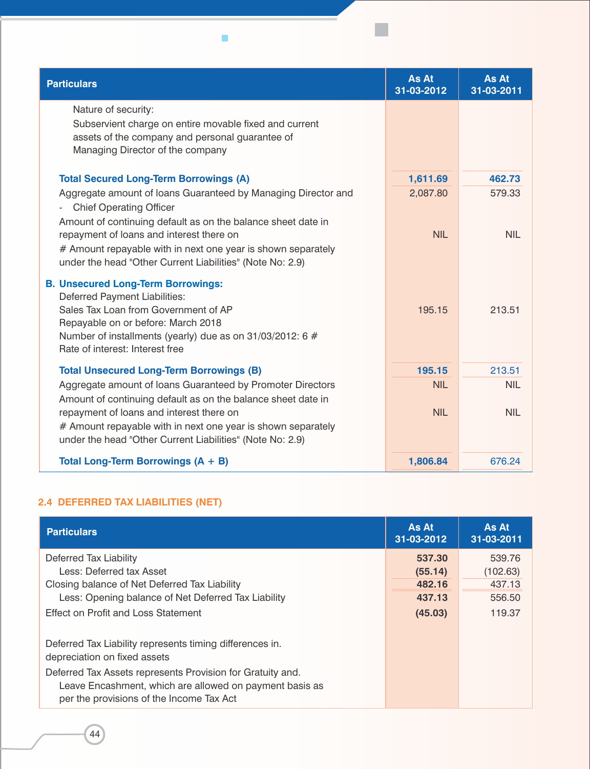| Particulars | As At 31-03-2012 | As At 31-03-2011 |
|---|---|---|
| Nature of security: Subservient charge on entire movable fixed and current assets of the company and personal guarantee of Managing Director of the company | | |
| **Total Secured Long-Term Borrowings (A)** | **1,611.69** | **462.73** |
| Aggregate amount of loans Guaranteed by Managing Director and - Chief Operating Officer | 2,087.80 | 579.33 |
| Amount of continuing default as on the balance sheet date in repayment of loans and interest there on | NIL | NIL |
| # Amount repayable with in next one year is shown separately under the head "Other Current Liabilities" (Note No: 2.9) | | |
| **B. Unsecured Long-Term Borrowings:** | | |
| Deferred Payment Liabilities: | | |
| Sales Tax Loan from Government of AP | 195.15 | 213.51 |
| Repayable on or before: March 2018 | | |
| Number of installments (yearly) due as on 31/03/2012: 6 # | | |
| Rate of interest: Interest free | | |
| **Total Unsecured Long-Term Borrowings (B)** | **195.15** | 213.51 |
| Aggregate amount of loans Guaranteed by Promoter Directors | NIL | NIL |
| Amount of continuing default as on the balance sheet date in repayment of loans and interest there on | NIL | NIL |
| # Amount repayable with in next one year is shown separately under the head "Other Current Liabilities" (Note No: 2.9) | | |
| **Total Long-Term Borrowings (A + B)** | **1,806.84** | 676.24 |

## 2.4 DEFERRED TAX LIABILITIES (NET)

| Particulars | As At 31-03-2012 | As At 31-03-2011 |
|---|---|---|
| Deferred Tax Liability | **537.30** | 539.76 |
| Less: Deferred tax Asset | **(55.14)** | (102.63) |
| Closing balance of Net Deferred Tax Liability | **482.16** | 437.13 |
| Less: Opening balance of Net Deferred Tax Liability | **437.13** | 556.50 |
| Effect on Profit and Loss Statement | **(45.03)** | 119.37 |
| Deferred Tax Liability represents timing differences in. depreciation on fixed assets | | |
| Deferred Tax Assets represents Provision for Gratuity and. Leave Encashment, which are allowed on payment basis as per the provisions of the Income Tax Act | | |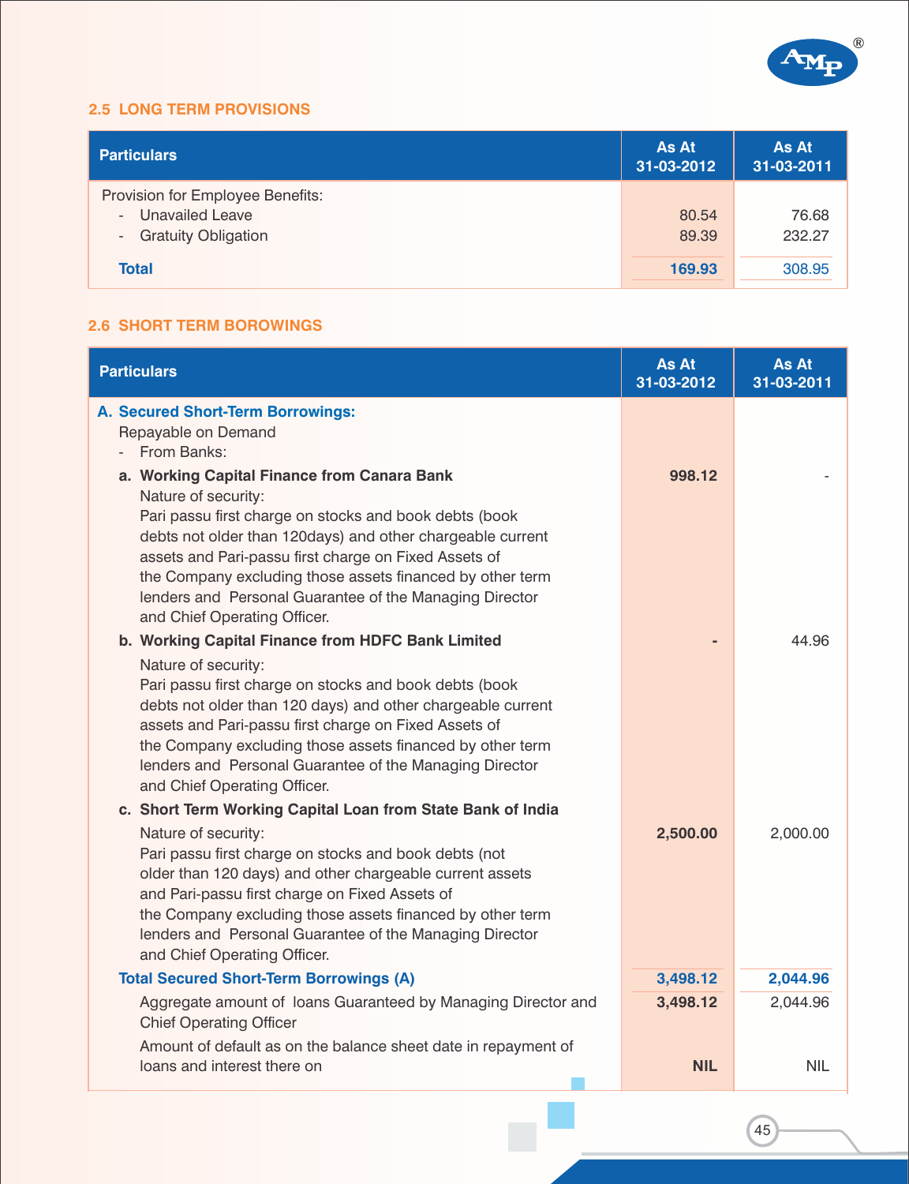### 2.5 LONG TERM PROVISIONS

| Particulars | As At 31-03-2012 | As At 31-03-2011 |
|---|---|---|
| Provision for Employee Benefits: | | |
| - Unavailed Leave | 80.54 | 76.68 |
| - Gratuity Obligation | 89.39 | 232.27 |
| **Total** | **169.93** | 308.95 |

### 2.6 SHORT TERM BOROWINGS

| Particulars | As At 31-03-2012 | As At 31-03-2011 |
|---|---|---|
| **A. Secured Short-Term Borrowings:** | | |
| Repayable on Demand | | |
| - From Banks: | | |
| **a. Working Capital Finance from Canara Bank** | **998.12** | - |
| Nature of security: Pari passu first charge on stocks and book debts (book debts not older than 120days) and other chargeable current assets and Pari-passu first charge on Fixed Assets of the Company excluding those assets financed by other term lenders and Personal Guarantee of the Managing Director and Chief Operating Officer. | | |
| **b. Working Capital Finance from HDFC Bank Limited** | **-** | 44.96 |
| Nature of security: Pari passu first charge on stocks and book debts (book debts not older than 120 days) and other chargeable current assets and Pari-passu first charge on Fixed Assets of the Company excluding those assets financed by other term lenders and Personal Guarantee of the Managing Director and Chief Operating Officer. | | |
| **c. Short Term Working Capital Loan from State Bank of India** | | |
| Nature of security: Pari passu first charge on stocks and book debts (not older than 120 days) and other chargeable current assets and Pari-passu first charge on Fixed Assets of the Company excluding those assets financed by other term lenders and Personal Guarantee of the Managing Director and Chief Operating Officer. | **2,500.00** | 2,000.00 |
| **Total Secured Short-Term Borrowings (A)** | **3,498.12** | **2,044.96** |
| Aggregate amount of loans Guaranteed by Managing Director and Chief Operating Officer | **3,498.12** | 2,044.96 |
| Amount of default as on the balance sheet date in repayment of loans and interest there on | **NIL** | NIL |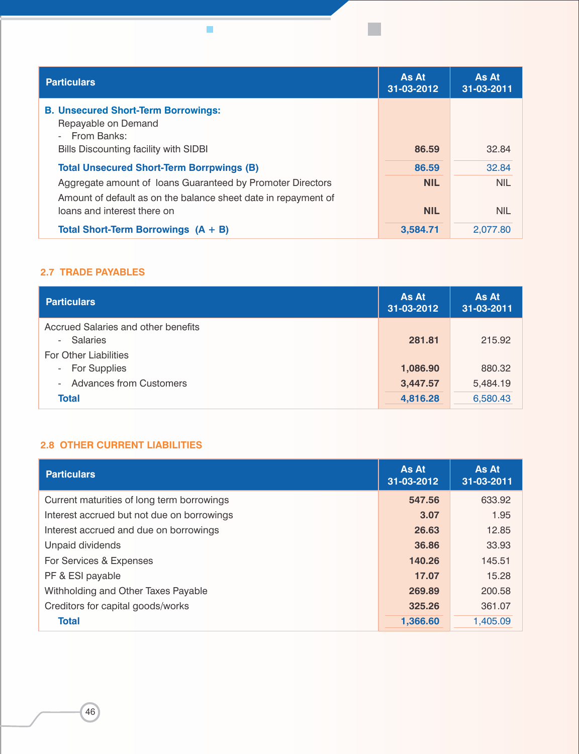| Particulars | As At 31-03-2012 | As At 31-03-2011 |
|---|---|---|
| **B. Unsecured Short-Term Borrowings:** | | |
| Repayable on Demand | | |
| - From Banks: | | |
| Bills Discounting facility with SIDBI | 86.59 | 32.84 |
| **Total Unsecured Short-Term Borrpwings (B)** | 86.59 | 32.84 |
| Aggregate amount of loans Guaranteed by Promoter Directors | NIL | NIL |
| Amount of default as on the balance sheet date in repayment of loans and interest there on | NIL | NIL |
| **Total Short-Term Borrowings (A + B)** | 3,584.71 | 2,077.80 |

## 2.7 TRADE PAYABLES

| Particulars | As At 31-03-2012 | As At 31-03-2011 |
|---|---|---|
| Accrued Salaries and other benefits | | |
| - Salaries | 281.81 | 215.92 |
| For Other Liabilities | | |
| - For Supplies | 1,086.90 | 880.32 |
| - Advances from Customers | 3,447.57 | 5,484.19 |
| **Total** | 4,816.28 | 6,580.43 |

## 2.8 OTHER CURRENT LIABILITIES

| Particulars | As At 31-03-2012 | As At 31-03-2011 |
|---|---|---|
| Current maturities of long term borrowings | 547.56 | 633.92 |
| Interest accrued but not due on borrowings | 3.07 | 1.95 |
| Interest accrued and due on borrowings | 26.63 | 12.85 |
| Unpaid dividends | 36.86 | 33.93 |
| For Services & Expenses | 140.26 | 145.51 |
| PF & ESI payable | 17.07 | 15.28 |
| Withholding and Other Taxes Payable | 269.89 | 200.58 |
| Creditors for capital goods/works | 325.26 | 361.07 |
| **Total** | 1,366.60 | 1,405.09 |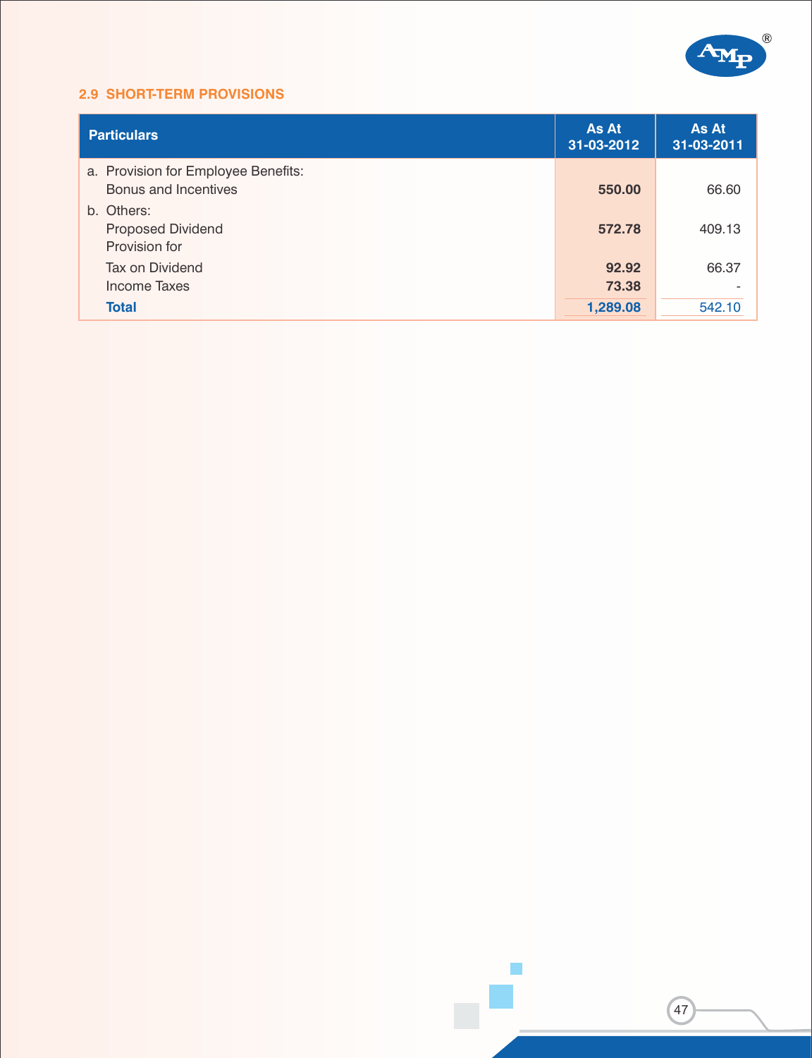## 2.9 SHORT-TERM PROVISIONS

| Particulars | As At 31-03-2012 | As At 31-03-2011 |
|---|---|---|
| a. Provision for Employee Benefits: | | |
| Bonus and Incentives | **550.00** | 66.60 |
| b. Others: | | |
| Proposed Dividend | **572.78** | 409.13 |
| Provision for | | |
| Tax on Dividend | **92.92** | 66.37 |
| Income Taxes | **73.38** | - |
| **Total** | **1,289.08** | 542.10 |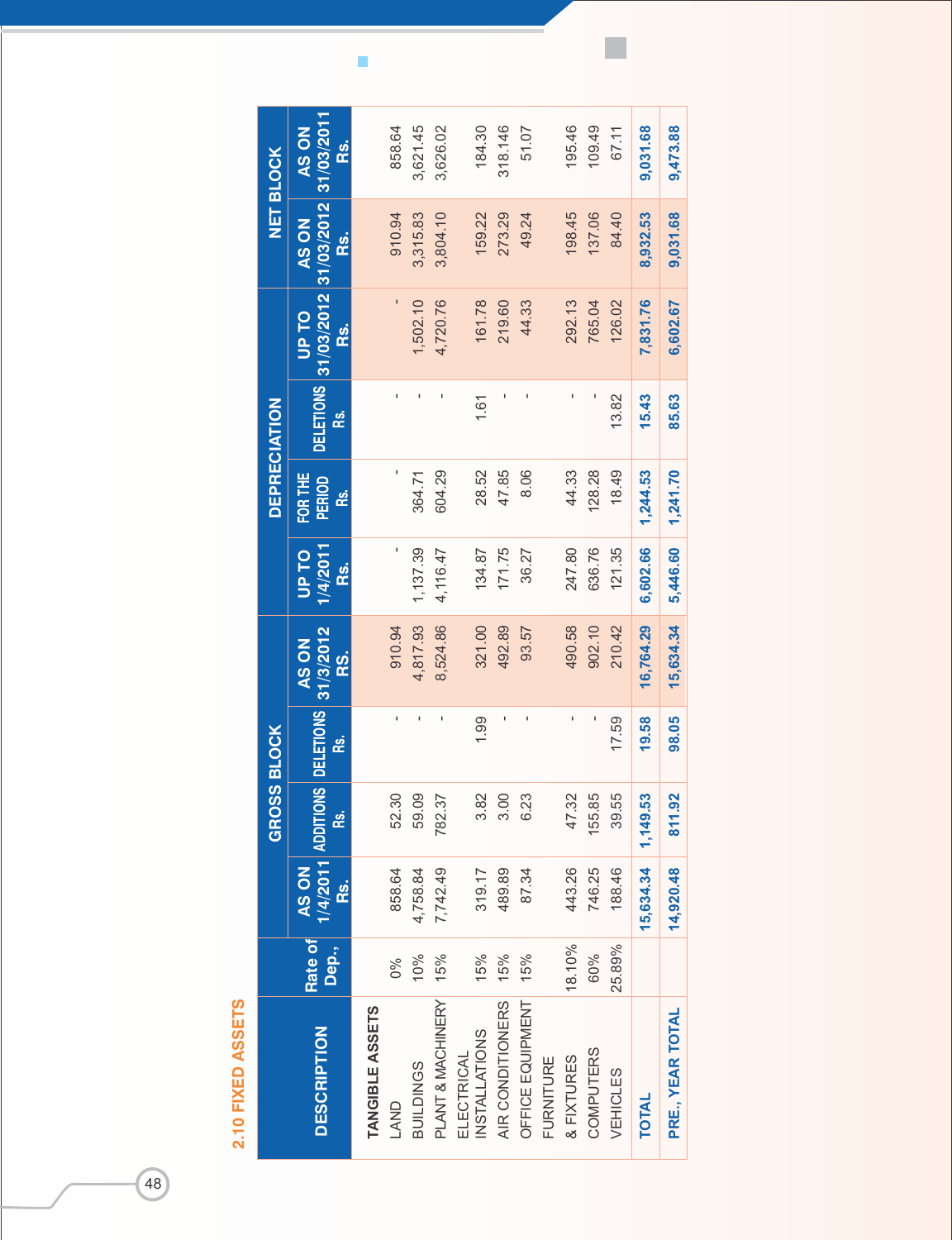## 2.10 FIXED ASSETS

| DESCRIPTION | Rate of Dep., | GROSS BLOCK | | | | DEPRECIATION | | | | NET BLOCK | |
|---|---|---|---|---|---|---|---|---|---|---|---|
| | | AS ON 1/4/2011 Rs. | ADDITIONS Rs. | DELETIONS Rs. | AS ON 31/3/2012 RS. | UP TO 1/4/2011 Rs. | FOR THE PERIOD Rs. | DELETIONS Rs. | UP TO 31/03/2012 Rs. | AS ON 31/03/2012 Rs. | AS ON 31/03/2011 Rs. |
| **TANGIBLE ASSETS** | | | | | | | | | | | |
| LAND | 0% | 858.64 | 52.30 | - | 910.94 | - | - | - | - | 910.94 | 858.64 |
| BUILDINGS | 10% | 4,758.84 | 59.09 | - | 4,817.93 | 1,137.39 | 364.71 | - | 1,502.10 | 3,315.83 | 3,621.45 |
| PLANT & MACHINERY | 15% | 7,742.49 | 782.37 | - | 8,524.86 | 4,116.47 | 604.29 | - | 4,720.76 | 3,804.10 | 3,626.02 |
| ELECTRICAL INSTALLATIONS | 15% | 319.17 | 3.82 | 1.99 | 321.00 | 134.87 | 28.52 | 1.61 | 161.78 | 159.22 | 184.30 |
| AIR CONDITIONERS | 15% | 489.89 | 3.00 | - | 492.89 | 171.75 | 47.85 | - | 219.60 | 273.29 | 318.146 |
| OFFICE EQUIPMENT | 15% | 87.34 | 6.23 | - | 93.57 | 36.27 | 8.06 | - | 44.33 | 49.24 | 51.07 |
| FURNITURE & FIXTURES | 18.10% | 443.26 | 47.32 | - | 490.58 | 247.80 | 44.33 | - | 292.13 | 198.45 | 195.46 |
| COMPUTERS | 60% | 746.25 | 155.85 | - | 902.10 | 636.76 | 128.28 | - | 765.04 | 137.06 | 109.49 |
| VEHICLES | 25.89% | 188.46 | 39.55 | 17.59 | 210.42 | 121.35 | 18.49 | 13.82 | 126.02 | 84.40 | 67.11 |
| **TOTAL** | | **15,634.34** | **1,149.53** | **19.58** | **16,764.29** | **6,602.66** | **1,244.53** | **15.43** | **7,831.76** | **8,932.53** | **9,031.68** |
| **PRE., YEAR TOTAL** | | **14,920.48** | **811.92** | **98.05** | **15,634.34** | **5,446.60** | **1,241.70** | **85.63** | **6,602.67** | **9,031.68** | **9,473.88** |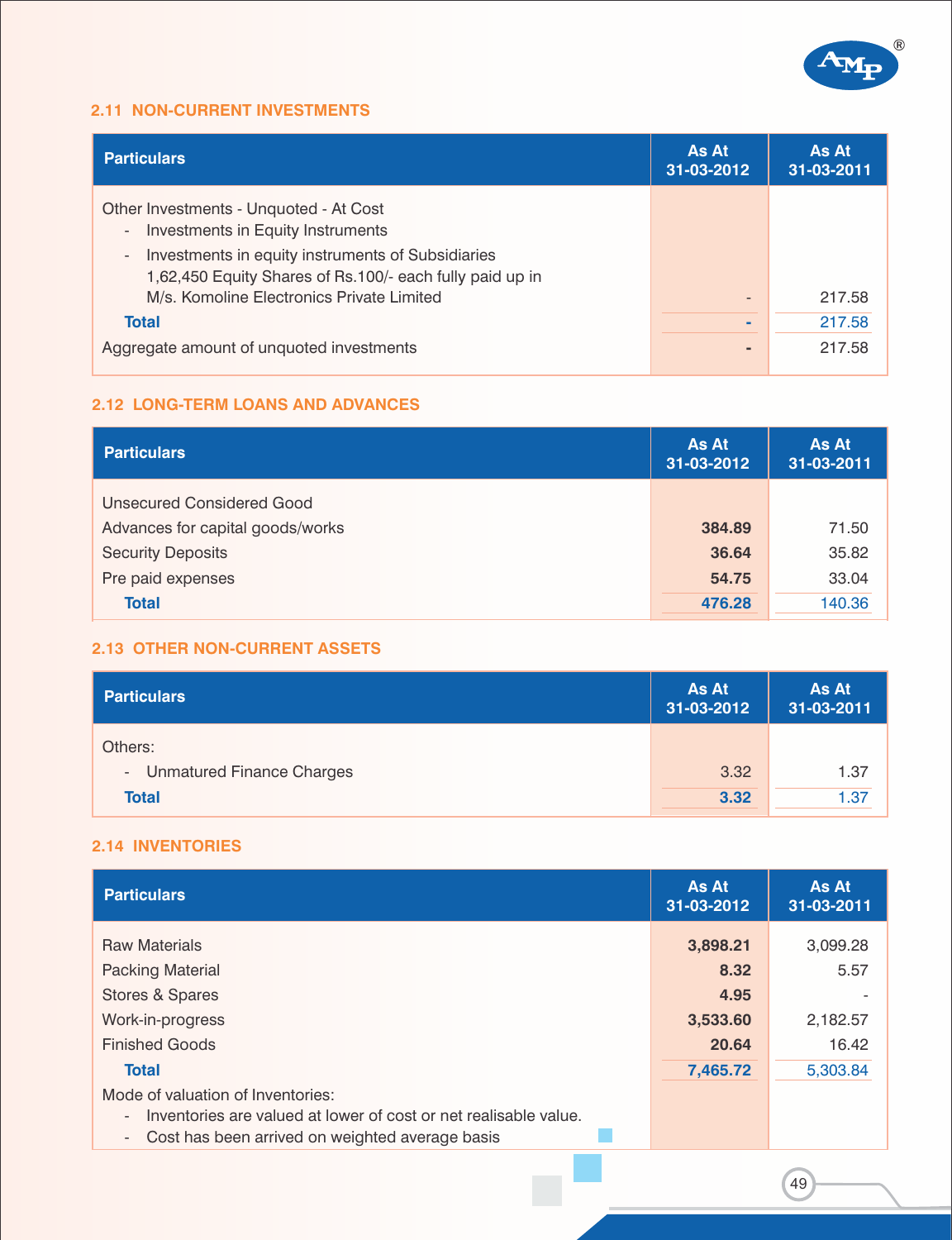## 2.11 NON-CURRENT INVESTMENTS

| Particulars | As At 31-03-2012 | As At 31-03-2011 |
|---|---|---|
| Other Investments - Unquoted - At Cost | | |
| - Investments in Equity Instruments | | |
| - Investments in equity instruments of Subsidiaries 1,62,450 Equity Shares of Rs.100/- each fully paid up in M/s. Komoline Electronics Private Limited | - | 217.58 |
| **Total** | **-** | 217.58 |
| Aggregate amount of unquoted investments | - | 217.58 |

## 2.12 LONG-TERM LOANS AND ADVANCES

| Particulars | As At 31-03-2012 | As At 31-03-2011 |
|---|---|---|
| Unsecured Considered Good | | |
| Advances for capital goods/works | **384.89** | 71.50 |
| Security Deposits | **36.64** | 35.82 |
| Pre paid expenses | **54.75** | 33.04 |
| **Total** | **476.28** | 140.36 |

## 2.13 OTHER NON-CURRENT ASSETS

| Particulars | As At 31-03-2012 | As At 31-03-2011 |
|---|---|---|
| Others: | | |
| - Unmatured Finance Charges | 3.32 | 1.37 |
| **Total** | **3.32** | 1.37 |

## 2.14 INVENTORIES

| Particulars | As At 31-03-2012 | As At 31-03-2011 |
|---|---|---|
| Raw Materials | **3,898.21** | 3,099.28 |
| Packing Material | **8.32** | 5.57 |
| Stores & Spares | **4.95** | - |
| Work-in-progress | **3,533.60** | 2,182.57 |
| Finished Goods | **20.64** | 16.42 |
| **Total** | **7,465.72** | 5,303.84 |

Mode of valuation of Inventories:

- Inventories are valued at lower of cost or net realisable value.
- Cost has been arrived on weighted average basis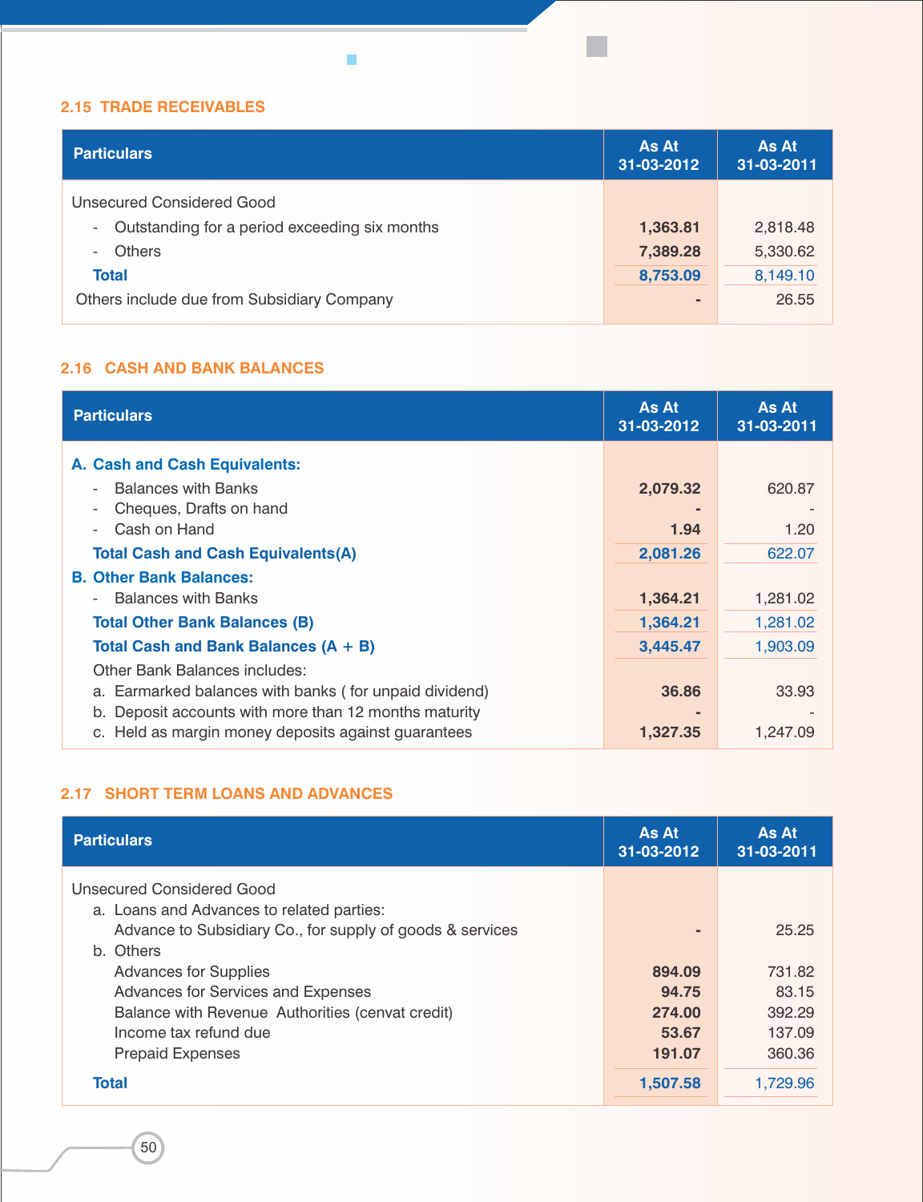## 2.15 TRADE RECEIVABLES

| Particulars | As At 31-03-2012 | As At 31-03-2011 |
|---|---|---|
| Unsecured Considered Good | | |
| - Outstanding for a period exceeding six months | **1,363.81** | 2,818.48 |
| - Others | **7,389.28** | 5,330.62 |
| **Total** | **8,753.09** | 8,149.10 |
| Others include due from Subsidiary Company | **-** | 26.55 |

## 2.16 CASH AND BANK BALANCES

| Particulars | As At 31-03-2012 | As At 31-03-2011 |
|---|---|---|
| **A. Cash and Cash Equivalents:** | | |
| - Balances with Banks | **2,079.32** | 620.87 |
| - Cheques, Drafts on hand | **-** | - |
| - Cash on Hand | **1.94** | 1.20 |
| **Total Cash and Cash Equivalents(A)** | **2,081.26** | 622.07 |
| **B. Other Bank Balances:** | | |
| - Balances with Banks | **1,364.21** | 1,281.02 |
| **Total Other Bank Balances (B)** | **1,364.21** | 1,281.02 |
| **Total Cash and Bank Balances (A + B)** | **3,445.47** | 1,903.09 |
| Other Bank Balances includes: | | |
| a. Earmarked balances with banks ( for unpaid dividend) | **36.86** | 33.93 |
| b. Deposit accounts with more than 12 months maturity | **-** | - |
| c. Held as margin money deposits against guarantees | **1,327.35** | 1,247.09 |

## 2.17 SHORT TERM LOANS AND ADVANCES

| Particulars | As At 31-03-2012 | As At 31-03-2011 |
|---|---|---|
| Unsecured Considered Good | | |
| a. Loans and Advances to related parties: | | |
| Advance to Subsidiary Co., for supply of goods & services | **-** | 25.25 |
| b. Others | | |
| Advances for Supplies | **894.09** | 731.82 |
| Advances for Services and Expenses | **94.75** | 83.15 |
| Balance with Revenue Authorities (cenvat credit) | **274.00** | 392.29 |
| Income tax refund due | **53.67** | 137.09 |
| Prepaid Expenses | **191.07** | 360.36 |
| **Total** | **1,507.58** | 1,729.96 |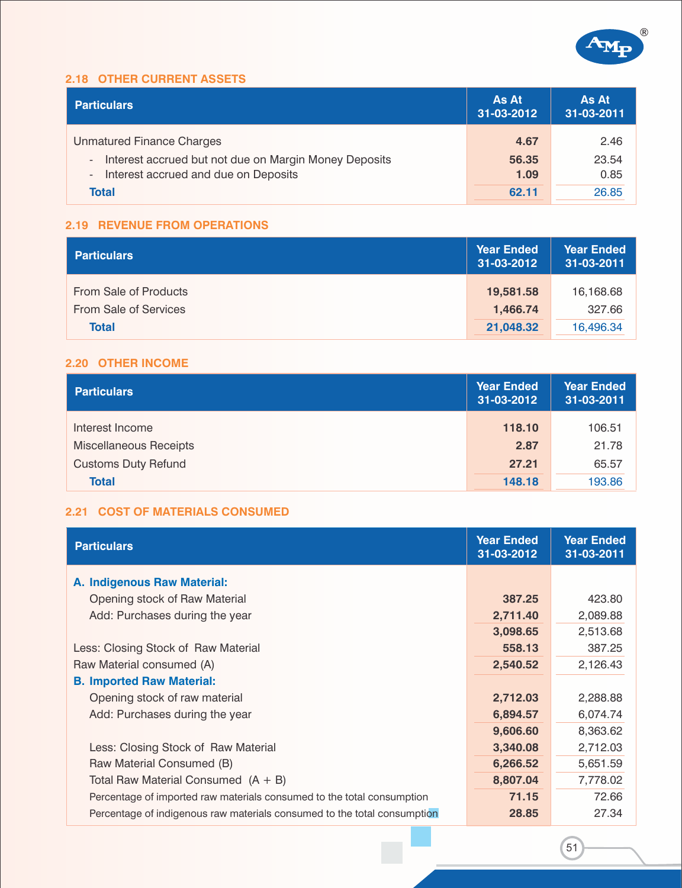### 2.18 OTHER CURRENT ASSETS

| Particulars | As At 31-03-2012 | As At 31-03-2011 |
|---|---|---|
| Unmatured Finance Charges | 4.67 | 2.46 |
| - Interest accrued but not due on Margin Money Deposits | 56.35 | 23.54 |
| - Interest accrued and due on Deposits | 1.09 | 0.85 |
| **Total** | **62.11** | 26.85 |

### 2.19 REVENUE FROM OPERATIONS

| Particulars | Year Ended 31-03-2012 | Year Ended 31-03-2011 |
|---|---|---|
| From Sale of Products | 19,581.58 | 16,168.68 |
| From Sale of Services | 1,466.74 | 327.66 |
| **Total** | **21,048.32** | 16,496.34 |

### 2.20 OTHER INCOME

| Particulars | Year Ended 31-03-2012 | Year Ended 31-03-2011 |
|---|---|---|
| Interest Income | 118.10 | 106.51 |
| Miscellaneous Receipts | 2.87 | 21.78 |
| Customs Duty Refund | 27.21 | 65.57 |
| **Total** | **148.18** | 193.86 |

### 2.21 COST OF MATERIALS CONSUMED

| Particulars | Year Ended 31-03-2012 | Year Ended 31-03-2011 |
|---|---|---|
| **A. Indigenous Raw Material:** | | |
| Opening stock of Raw Material | 387.25 | 423.80 |
| Add: Purchases during the year | 2,711.40 | 2,089.88 |
| | 3,098.65 | 2,513.68 |
| Less: Closing Stock of Raw Material | 558.13 | 387.25 |
| Raw Material consumed (A) | 2,540.52 | 2,126.43 |
| **B. Imported Raw Material:** | | |
| Opening stock of raw material | 2,712.03 | 2,288.88 |
| Add: Purchases during the year | 6,894.57 | 6,074.74 |
| | 9,606.60 | 8,363.62 |
| Less: Closing Stock of Raw Material | 3,340.08 | 2,712.03 |
| Raw Material Consumed (B) | 6,266.52 | 5,651.59 |
| Total Raw Material Consumed (A + B) | 8,807.04 | 7,778.02 |
| Percentage of imported raw materials consumed to the total consumption | 71.15 | 72.66 |
| Percentage of indigenous raw materials consumed to the total consumption | 28.85 | 27.34 |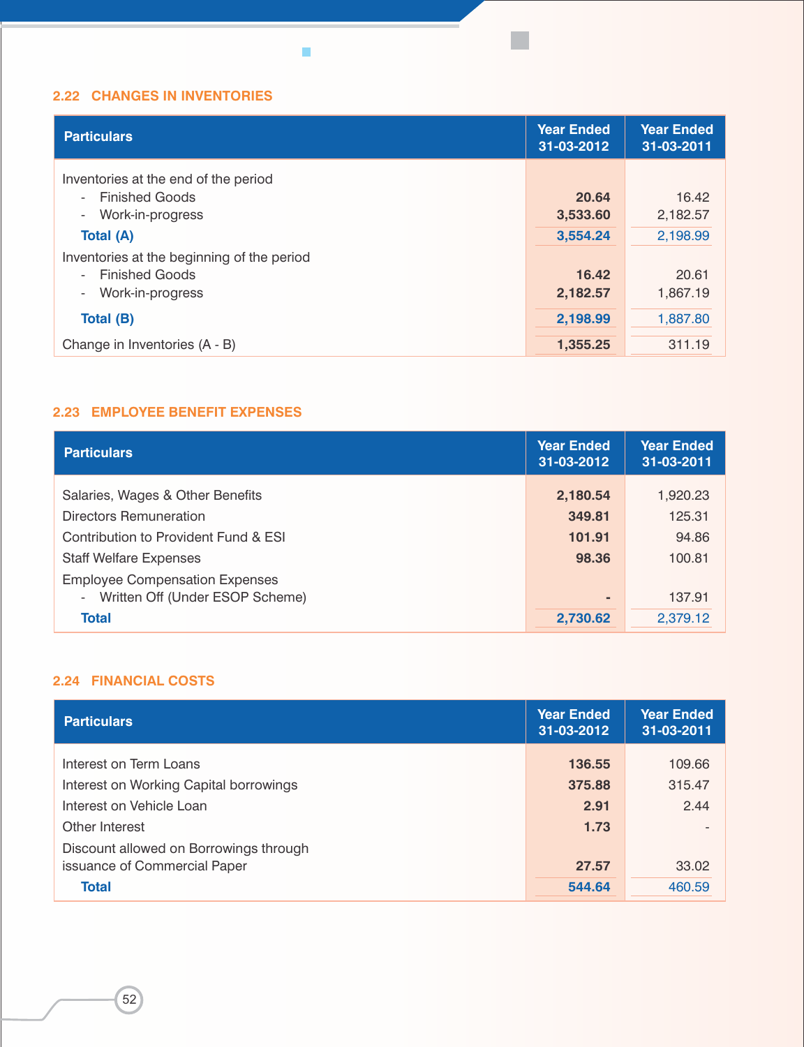## 2.22 CHANGES IN INVENTORIES

| Particulars | Year Ended 31-03-2012 | Year Ended 31-03-2011 |
|---|---|---|
| Inventories at the end of the period | | |
| - Finished Goods | **20.64** | 16.42 |
| - Work-in-progress | **3,533.60** | 2,182.57 |
| **Total (A)** | **3,554.24** | 2,198.99 |
| Inventories at the beginning of the period | | |
| - Finished Goods | **16.42** | 20.61 |
| - Work-in-progress | **2,182.57** | 1,867.19 |
| **Total (B)** | **2,198.99** | 1,887.80 |
| Change in Inventories (A - B) | **1,355.25** | 311.19 |

## 2.23 EMPLOYEE BENEFIT EXPENSES

| Particulars | Year Ended 31-03-2012 | Year Ended 31-03-2011 |
|---|---|---|
| Salaries, Wages & Other Benefits | **2,180.54** | 1,920.23 |
| Directors Remuneration | **349.81** | 125.31 |
| Contribution to Provident Fund & ESI | **101.91** | 94.86 |
| Staff Welfare Expenses | **98.36** | 100.81 |
| Employee Compensation Expenses | | |
| - Written Off (Under ESOP Scheme) | **-** | 137.91 |
| **Total** | **2,730.62** | 2,379.12 |

## 2.24 FINANCIAL COSTS

| Particulars | Year Ended 31-03-2012 | Year Ended 31-03-2011 |
|---|---|---|
| Interest on Term Loans | **136.55** | 109.66 |
| Interest on Working Capital borrowings | **375.88** | 315.47 |
| Interest on Vehicle Loan | **2.91** | 2.44 |
| Other Interest | **1.73** | - |
| Discount allowed on Borrowings through issuance of Commercial Paper | **27.57** | 33.02 |
| **Total** | **544.64** | 460.59 |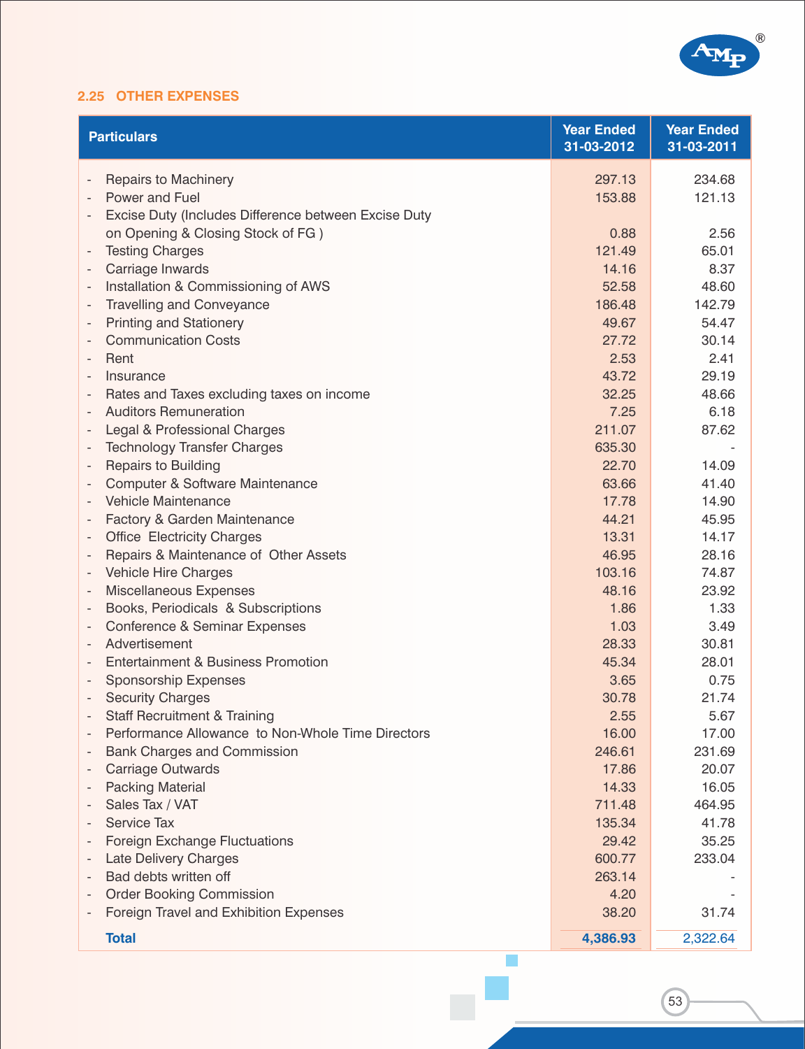## 2.25 OTHER EXPENSES

| Particulars | Year Ended 31-03-2012 | Year Ended 31-03-2011 |
|---|---|---|
| - Repairs to Machinery | 297.13 | 234.68 |
| - Power and Fuel | 153.88 | 121.13 |
| - Excise Duty (Includes Difference between Excise Duty on Opening & Closing Stock of FG ) | 0.88 | 2.56 |
| - Testing Charges | 121.49 | 65.01 |
| - Carriage Inwards | 14.16 | 8.37 |
| - Installation & Commissioning of AWS | 52.58 | 48.60 |
| - Travelling and Conveyance | 186.48 | 142.79 |
| - Printing and Stationery | 49.67 | 54.47 |
| - Communication Costs | 27.72 | 30.14 |
| - Rent | 2.53 | 2.41 |
| - Insurance | 43.72 | 29.19 |
| - Rates and Taxes excluding taxes on income | 32.25 | 48.66 |
| - Auditors Remuneration | 7.25 | 6.18 |
| - Legal & Professional Charges | 211.07 | 87.62 |
| - Technology Transfer Charges | 635.30 | - |
| - Repairs to Building | 22.70 | 14.09 |
| - Computer & Software Maintenance | 63.66 | 41.40 |
| - Vehicle Maintenance | 17.78 | 14.90 |
| - Factory & Garden Maintenance | 44.21 | 45.95 |
| - Office Electricity Charges | 13.31 | 14.17 |
| - Repairs & Maintenance of Other Assets | 46.95 | 28.16 |
| - Vehicle Hire Charges | 103.16 | 74.87 |
| - Miscellaneous Expenses | 48.16 | 23.92 |
| - Books, Periodicals & Subscriptions | 1.86 | 1.33 |
| - Conference & Seminar Expenses | 1.03 | 3.49 |
| - Advertisement | 28.33 | 30.81 |
| - Entertainment & Business Promotion | 45.34 | 28.01 |
| - Sponsorship Expenses | 3.65 | 0.75 |
| - Security Charges | 30.78 | 21.74 |
| - Staff Recruitment & Training | 2.55 | 5.67 |
| - Performance Allowance to Non-Whole Time Directors | 16.00 | 17.00 |
| - Bank Charges and Commission | 246.61 | 231.69 |
| - Carriage Outwards | 17.86 | 20.07 |
| - Packing Material | 14.33 | 16.05 |
| - Sales Tax / VAT | 711.48 | 464.95 |
| - Service Tax | 135.34 | 41.78 |
| - Foreign Exchange Fluctuations | 29.42 | 35.25 |
| - Late Delivery Charges | 600.77 | 233.04 |
| - Bad debts written off | 263.14 | - |
| - Order Booking Commission | 4.20 | - |
| - Foreign Travel and Exhibition Expenses | 38.20 | 31.74 |
| **Total** | **4,386.93** | 2,322.64 |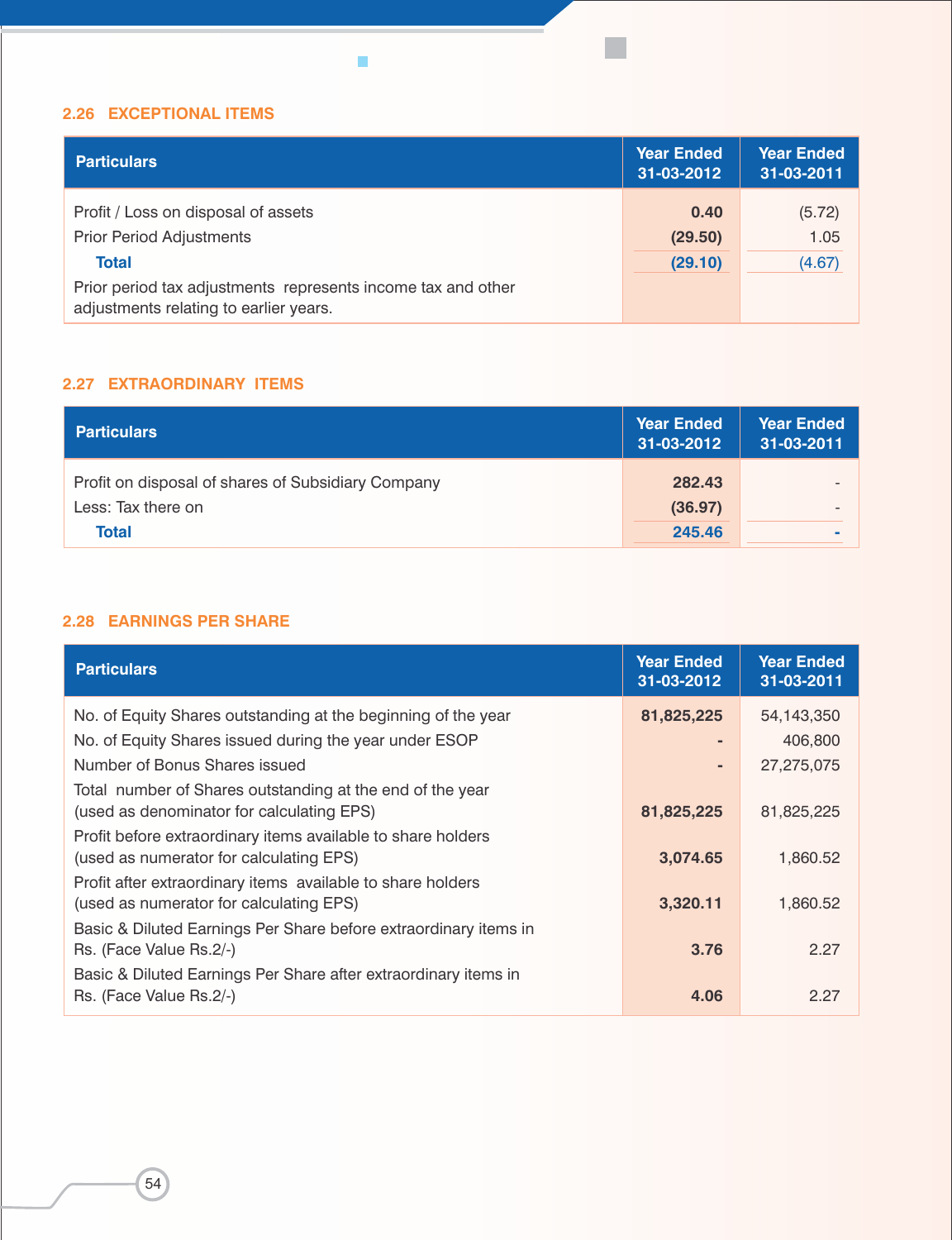## 2.26 EXCEPTIONAL ITEMS

| Particulars | Year Ended 31-03-2012 | Year Ended 31-03-2011 |
|---|---|---|
| Profit / Loss on disposal of assets | 0.40 | (5.72) |
| Prior Period Adjustments | (29.50) | 1.05 |
| **Total** | (29.10) | (4.67) |
| Prior period tax adjustments represents income tax and other adjustments relating to earlier years. | | |

## 2.27 EXTRAORDINARY ITEMS

| Particulars | Year Ended 31-03-2012 | Year Ended 31-03-2011 |
|---|---|---|
| Profit on disposal of shares of Subsidiary Company | 282.43 | - |
| Less: Tax there on | (36.97) | - |
| **Total** | 245.46 | - |

## 2.28 EARNINGS PER SHARE

| Particulars | Year Ended 31-03-2012 | Year Ended 31-03-2011 |
|---|---|---|
| No. of Equity Shares outstanding at the beginning of the year | 81,825,225 | 54,143,350 |
| No. of Equity Shares issued during the year under ESOP | - | 406,800 |
| Number of Bonus Shares issued | - | 27,275,075 |
| Total number of Shares outstanding at the end of the year (used as denominator for calculating EPS) | 81,825,225 | 81,825,225 |
| Profit before extraordinary items available to share holders (used as numerator for calculating EPS) | 3,074.65 | 1,860.52 |
| Profit after extraordinary items available to share holders (used as numerator for calculating EPS) | 3,320.11 | 1,860.52 |
| Basic & Diluted Earnings Per Share before extraordinary items in Rs. (Face Value Rs.2/-) | 3.76 | 2.27 |
| Basic & Diluted Earnings Per Share after extraordinary items in Rs. (Face Value Rs.2/-) | 4.06 | 2.27 |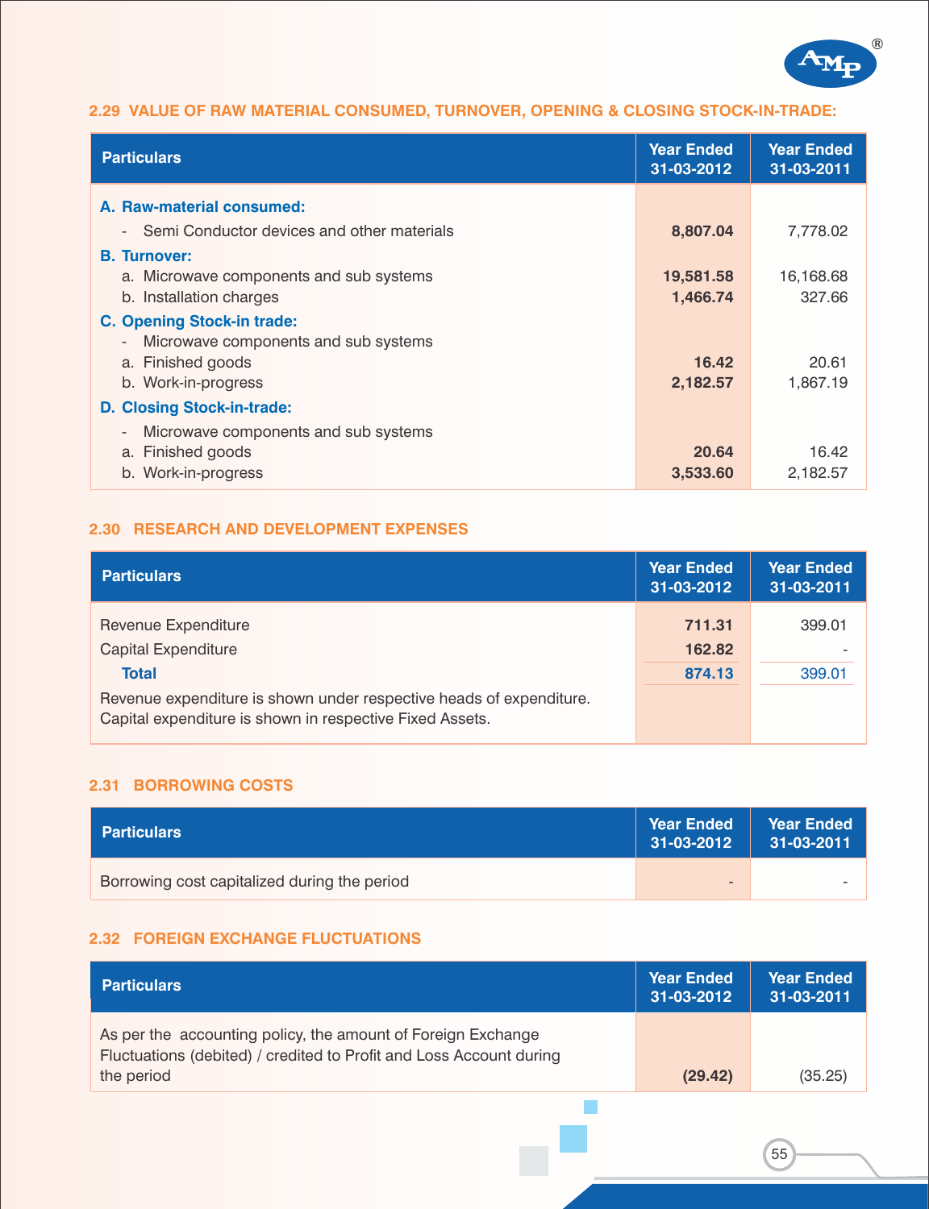## 2.29 VALUE OF RAW MATERIAL CONSUMED, TURNOVER, OPENING & CLOSING STOCK-IN-TRADE:

| Particulars | Year Ended 31-03-2012 | Year Ended 31-03-2011 |
|---|---|---|
| **A. Raw-material consumed:** | | |
| - Semi Conductor devices and other materials | **8,807.04** | 7,778.02 |
| **B. Turnover:** | | |
| a. Microwave components and sub systems | **19,581.58** | 16,168.68 |
| b. Installation charges | **1,466.74** | 327.66 |
| **C. Opening Stock-in trade:** | | |
| - Microwave components and sub systems | | |
| a. Finished goods | **16.42** | 20.61 |
| b. Work-in-progress | **2,182.57** | 1,867.19 |
| **D. Closing Stock-in-trade:** | | |
| - Microwave components and sub systems | | |
| a. Finished goods | **20.64** | 16.42 |
| b. Work-in-progress | **3,533.60** | 2,182.57 |

## 2.30 RESEARCH AND DEVELOPMENT EXPENSES

| Particulars | Year Ended 31-03-2012 | Year Ended 31-03-2011 |
|---|---|---|
| Revenue Expenditure | **711.31** | 399.01 |
| Capital Expenditure | **162.82** | - |
| **Total** | **874.13** | 399.01 |
| Revenue expenditure is shown under respective heads of expenditure. Capital expenditure is shown in respective Fixed Assets. | | |

## 2.31 BORROWING COSTS

| Particulars | Year Ended 31-03-2012 | Year Ended 31-03-2011 |
|---|---|---|
| Borrowing cost capitalized during the period | - | - |

## 2.32 FOREIGN EXCHANGE FLUCTUATIONS

| Particulars | Year Ended 31-03-2012 | Year Ended 31-03-2011 |
|---|---|---|
| As per the accounting policy, the amount of Foreign Exchange Fluctuations (debited) / credited to Profit and Loss Account during the period | **(29.42)** | (35.25) |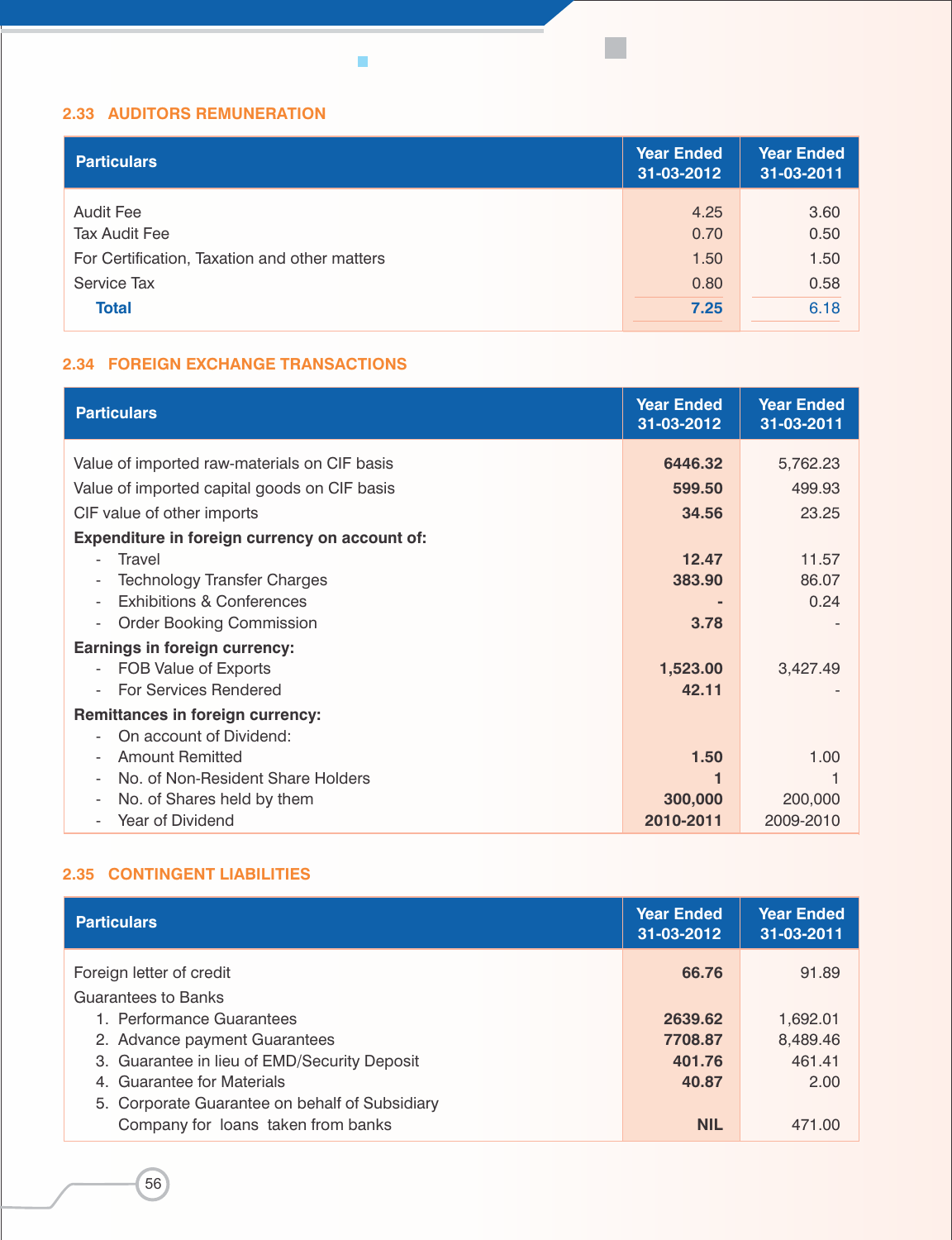## 2.33 AUDITORS REMUNERATION

| Particulars | Year Ended 31-03-2012 | Year Ended 31-03-2011 |
|---|---|---|
| Audit Fee | 4.25 | 3.60 |
| Tax Audit Fee | 0.70 | 0.50 |
| For Certification, Taxation and other matters | 1.50 | 1.50 |
| Service Tax | 0.80 | 0.58 |
| **Total** | **7.25** | 6.18 |

## 2.34 FOREIGN EXCHANGE TRANSACTIONS

| Particulars | Year Ended 31-03-2012 | Year Ended 31-03-2011 |
|---|---|---|
| Value of imported raw-materials on CIF basis | **6446.32** | 5,762.23 |
| Value of imported capital goods on CIF basis | **599.50** | 499.93 |
| CIF value of other imports | **34.56** | 23.25 |
| **Expenditure in foreign currency on account of:** | | |
| - Travel | **12.47** | 11.57 |
| - Technology Transfer Charges | **383.90** | 86.07 |
| - Exhibitions & Conferences | **-** | 0.24 |
| - Order Booking Commission | **3.78** | - |
| **Earnings in foreign currency:** | | |
| - FOB Value of Exports | **1,523.00** | 3,427.49 |
| - For Services Rendered | **42.11** | - |
| **Remittances in foreign currency:** | | |
| - On account of Dividend: | | |
| - Amount Remitted | **1.50** | 1.00 |
| - No. of Non-Resident Share Holders | **1** | 1 |
| - No. of Shares held by them | **300,000** | 200,000 |
| - Year of Dividend | **2010-2011** | 2009-2010 |

## 2.35 CONTINGENT LIABILITIES

| Particulars | Year Ended 31-03-2012 | Year Ended 31-03-2011 |
|---|---|---|
| Foreign letter of credit | **66.76** | 91.89 |
| Guarantees to Banks | | |
| 1. Performance Guarantees | **2639.62** | 1,692.01 |
| 2. Advance payment Guarantees | **7708.87** | 8,489.46 |
| 3. Guarantee in lieu of EMD/Security Deposit | **401.76** | 461.41 |
| 4. Guarantee for Materials | **40.87** | 2.00 |
| 5. Corporate Guarantee on behalf of Subsidiary Company for loans taken from banks | **NIL** | 471.00 |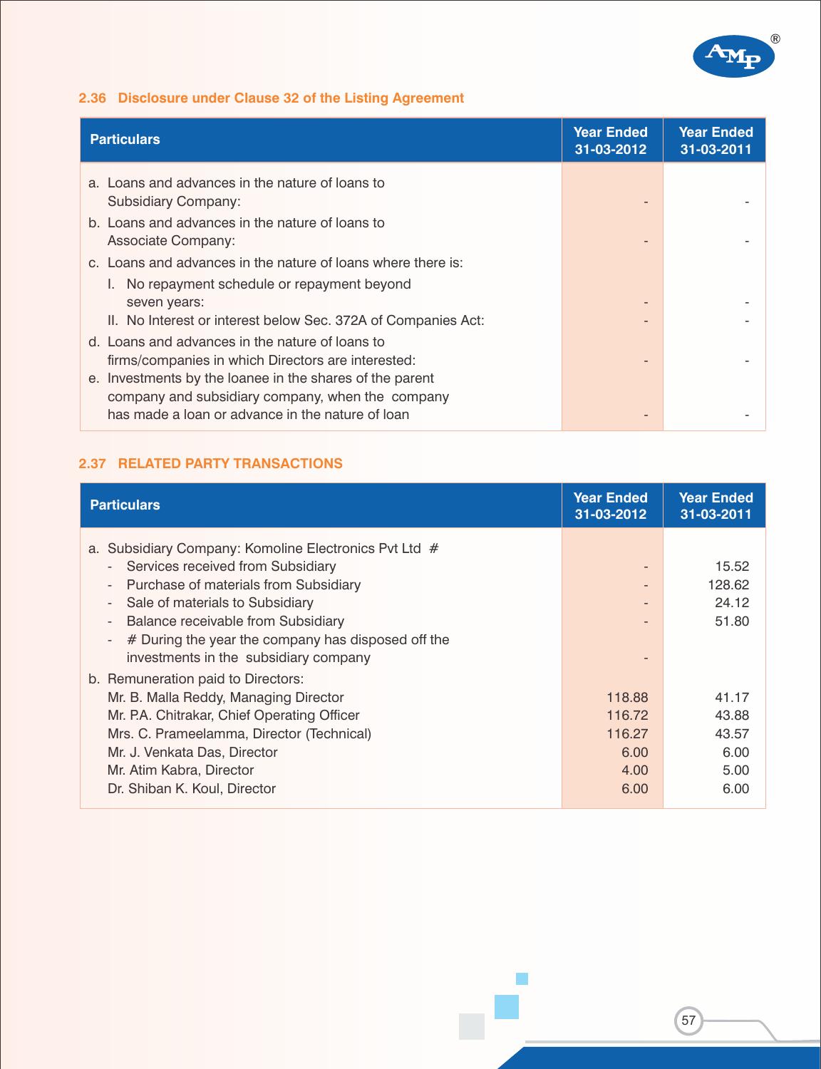### 2.36 Disclosure under Clause 32 of the Listing Agreement

| Particulars | Year Ended 31-03-2012 | Year Ended 31-03-2011 |
|---|---|---|
| a. Loans and advances in the nature of loans to Subsidiary Company: | - | - |
| b. Loans and advances in the nature of loans to Associate Company: | - | - |
| c. Loans and advances in the nature of loans where there is: | | |
| I. No repayment schedule or repayment beyond seven years: | - | - |
| II. No Interest or interest below Sec. 372A of Companies Act: | - | - |
| d. Loans and advances in the nature of loans to firms/companies in which Directors are interested: | - | - |
| e. Investments by the loanee in the shares of the parent company and subsidiary company, when the company has made a loan or advance in the nature of loan | - | - |

### 2.37 RELATED PARTY TRANSACTIONS

| Particulars | Year Ended 31-03-2012 | Year Ended 31-03-2011 |
|---|---|---|
| a. Subsidiary Company: Komoline Electronics Pvt Ltd # | | |
| - Services received from Subsidiary | - | 15.52 |
| - Purchase of materials from Subsidiary | - | 128.62 |
| - Sale of materials to Subsidiary | - | 24.12 |
| - Balance receivable from Subsidiary | - | 51.80 |
| - # During the year the company has disposed off the investments in the subsidiary company | - | |
| b. Remuneration paid to Directors: | | |
| Mr. B. Malla Reddy, Managing Director | 118.88 | 41.17 |
| Mr. P.A. Chitrakar, Chief Operating Officer | 116.72 | 43.88 |
| Mrs. C. Prameelamma, Director (Technical) | 116.27 | 43.57 |
| Mr. J. Venkata Das, Director | 6.00 | 6.00 |
| Mr. Atim Kabra, Director | 4.00 | 5.00 |
| Dr. Shiban K. Koul, Director | 6.00 | 6.00 |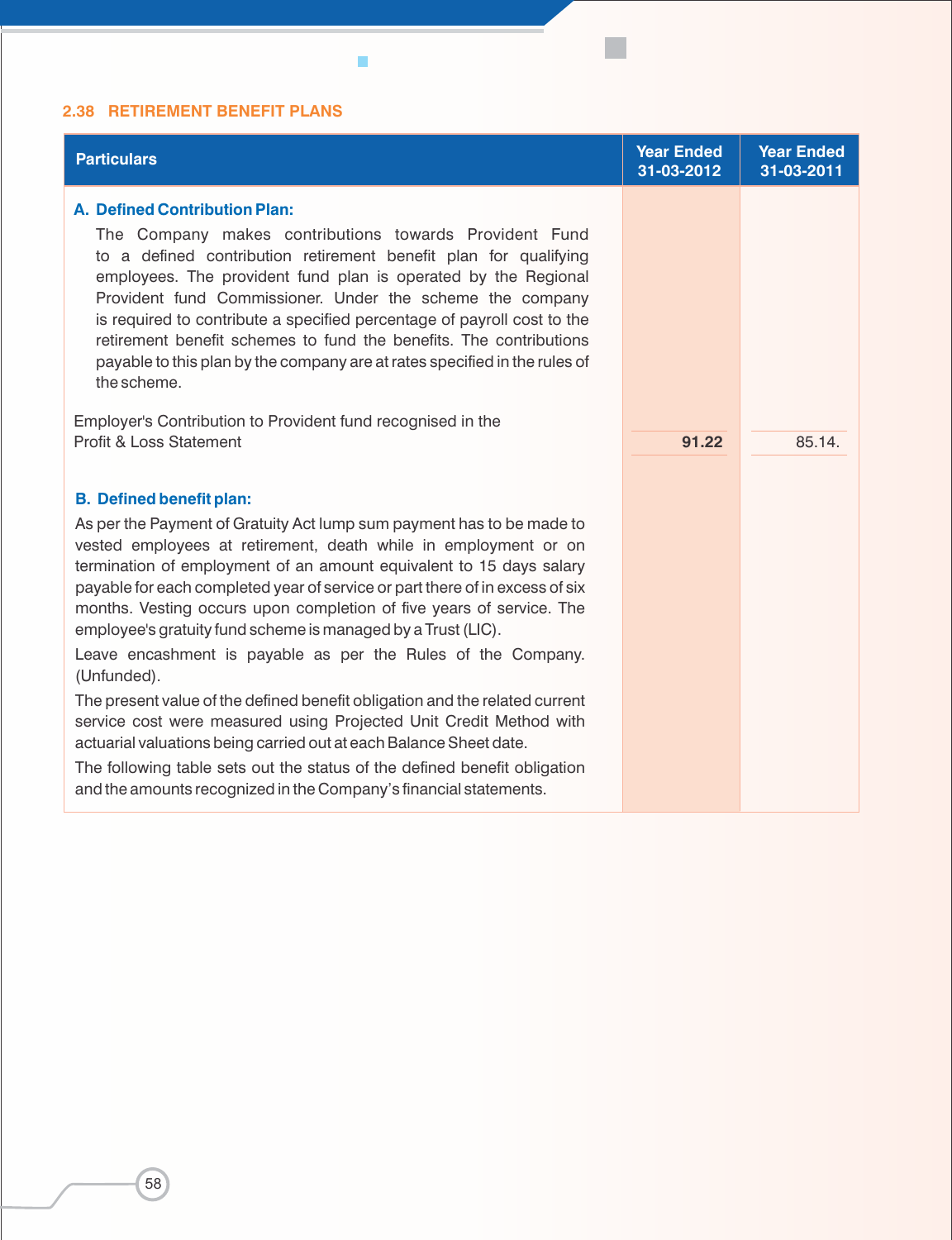## 2.38 RETIREMENT BENEFIT PLANS

| Particulars | Year Ended 31-03-2012 | Year Ended 31-03-2011 |
|---|---|---|
| **A. Defined Contribution Plan:** | | |
| The Company makes contributions towards Provident Fund to a defined contribution retirement benefit plan for qualifying employees. The provident fund plan is operated by the Regional Provident fund Commissioner. Under the scheme the company is required to contribute a specified percentage of payroll cost to the retirement benefit schemes to fund the benefits. The contributions payable to this plan by the company are at rates specified in the rules of the scheme. | | |
| Employer's Contribution to Provident fund recognised in the Profit & Loss Statement | **91.22** | 85.14. |
| **B. Defined benefit plan:** | | |
| As per the Payment of Gratuity Act lump sum payment has to be made to vested employees at retirement, death while in employment or on termination of employment of an amount equivalent to 15 days salary payable for each completed year of service or part there of in excess of six months. Vesting occurs upon completion of five years of service. The employee's gratuity fund scheme is managed by a Trust (LIC). | | |
| Leave encashment is payable as per the Rules of the Company. (Unfunded). | | |
| The present value of the defined benefit obligation and the related current service cost were measured using Projected Unit Credit Method with actuarial valuations being carried out at each Balance Sheet date. | | |
| The following table sets out the status of the defined benefit obligation and the amounts recognized in the Company's financial statements. | | |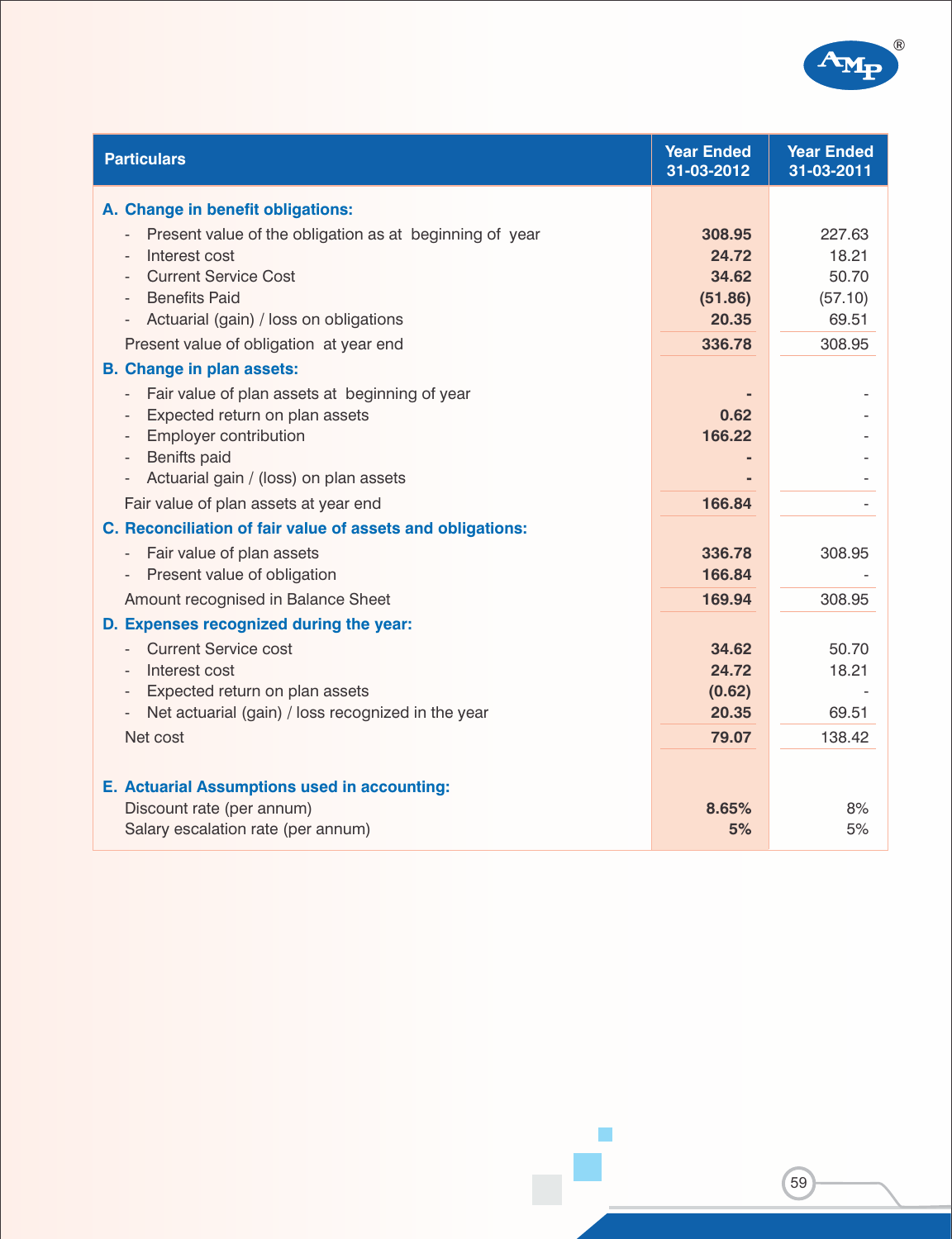| Particulars | Year Ended 31-03-2012 | Year Ended 31-03-2011 |
|---|---|---|
| **A. Change in benefit obligations:** | | |
| - Present value of the obligation as at beginning of year | **308.95** | 227.63 |
| - Interest cost | **24.72** | 18.21 |
| - Current Service Cost | **34.62** | 50.70 |
| - Benefits Paid | **(51.86)** | (57.10) |
| - Actuarial (gain) / loss on obligations | **20.35** | 69.51 |
| Present value of obligation at year end | **336.78** | 308.95 |
| **B. Change in plan assets:** | | |
| - Fair value of plan assets at beginning of year | **-** | - |
| - Expected return on plan assets | **0.62** | - |
| - Employer contribution | **166.22** | - |
| - Benifts paid | **-** | - |
| - Actuarial gain / (loss) on plan assets | **-** | - |
| Fair value of plan assets at year end | **166.84** | - |
| **C. Reconciliation of fair value of assets and obligations:** | | |
| - Fair value of plan assets | **336.78** | 308.95 |
| - Present value of obligation | **166.84** | - |
| Amount recognised in Balance Sheet | **169.94** | 308.95 |
| **D. Expenses recognized during the year:** | | |
| - Current Service cost | **34.62** | 50.70 |
| - Interest cost | **24.72** | 18.21 |
| - Expected return on plan assets | **(0.62)** | - |
| - Net actuarial (gain) / loss recognized in the year | **20.35** | 69.51 |
| Net cost | **79.07** | 138.42 |
| **E. Actuarial Assumptions used in accounting:** | | |
| Discount rate (per annum) | **8.65%** | 8% |
| Salary escalation rate (per annum) | **5%** | 5% |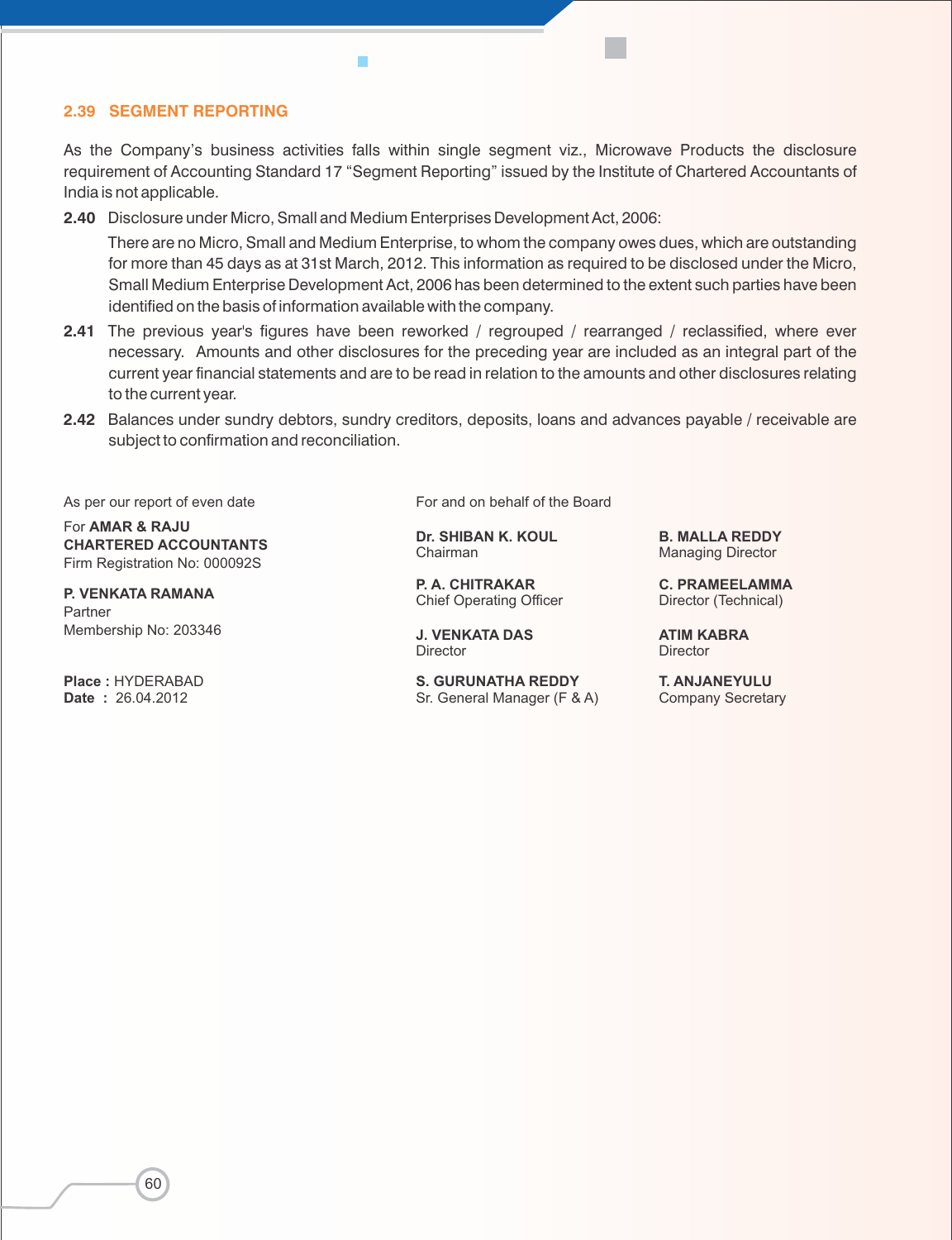### 2.39 SEGMENT REPORTING

As the Company's business activities falls within single segment viz., Microwave Products the disclosure requirement of Accounting Standard 17 "Segment Reporting" issued by the Institute of Chartered Accountants of India is not applicable.

**2.40** Disclosure under Micro, Small and Medium Enterprises Development Act, 2006:

There are no Micro, Small and Medium Enterprise, to whom the company owes dues, which are outstanding for more than 45 days as at 31st March, 2012. This information as required to be disclosed under the Micro, Small Medium Enterprise Development Act, 2006 has been determined to the extent such parties have been identified on the basis of information available with the company.

**2.41** The previous year's figures have been reworked / regrouped / rearranged / reclassified, where ever necessary. Amounts and other disclosures for the preceding year are included as an integral part of the current year financial statements and are to be read in relation to the amounts and other disclosures relating to the current year.

**2.42** Balances under sundry debtors, sundry creditors, deposits, loans and advances payable / receivable are subject to confirmation and reconciliation.

As per our report of even date

For **AMAR & RAJU**
**CHARTERED ACCOUNTANTS**
Firm Registration No: 000092S

**P. VENKATA RAMANA**
Partner
Membership No: 203346

**Place :** HYDERABAD
**Date :** 26.04.2012

For and on behalf of the Board

**Dr. SHIBAN K. KOUL**
Chairman

**B. MALLA REDDY**
Managing Director

**P. A. CHITRAKAR**
Chief Operating Officer

**C. PRAMEELAMMA**
Director (Technical)

**J. VENKATA DAS**
Director

**ATIM KABRA**
Director

**S. GURUNATHA REDDY**
Sr. General Manager (F & A)

**T. ANJANEYULU**
Company Secretary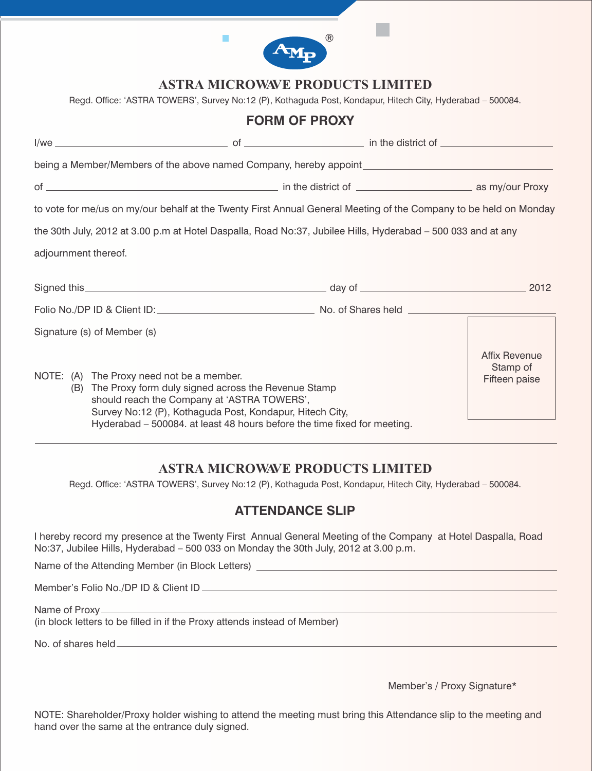# ASTRA MICROWAVE PRODUCTS LIMITED

Regd. Office: 'ASTRA TOWERS', Survey No:12 (P), Kothaguda Post, Kondapur, Hitech City, Hyderabad – 500084.

## FORM OF PROXY

I/we ______________________________ of ____________________ in the district of ____________________

being a Member/Members of the above named Company, hereby appoint ______________________________

of ________________________________________ in the district of ____________________ as my/our Proxy

to vote for me/us on my/our behalf at the Twenty First Annual General Meeting of the Company to be held on Monday the 30th July, 2012 at 3.00 p.m at Hotel Daspalla, Road No:37, Jubilee Hills, Hyderabad – 500 033 and at any adjournment thereof.

Signed this ________________________________________ day of ______________________________ 2012

Folio No./DP ID & Client ID: ____________________________ No. of Shares held ____________________

Signature (s) of Member (s)

Affix Revenue Stamp of Fifteen paise

NOTE: (A) The Proxy need not be a member.

(B) The Proxy form duly signed across the Revenue Stamp should reach the Company at 'ASTRA TOWERS', Survey No:12 (P), Kothaguda Post, Kondapur, Hitech City, Hyderabad – 500084. at least 48 hours before the time fixed for meeting.

---

# ASTRA MICROWAVE PRODUCTS LIMITED

Regd. Office: 'ASTRA TOWERS', Survey No:12 (P), Kothaguda Post, Kondapur, Hitech City, Hyderabad – 500084.

## ATTENDANCE SLIP

I hereby record my presence at the Twenty First Annual General Meeting of the Company at Hotel Daspalla, Road No:37, Jubilee Hills, Hyderabad – 500 033 on Monday the 30th July, 2012 at 3.00 p.m.

Name of the Attending Member (in Block Letters) ________________________________________

Member's Folio No./DP ID & Client ID ________________________________________

Name of Proxy ________________________________________
(in block letters to be filled in if the Proxy attends instead of Member)

No. of shares held ________________________________________

Member's / Proxy Signature*

NOTE: Shareholder/Proxy holder wishing to attend the meeting must bring this Attendance slip to the meeting and hand over the same at the entrance duly signed.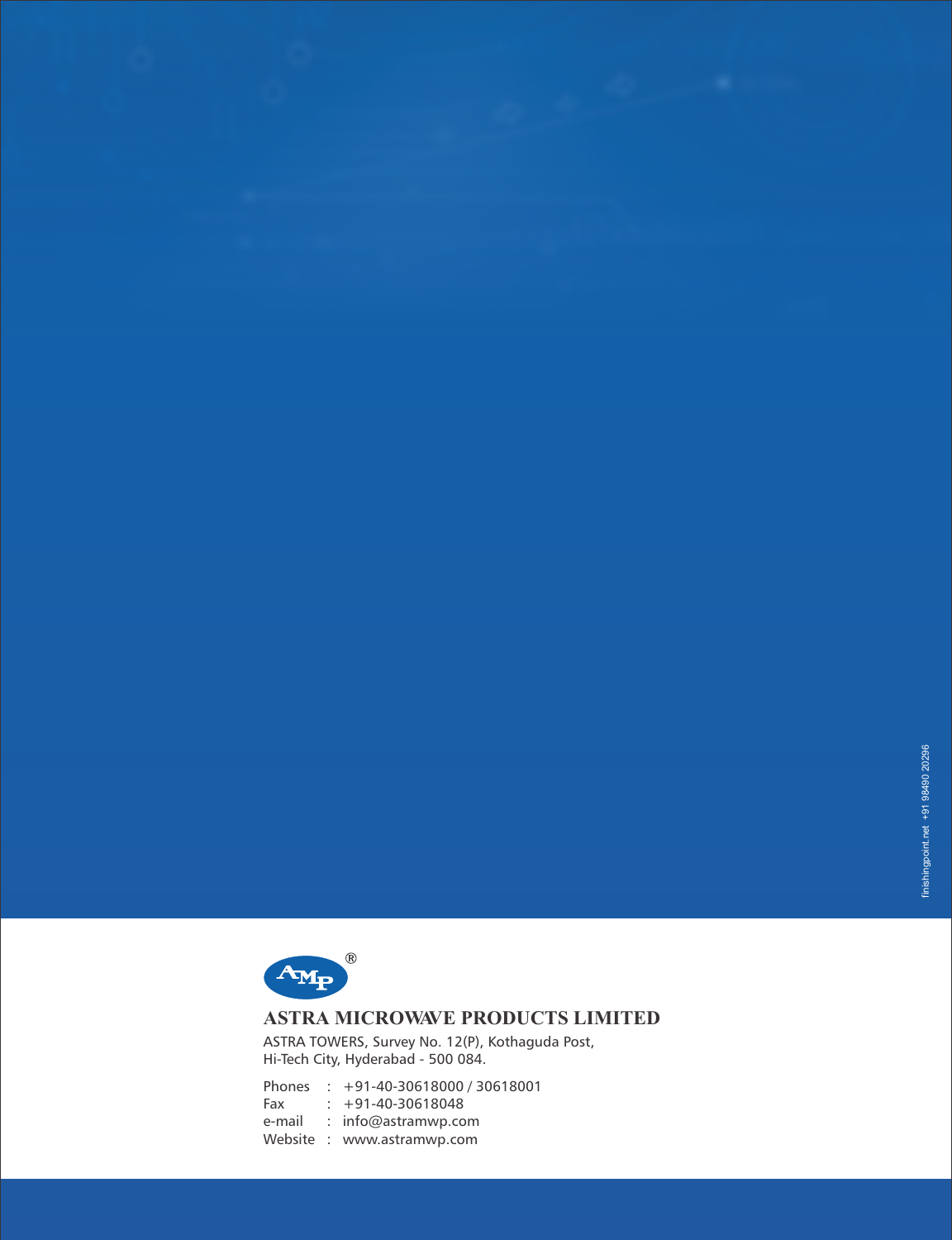AMP®

**ASTRA MICROWAVE PRODUCTS LIMITED**

ASTRA TOWERS, Survey No. 12(P), Kothaguda Post,
Hi-Tech City, Hyderabad - 500 084.

Phones : +91-40-30618000 / 30618001
Fax : +91-40-30618048
e-mail : info@astramwp.com
Website : www.astramwp.com

finishingpoint.net +91 98490 20296